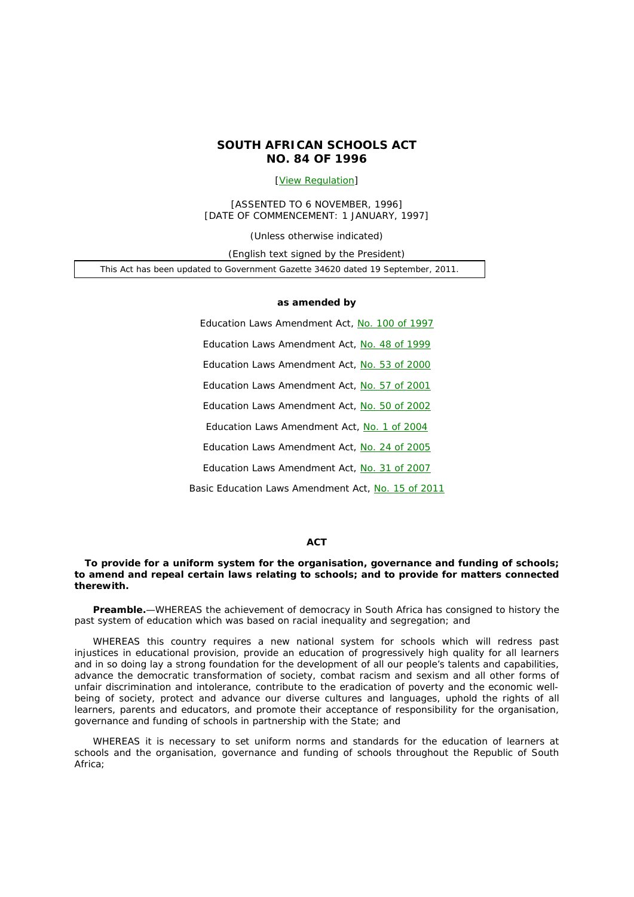# SOUTH AFRICAN SCHOOLS ACT
# NO. 84 OF 1996

[View Regulation]

[ASSENTED TO 6 NOVEMBER, 1996]
[DATE OF COMMENCEMENT: 1 JANUARY, 1997]

(Unless otherwise indicated)

(English text signed by the President)

This Act has been updated to Government Gazette 34620 dated 19 September, 2011.

**as amended by**

Education Laws Amendment Act, No. 100 of 1997

Education Laws Amendment Act, No. 48 of 1999

Education Laws Amendment Act, No. 53 of 2000

Education Laws Amendment Act, No. 57 of 2001

Education Laws Amendment Act, No. 50 of 2002

Education Laws Amendment Act, No. 1 of 2004

Education Laws Amendment Act, No. 24 of 2005

Education Laws Amendment Act, No. 31 of 2007

Basic Education Laws Amendment Act, No. 15 of 2011

## ACT

**To provide for a uniform system for the organisation, governance and funding of schools; to amend and repeal certain laws relating to schools; and to provide for matters connected therewith.**

**Preamble.**—WHEREAS the achievement of democracy in South Africa has consigned to history the past system of education which was based on racial inequality and segregation; and

WHEREAS this country requires a new national system for schools which will redress past injustices in educational provision, provide an education of progressively high quality for all learners and in so doing lay a strong foundation for the development of all our people's talents and capabilities, advance the democratic transformation of society, combat racism and sexism and all other forms of unfair discrimination and intolerance, contribute to the eradication of poverty and the economic well-being of society, protect and advance our diverse cultures and languages, uphold the rights of all learners, parents and educators, and promote their acceptance of responsibility for the organisation, governance and funding of schools in partnership with the State; and

WHEREAS it is necessary to set uniform norms and standards for the education of learners at schools and the organisation, governance and funding of schools throughout the Republic of South Africa;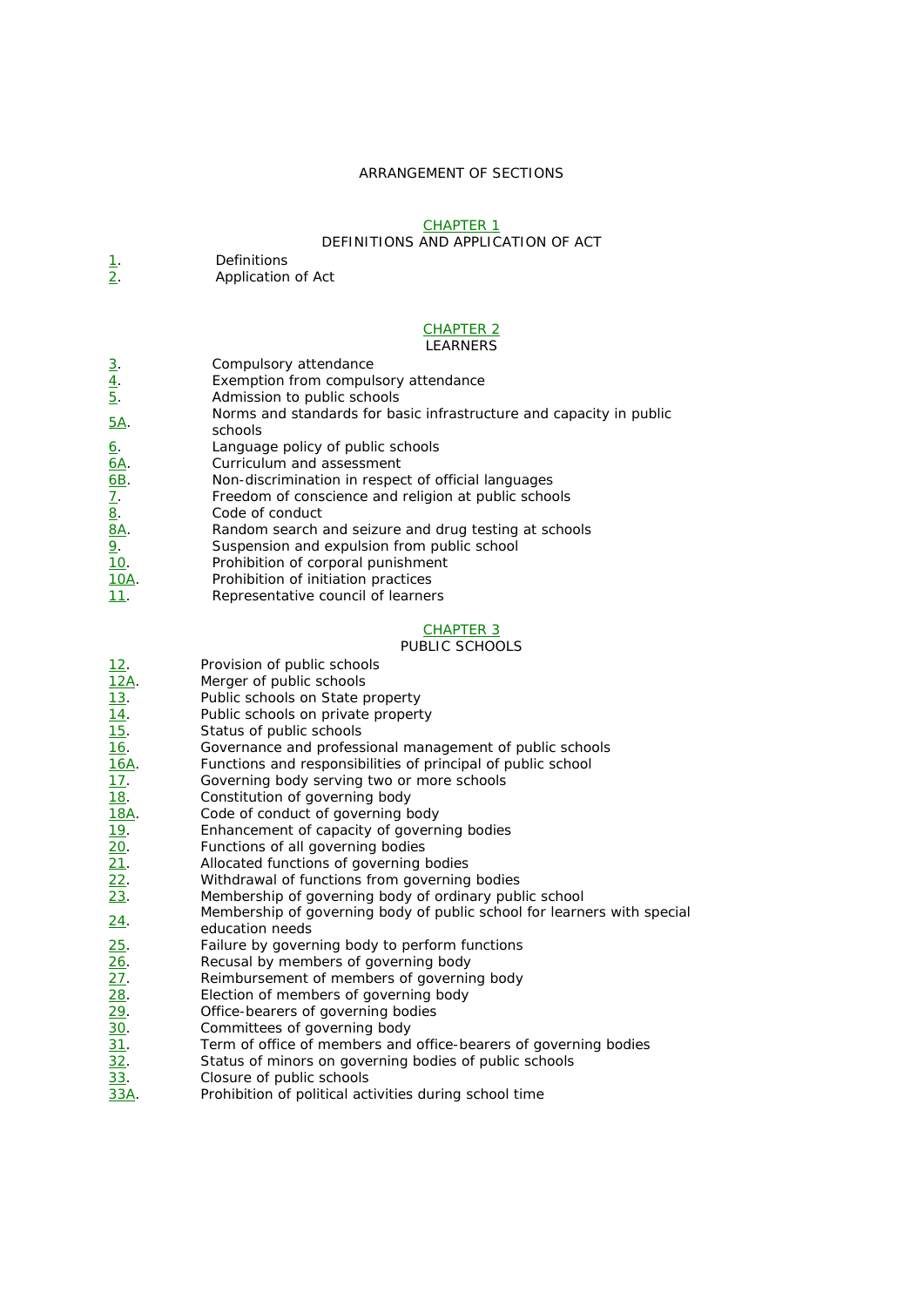ARRANGEMENT OF SECTIONS

## CHAPTER 1

DEFINITIONS AND APPLICATION OF ACT

1. Definitions
2. Application of Act

## CHAPTER 2

LEARNERS

3. Compulsory attendance
4. Exemption from compulsory attendance
5. Admission to public schools

5A. Norms and standards for basic infrastructure and capacity in public schools

6. Language policy of public schools

6A. Curriculum and assessment

6B. Non-discrimination in respect of official languages

7. Freedom of conscience and religion at public schools
8. Code of conduct

8A. Random search and seizure and drug testing at schools

9. Suspension and expulsion from public school
10. Prohibition of corporal punishment

10A. Prohibition of initiation practices

11. Representative council of learners

## CHAPTER 3

PUBLIC SCHOOLS

12. Provision of public schools

12A. Merger of public schools

13. Public schools on State property
14. Public schools on private property
15. Status of public schools
16. Governance and professional management of public schools

16A. Functions and responsibilities of principal of public school

17. Governing body serving two or more schools
18. Constitution of governing body

18A. Code of conduct of governing body

19. Enhancement of capacity of governing bodies
20. Functions of all governing bodies
21. Allocated functions of governing bodies
22. Withdrawal of functions from governing bodies
23. Membership of governing body of ordinary public school
24. Membership of governing body of public school for learners with special education needs
25. Failure by governing body to perform functions
26. Recusal by members of governing body
27. Reimbursement of members of governing body
28. Election of members of governing body
29. Office-bearers of governing bodies
30. Committees of governing body
31. Term of office of members and office-bearers of governing bodies
32. Status of minors on governing bodies of public schools
33. Closure of public schools

33A. Prohibition of political activities during school time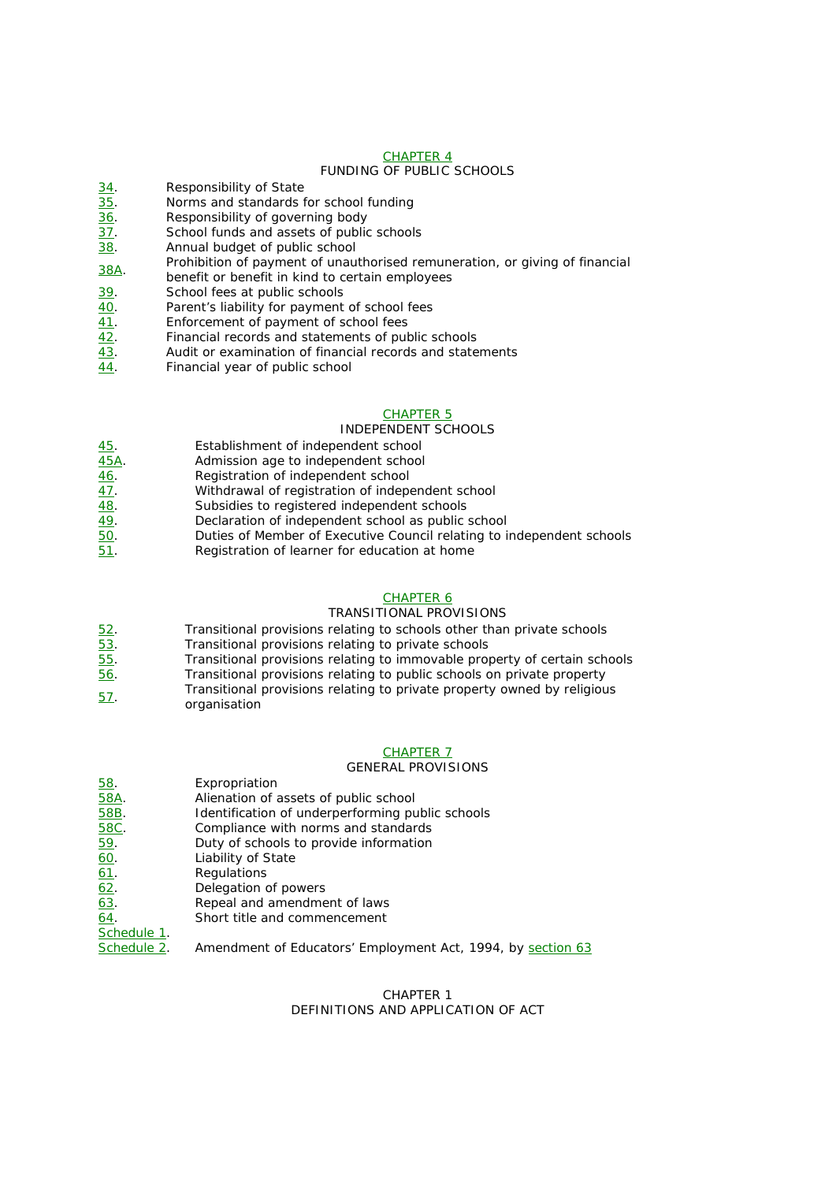CHAPTER 4
FUNDING OF PUBLIC SCHOOLS

34. Responsibility of State
35. Norms and standards for school funding
36. Responsibility of governing body
37. School funds and assets of public schools
38. Annual budget of public school
38A. Prohibition of payment of unauthorised remuneration, or giving of financial benefit or benefit in kind to certain employees
39. School fees at public schools
40. Parent's liability for payment of school fees
41. Enforcement of payment of school fees
42. Financial records and statements of public schools
43. Audit or examination of financial records and statements
44. Financial year of public school

CHAPTER 5
INDEPENDENT SCHOOLS

45. Establishment of independent school
45A. Admission age to independent school
46. Registration of independent school
47. Withdrawal of registration of independent school
48. Subsidies to registered independent schools
49. Declaration of independent school as public school
50. Duties of Member of Executive Council relating to independent schools
51. Registration of learner for education at home

CHAPTER 6
TRANSITIONAL PROVISIONS

52. Transitional provisions relating to schools other than private schools
53. Transitional provisions relating to private schools
55. Transitional provisions relating to immovable property of certain schools
56. Transitional provisions relating to public schools on private property
57. Transitional provisions relating to private property owned by religious organisation

CHAPTER 7
GENERAL PROVISIONS

58. Expropriation
58A. Alienation of assets of public school
58B. Identification of underperforming public schools
58C. Compliance with norms and standards
59. Duty of schools to provide information
60. Liability of State
61. Regulations
62. Delegation of powers
63. Repeal and amendment of laws
64. Short title and commencement

Schedule 1.
Schedule 2. Amendment of Educators' Employment Act, 1994, by section 63

CHAPTER 1
DEFINITIONS AND APPLICATION OF ACT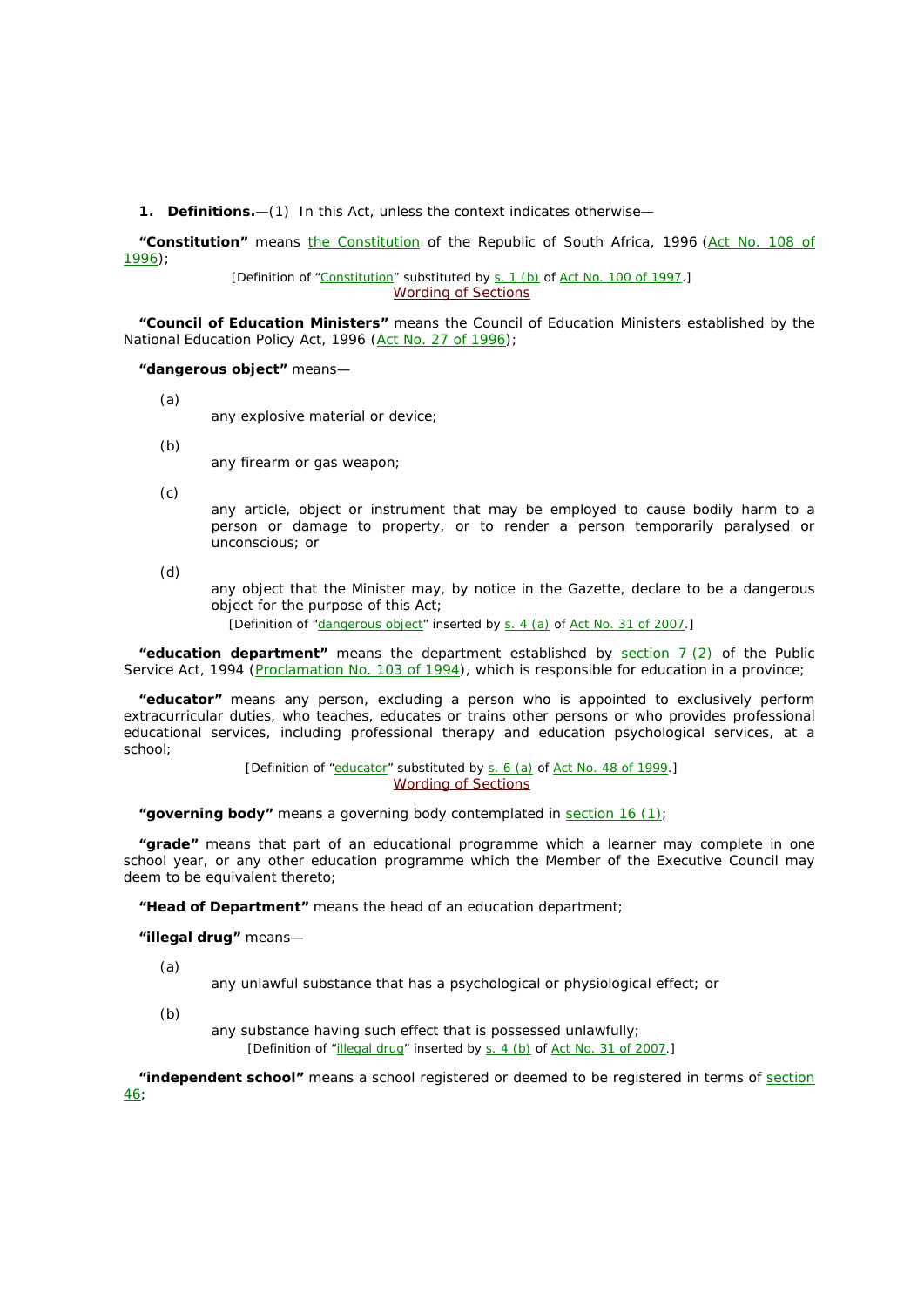**1. Definitions.**—(1) In this Act, unless the context indicates otherwise—

**"Constitution"** means the Constitution of the Republic of South Africa, 1996 (Act No. 108 of 1996);

[Definition of "Constitution" substituted by s. 1 (b) of Act No. 100 of 1997.]
Wording of Sections

**"Council of Education Ministers"** means the Council of Education Ministers established by the National Education Policy Act, 1996 (Act No. 27 of 1996);

**"dangerous object"** means—

(a) any explosive material or device;

(b) any firearm or gas weapon;

(c) any article, object or instrument that may be employed to cause bodily harm to a person or damage to property, or to render a person temporarily paralysed or unconscious; or

(d) any object that the Minister may, by notice in the Gazette, declare to be a dangerous object for the purpose of this Act;

[Definition of "dangerous object" inserted by s. 4 (a) of Act No. 31 of 2007.]

**"education department"** means the department established by section 7 (2) of the Public Service Act, 1994 (Proclamation No. 103 of 1994), which is responsible for education in a province;

**"educator"** means any person, excluding a person who is appointed to exclusively perform extracurricular duties, who teaches, educates or trains other persons or who provides professional educational services, including professional therapy and education psychological services, at a school;

[Definition of "educator" substituted by s. 6 (a) of Act No. 48 of 1999.]
Wording of Sections

**"governing body"** means a governing body contemplated in section 16 (1);

**"grade"** means that part of an educational programme which a learner may complete in one school year, or any other education programme which the Member of the Executive Council may deem to be equivalent thereto;

**"Head of Department"** means the head of an education department;

**"illegal drug"** means—

(a) any unlawful substance that has a psychological or physiological effect; or

(b) any substance having such effect that is possessed unlawfully;

[Definition of "illegal drug" inserted by s. 4 (b) of Act No. 31 of 2007.]

**"independent school"** means a school registered or deemed to be registered in terms of section 46;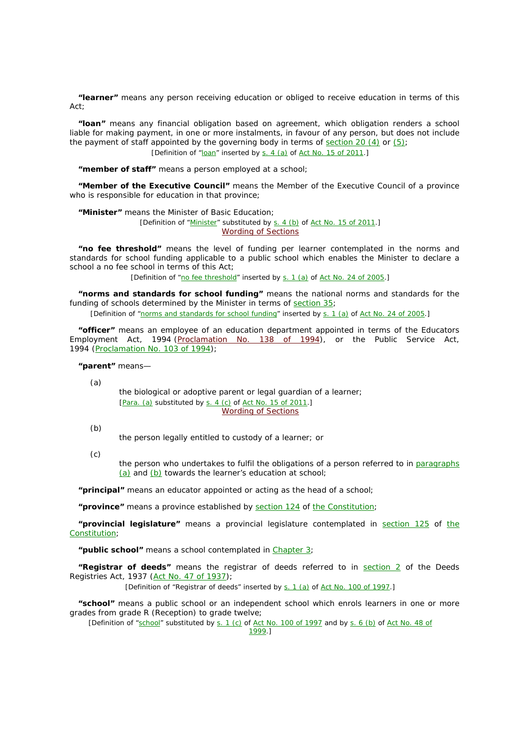**"learner"** means any person receiving education or obliged to receive education in terms of this Act;

**"loan"** means any financial obligation based on agreement, which obligation renders a school liable for making payment, in one or more instalments, in favour of any person, but does not include the payment of staff appointed by the governing body in terms of section 20 (4) or (5);

[Definition of "loan" inserted by s. 4 (a) of Act No. 15 of 2011.]

**"member of staff"** means a person employed at a school;

**"Member of the Executive Council"** means the Member of the Executive Council of a province who is responsible for education in that province;

**"Minister"** means the Minister of Basic Education;

[Definition of "Minister" substituted by s. 4 (b) of Act No. 15 of 2011.]
Wording of Sections

**"no fee threshold"** means the level of funding per learner contemplated in the norms and standards for school funding applicable to a public school which enables the Minister to declare a school a no fee school in terms of this Act;

[Definition of "no fee threshold" inserted by s. 1 (a) of Act No. 24 of 2005.]

**"norms and standards for school funding"** means the national norms and standards for the funding of schools determined by the Minister in terms of section 35;

[Definition of "norms and standards for school funding" inserted by s. 1 (a) of Act No. 24 of 2005.]

**"officer"** means an employee of an education department appointed in terms of the Educators Employment Act, 1994 (Proclamation No. 138 of 1994), or the Public Service Act, 1994 (Proclamation No. 103 of 1994);

**"parent"** means—

(a) the biological or adoptive parent or legal guardian of a learner;

[Para. (a) substituted by s. 4 (c) of Act No. 15 of 2011.]
Wording of Sections

(b) the person legally entitled to custody of a learner; or

(c) the person who undertakes to fulfil the obligations of a person referred to in paragraphs (a) and (b) towards the learner's education at school;

**"principal"** means an educator appointed or acting as the head of a school;

**"province"** means a province established by section 124 of the Constitution;

**"provincial legislature"** means a provincial legislature contemplated in section 125 of the Constitution;

**"public school"** means a school contemplated in Chapter 3;

**"Registrar of deeds"** means the registrar of deeds referred to in section 2 of the Deeds Registries Act, 1937 (Act No. 47 of 1937);

[Definition of "Registrar of deeds" inserted by s. 1 (a) of Act No. 100 of 1997.]

**"school"** means a public school or an independent school which enrols learners in one or more grades from grade R (Reception) to grade twelve;

[Definition of "school" substituted by s. 1 (c) of Act No. 100 of 1997 and by s. 6 (b) of Act No. 48 of 1999.]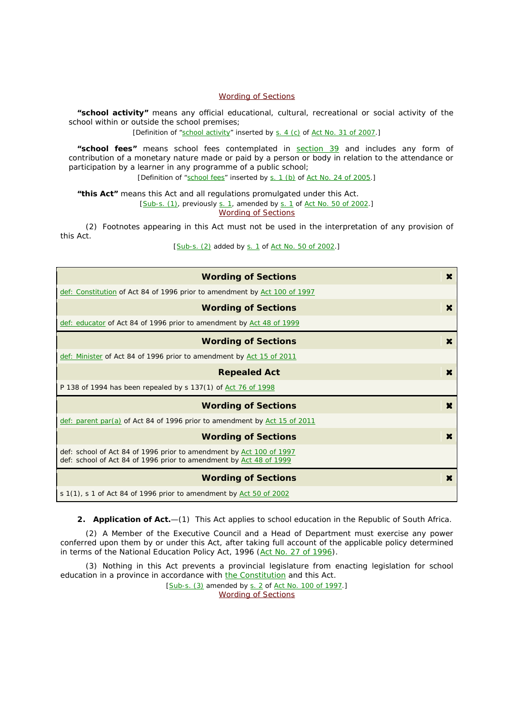Wording of Sections

**"school activity"** means any official educational, cultural, recreational or social activity of the school within or outside the school premises;

[Definition of "school activity" inserted by s. 4 (c) of Act No. 31 of 2007.]

**"school fees"** means school fees contemplated in section 39 and includes any form of contribution of a monetary nature made or paid by a person or body in relation to the attendance or participation by a learner in any programme of a public school;

[Definition of "school fees" inserted by s. 1 (b) of Act No. 24 of 2005.]

**"this Act"** means this Act and all regulations promulgated under this Act.

[Sub-s. (1), previously s. 1, amended by s. 1 of Act No. 50 of 2002.]

Wording of Sections

(2) Footnotes appearing in this Act must not be used in the interpretation of any provision of this Act.

[Sub-s. (2) added by s. 1 of Act No. 50 of 2002.]

**Wording of Sections**

def: Constitution of Act 84 of 1996 prior to amendment by Act 100 of 1997

**Wording of Sections**

def: educator of Act 84 of 1996 prior to amendment by Act 48 of 1999

**Wording of Sections**

def: Minister of Act 84 of 1996 prior to amendment by Act 15 of 2011

**Repealed Act**

P 138 of 1994 has been repealed by s 137(1) of Act 76 of 1998

**Wording of Sections**

def: parent par(a) of Act 84 of 1996 prior to amendment by Act 15 of 2011

**Wording of Sections**

def: school of Act 84 of 1996 prior to amendment by Act 100 of 1997
def: school of Act 84 of 1996 prior to amendment by Act 48 of 1999

**Wording of Sections**

s 1(1), s 1 of Act 84 of 1996 prior to amendment by Act 50 of 2002

**2. Application of Act.**—(1) This Act applies to school education in the Republic of South Africa.

(2) A Member of the Executive Council and a Head of Department must exercise any power conferred upon them by or under this Act, after taking full account of the applicable policy determined in terms of the National Education Policy Act, 1996 (Act No. 27 of 1996).

(3) Nothing in this Act prevents a provincial legislature from enacting legislation for school education in a province in accordance with the Constitution and this Act.

[Sub-s. (3) amended by s. 2 of Act No. 100 of 1997.]

Wording of Sections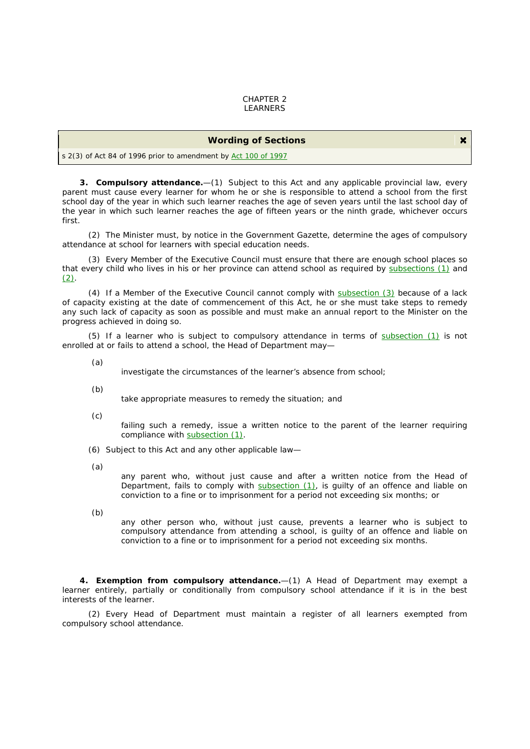CHAPTER 2
LEARNERS

**Wording of Sections**

s 2(3) of Act 84 of 1996 prior to amendment by Act 100 of 1997

**3. Compulsory attendance.**—(1) Subject to this Act and any applicable provincial law, every parent must cause every learner for whom he or she is responsible to attend a school from the first school day of the year in which such learner reaches the age of seven years until the last school day of the year in which such learner reaches the age of fifteen years or the ninth grade, whichever occurs first.

(2) The Minister must, by notice in the Government Gazette, determine the ages of compulsory attendance at school for learners with special education needs.

(3) Every Member of the Executive Council must ensure that there are enough school places so that every child who lives in his or her province can attend school as required by subsections (1) and (2).

(4) If a Member of the Executive Council cannot comply with subsection (3) because of a lack of capacity existing at the date of commencement of this Act, he or she must take steps to remedy any such lack of capacity as soon as possible and must make an annual report to the Minister on the progress achieved in doing so.

(5) If a learner who is subject to compulsory attendance in terms of subsection (1) is not enrolled at or fails to attend a school, the Head of Department may—

(a) investigate the circumstances of the learner's absence from school;

(b) take appropriate measures to remedy the situation; and

(c) failing such a remedy, issue a written notice to the parent of the learner requiring compliance with subsection (1).

(6) Subject to this Act and any other applicable law—

(a) any parent who, without just cause and after a written notice from the Head of Department, fails to comply with subsection (1), is guilty of an offence and liable on conviction to a fine or to imprisonment for a period not exceeding six months; or

(b) any other person who, without just cause, prevents a learner who is subject to compulsory attendance from attending a school, is guilty of an offence and liable on conviction to a fine or to imprisonment for a period not exceeding six months.

**4. Exemption from compulsory attendance.**—(1) A Head of Department may exempt a learner entirely, partially or conditionally from compulsory school attendance if it is in the best interests of the learner.

(2) Every Head of Department must maintain a register of all learners exempted from compulsory school attendance.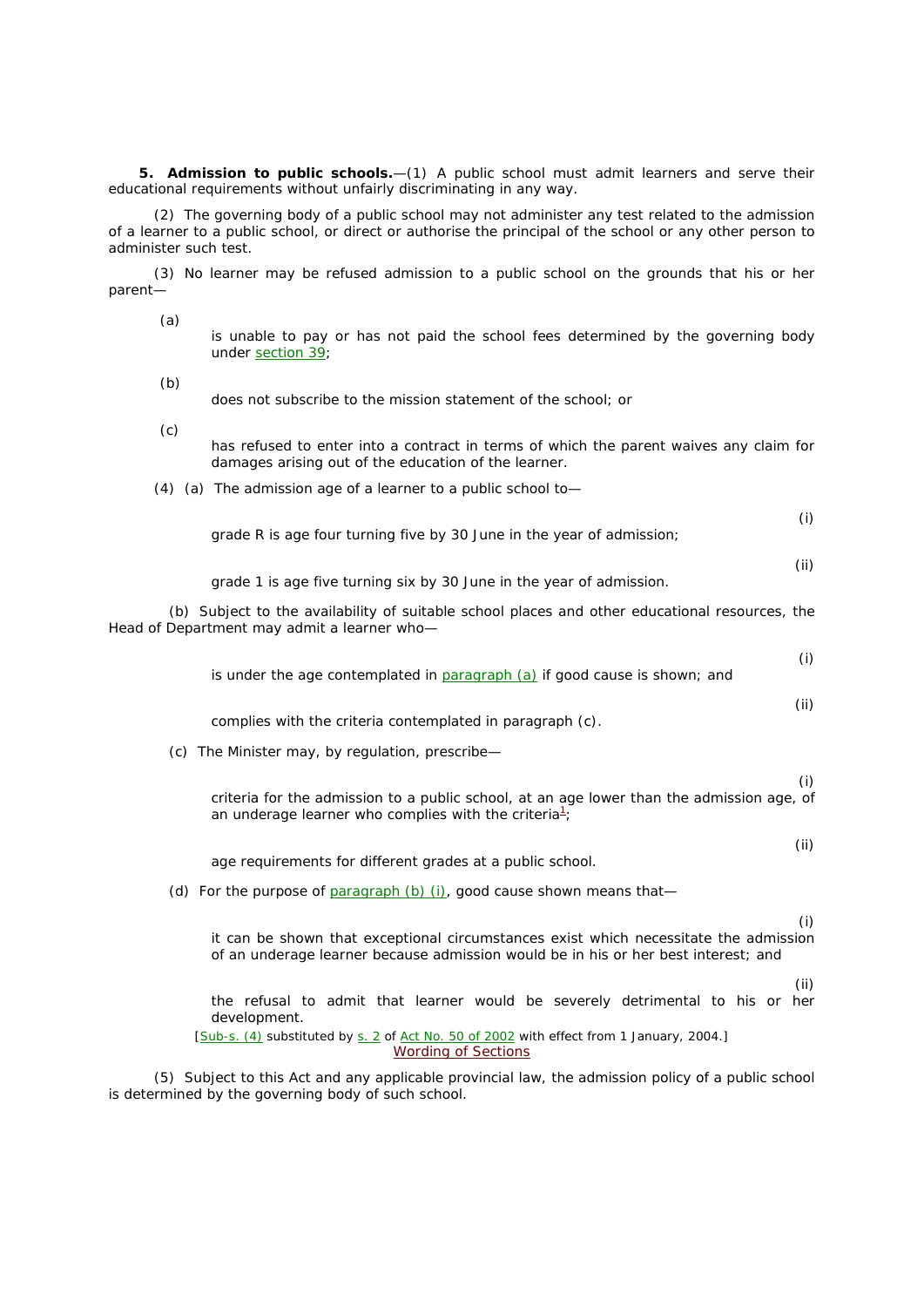**5. Admission to public schools.**—(1) A public school must admit learners and serve their educational requirements without unfairly discriminating in any way.

(2) The governing body of a public school may not administer any test related to the admission of a learner to a public school, or direct or authorise the principal of the school or any other person to administer such test.

(3) No learner may be refused admission to a public school on the grounds that his or her parent—

(a) is unable to pay or has not paid the school fees determined by the governing body under section 39;

(b) does not subscribe to the mission statement of the school; or

(c) has refused to enter into a contract in terms of which the parent waives any claim for damages arising out of the education of the learner.

(4) (a) The admission age of a learner to a public school to—

(i) grade R is age four turning five by 30 June in the year of admission;

(ii) grade 1 is age five turning six by 30 June in the year of admission.

(b) Subject to the availability of suitable school places and other educational resources, the Head of Department may admit a learner who—

(i) is under the age contemplated in paragraph (a) if good cause is shown; and

(ii) complies with the criteria contemplated in paragraph (c).

(c) The Minister may, by regulation, prescribe—

(i) criteria for the admission to a public school, at an age lower than the admission age, of an underage learner who complies with the criteria[1];

(ii) age requirements for different grades at a public school.

(d) For the purpose of paragraph (b) (i), good cause shown means that—

(i) it can be shown that exceptional circumstances exist which necessitate the admission of an underage learner because admission would be in his or her best interest; and

(ii) the refusal to admit that learner would be severely detrimental to his or her development.

[Sub-s. (4) substituted by s. 2 of Act No. 50 of 2002 with effect from 1 January, 2004.]

Wording of Sections

(5) Subject to this Act and any applicable provincial law, the admission policy of a public school is determined by the governing body of such school.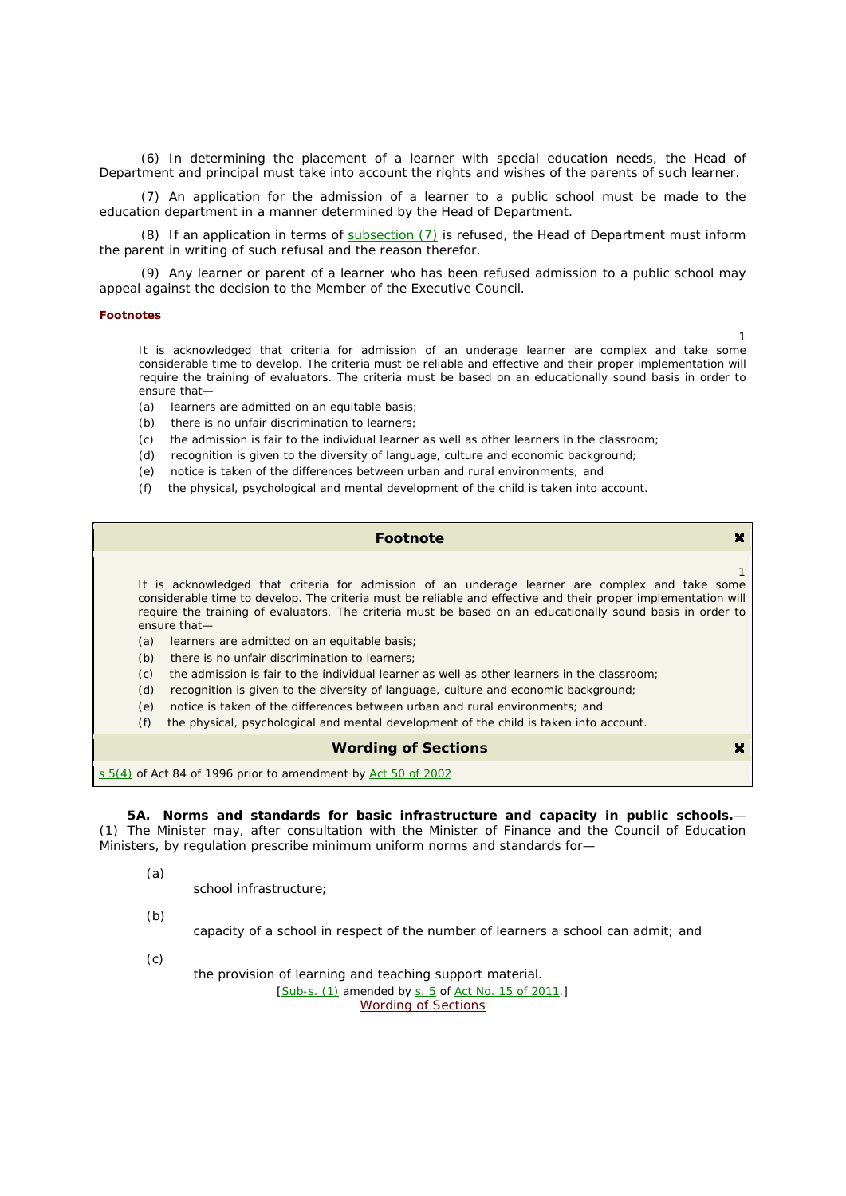(6) In determining the placement of a learner with special education needs, the Head of Department and principal must take into account the rights and wishes of the parents of such learner.

(7) An application for the admission of a learner to a public school must be made to the education department in a manner determined by the Head of Department.

(8) If an application in terms of subsection (7) is refused, the Head of Department must inform the parent in writing of such refusal and the reason therefor.

(9) Any learner or parent of a learner who has been refused admission to a public school may appeal against the decision to the Member of the Executive Council.

**Footnotes**

1

It is acknowledged that criteria for admission of an underage learner are complex and take some considerable time to develop. The criteria must be reliable and effective and their proper implementation will require the training of evaluators. The criteria must be based on an educationally sound basis in order to ensure that—

(a) learners are admitted on an equitable basis;

(b) there is no unfair discrimination to learners;

(c) the admission is fair to the individual learner as well as other learners in the classroom;

(d) recognition is given to the diversity of language, culture and economic background;

(e) notice is taken of the differences between urban and rural environments; and

(f) the physical, psychological and mental development of the child is taken into account.

**Footnote**

1

It is acknowledged that criteria for admission of an underage learner are complex and take some considerable time to develop. The criteria must be reliable and effective and their proper implementation will require the training of evaluators. The criteria must be based on an educationally sound basis in order to ensure that—

(a) learners are admitted on an equitable basis;

(b) there is no unfair discrimination to learners;

(c) the admission is fair to the individual learner as well as other learners in the classroom;

(d) recognition is given to the diversity of language, culture and economic background;

(e) notice is taken of the differences between urban and rural environments; and

(f) the physical, psychological and mental development of the child is taken into account.

**Wording of Sections**

s 5(4) of Act 84 of 1996 prior to amendment by Act 50 of 2002

**5A. Norms and standards for basic infrastructure and capacity in public schools.**—(1) The Minister may, after consultation with the Minister of Finance and the Council of Education Ministers, by regulation prescribe minimum uniform norms and standards for—

(a) school infrastructure;

(b) capacity of a school in respect of the number of learners a school can admit; and

(c) the provision of learning and teaching support material.

[Sub-s. (1) amended by s. 5 of Act No. 15 of 2011.]

Wording of Sections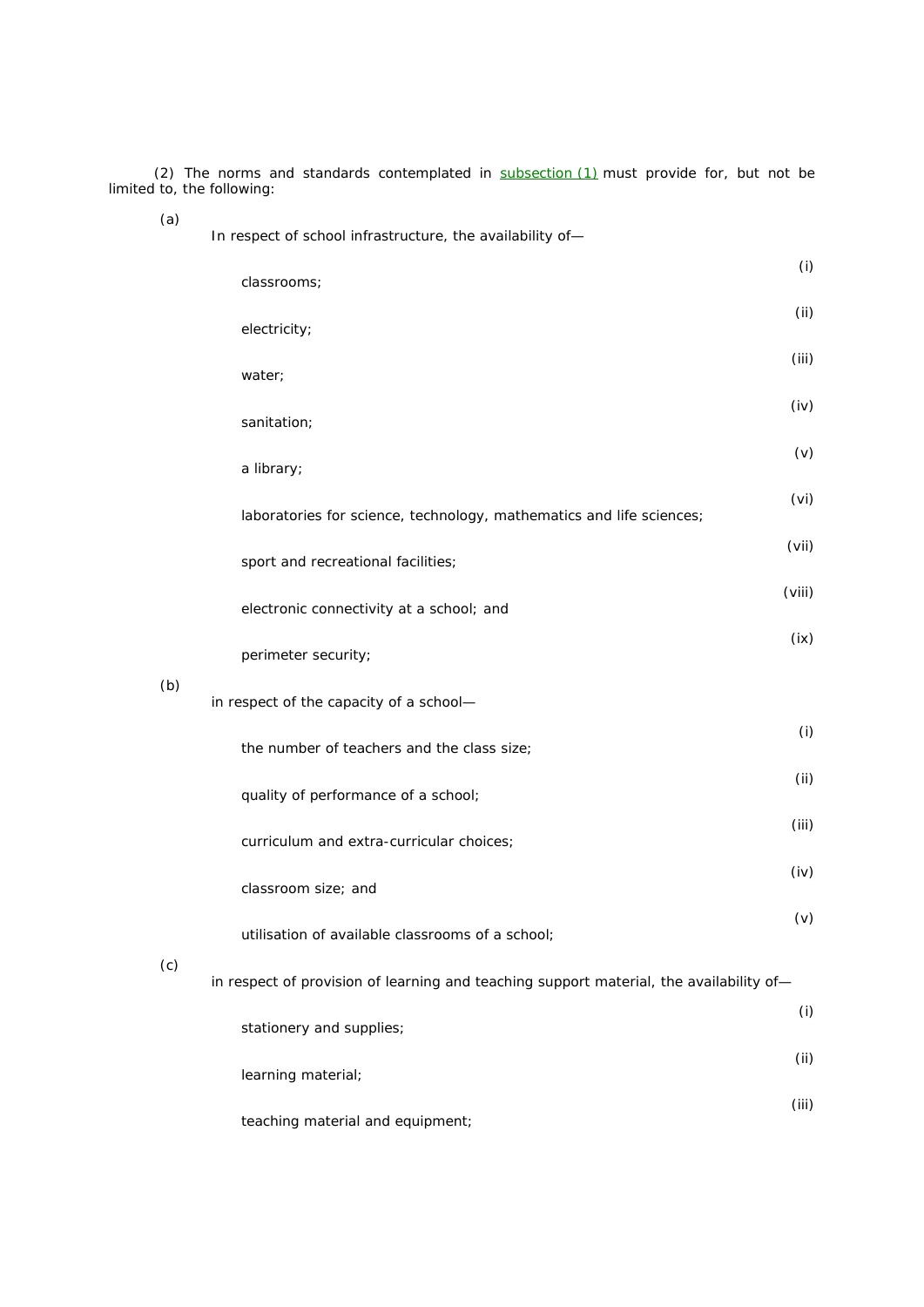(2) The norms and standards contemplated in subsection (1) must provide for, but not be limited to, the following:

(a) In respect of school infrastructure, the availability of—

(i) classrooms;

(ii) electricity;

(iii) water;

(iv) sanitation;

(v) a library;

(vi) laboratories for science, technology, mathematics and life sciences;

(vii) sport and recreational facilities;

(viii) electronic connectivity at a school; and

(ix) perimeter security;

(b) in respect of the capacity of a school—

(i) the number of teachers and the class size;

(ii) quality of performance of a school;

(iii) curriculum and extra-curricular choices;

(iv) classroom size; and

(v) utilisation of available classrooms of a school;

(c) in respect of provision of learning and teaching support material, the availability of—

(i) stationery and supplies;

(ii) learning material;

(iii) teaching material and equipment;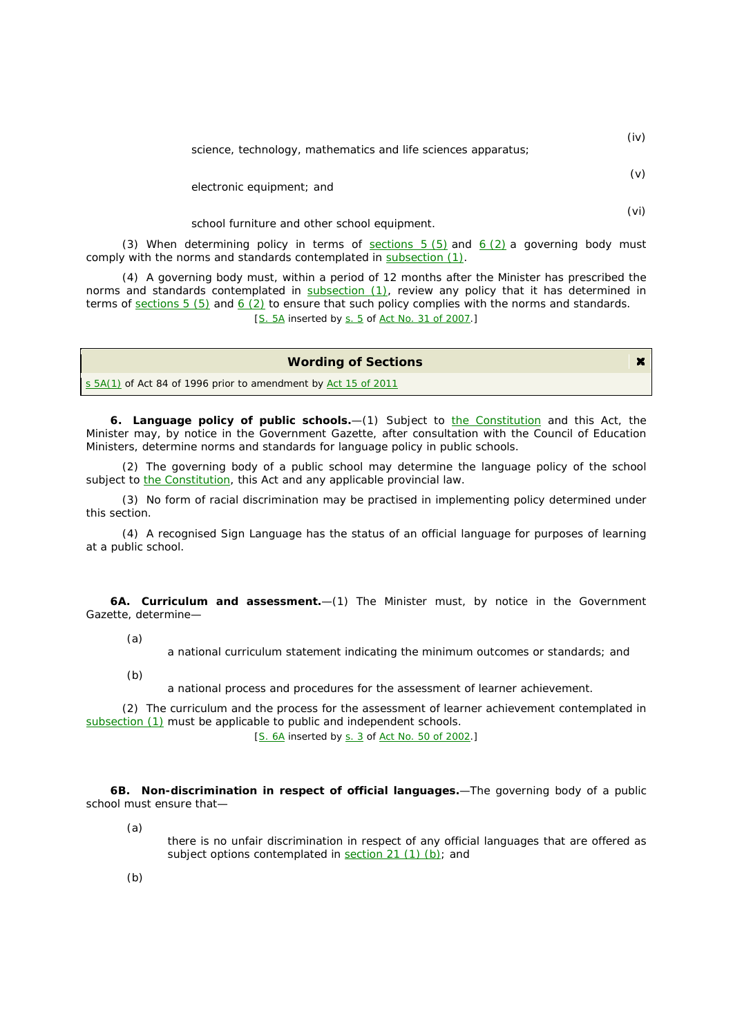(iv) science, technology, mathematics and life sciences apparatus;

(v) electronic equipment; and

(vi) school furniture and other school equipment.

(3) When determining policy in terms of sections 5 (5) and 6 (2) a governing body must comply with the norms and standards contemplated in subsection (1).

(4) A governing body must, within a period of 12 months after the Minister has prescribed the norms and standards contemplated in subsection (1), review any policy that it has determined in terms of sections 5 (5) and 6 (2) to ensure that such policy complies with the norms and standards.

[S. 5A inserted by s. 5 of Act No. 31 of 2007.]

**Wording of Sections**

s 5A(1) of Act 84 of 1996 prior to amendment by Act 15 of 2011

**6. Language policy of public schools.**—(1) Subject to the Constitution and this Act, the Minister may, by notice in the Government Gazette, after consultation with the Council of Education Ministers, determine norms and standards for language policy in public schools.

(2) The governing body of a public school may determine the language policy of the school subject to the Constitution, this Act and any applicable provincial law.

(3) No form of racial discrimination may be practised in implementing policy determined under this section.

(4) A recognised Sign Language has the status of an official language for purposes of learning at a public school.

**6A. Curriculum and assessment.**—(1) The Minister must, by notice in the Government Gazette, determine—

(a) a national curriculum statement indicating the minimum outcomes or standards; and

(b) a national process and procedures for the assessment of learner achievement.

(2) The curriculum and the process for the assessment of learner achievement contemplated in subsection (1) must be applicable to public and independent schools.

[S. 6A inserted by s. 3 of Act No. 50 of 2002.]

**6B. Non-discrimination in respect of official languages.**—The governing body of a public school must ensure that—

(a) there is no unfair discrimination in respect of any official languages that are offered as subject options contemplated in section 21 (1) (b); and

(b)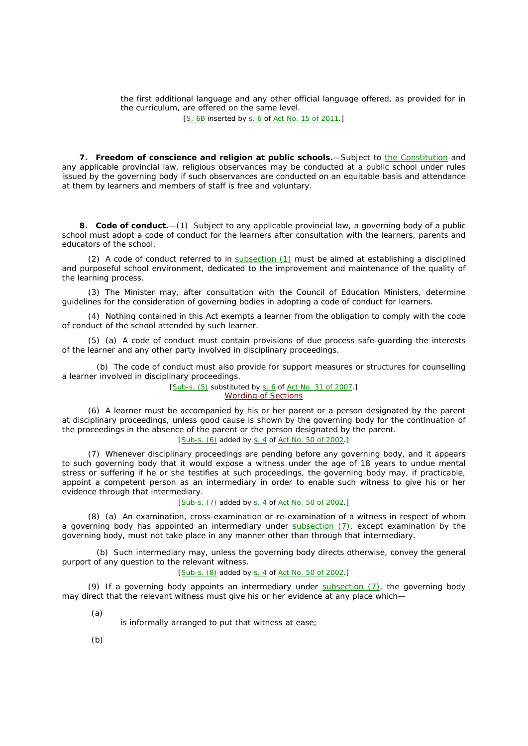the first additional language and any other official language offered, as provided for in the curriculum, are offered on the same level.

[S. 6B inserted by s. 6 of Act No. 15 of 2011.]

**7. Freedom of conscience and religion at public schools.**—Subject to the Constitution and any applicable provincial law, religious observances may be conducted at a public school under rules issued by the governing body if such observances are conducted on an equitable basis and attendance at them by learners and members of staff is free and voluntary.

**8. Code of conduct.**—(1) Subject to any applicable provincial law, a governing body of a public school must adopt a code of conduct for the learners after consultation with the learners, parents and educators of the school.

(2) A code of conduct referred to in subsection (1) must be aimed at establishing a disciplined and purposeful school environment, dedicated to the improvement and maintenance of the quality of the learning process.

(3) The Minister may, after consultation with the Council of Education Ministers, determine guidelines for the consideration of governing bodies in adopting a code of conduct for learners.

(4) Nothing contained in this Act exempts a learner from the obligation to comply with the code of conduct of the school attended by such learner.

(5) (a) A code of conduct must contain provisions of due process safe-guarding the interests of the learner and any other party involved in disciplinary proceedings.

(b) The code of conduct must also provide for support measures or structures for counselling a learner involved in disciplinary proceedings.

[Sub-s. (5) substituted by s. 6 of Act No. 31 of 2007.]

Wording of Sections

(6) A learner must be accompanied by his or her parent or a person designated by the parent at disciplinary proceedings, unless good cause is shown by the governing body for the continuation of the proceedings in the absence of the parent or the person designated by the parent.

[Sub-s. (6) added by s. 4 of Act No. 50 of 2002.]

(7) Whenever disciplinary proceedings are pending before any governing body, and it appears to such governing body that it would expose a witness under the age of 18 years to undue mental stress or suffering if he or she testifies at such proceedings, the governing body may, if practicable, appoint a competent person as an intermediary in order to enable such witness to give his or her evidence through that intermediary.

[Sub-s. (7) added by s. 4 of Act No. 50 of 2002.]

(8) (a) An examination, cross-examination or re-examination of a witness in respect of whom a governing body has appointed an intermediary under subsection (7), except examination by the governing body, must not take place in any manner other than through that intermediary.

(b) Such intermediary may, unless the governing body directs otherwise, convey the general purport of any question to the relevant witness.

[Sub-s. (8) added by s. 4 of Act No. 50 of 2002.]

(9) If a governing body appoints an intermediary under subsection (7), the governing body may direct that the relevant witness must give his or her evidence at any place which—

(a) is informally arranged to put that witness at ease;

(b)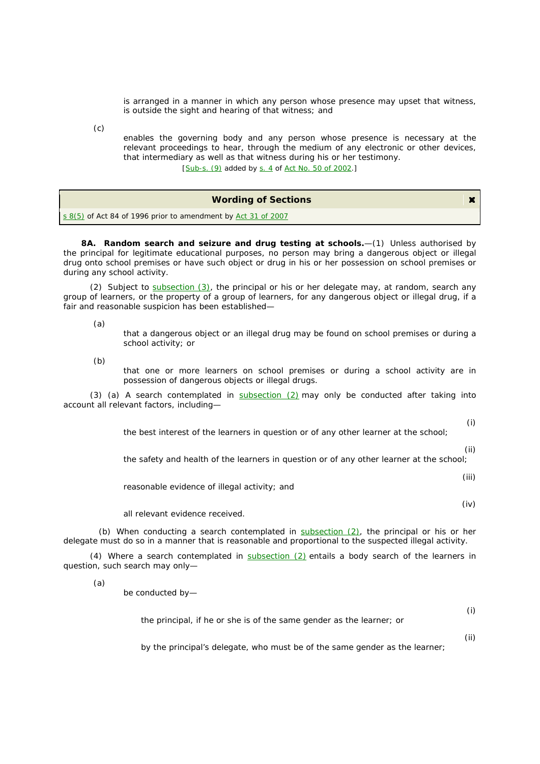is arranged in a manner in which any person whose presence may upset that witness, is outside the sight and hearing of that witness; and

(c) enables the governing body and any person whose presence is necessary at the relevant proceedings to hear, through the medium of any electronic or other devices, that intermediary as well as that witness during his or her testimony.

[Sub-s. (9) added by s. 4 of Act No. 50 of 2002.]

| **Wording of Sections** |
|---|
| s 8(5) of Act 84 of 1996 prior to amendment by Act 31 of 2007 |

**8A. Random search and seizure and drug testing at schools.**—(1) Unless authorised by the principal for legitimate educational purposes, no person may bring a dangerous object or illegal drug onto school premises or have such object or drug in his or her possession on school premises or during any school activity.

(2) Subject to subsection (3), the principal or his or her delegate may, at random, search any group of learners, or the property of a group of learners, for any dangerous object or illegal drug, if a fair and reasonable suspicion has been established—

(a) that a dangerous object or an illegal drug may be found on school premises or during a school activity; or

(b) that one or more learners on school premises or during a school activity are in possession of dangerous objects or illegal drugs.

(3) (a) A search contemplated in subsection (2) may only be conducted after taking into account all relevant factors, including—

(i) the best interest of the learners in question or of any other learner at the school;

(ii) the safety and health of the learners in question or of any other learner at the school;

(iii) reasonable evidence of illegal activity; and

(iv) all relevant evidence received.

(b) When conducting a search contemplated in subsection (2), the principal or his or her delegate must do so in a manner that is reasonable and proportional to the suspected illegal activity.

(4) Where a search contemplated in subsection (2) entails a body search of the learners in question, such search may only—

(a) be conducted by—

(i) the principal, if he or she is of the same gender as the learner; or

(ii) by the principal's delegate, who must be of the same gender as the learner;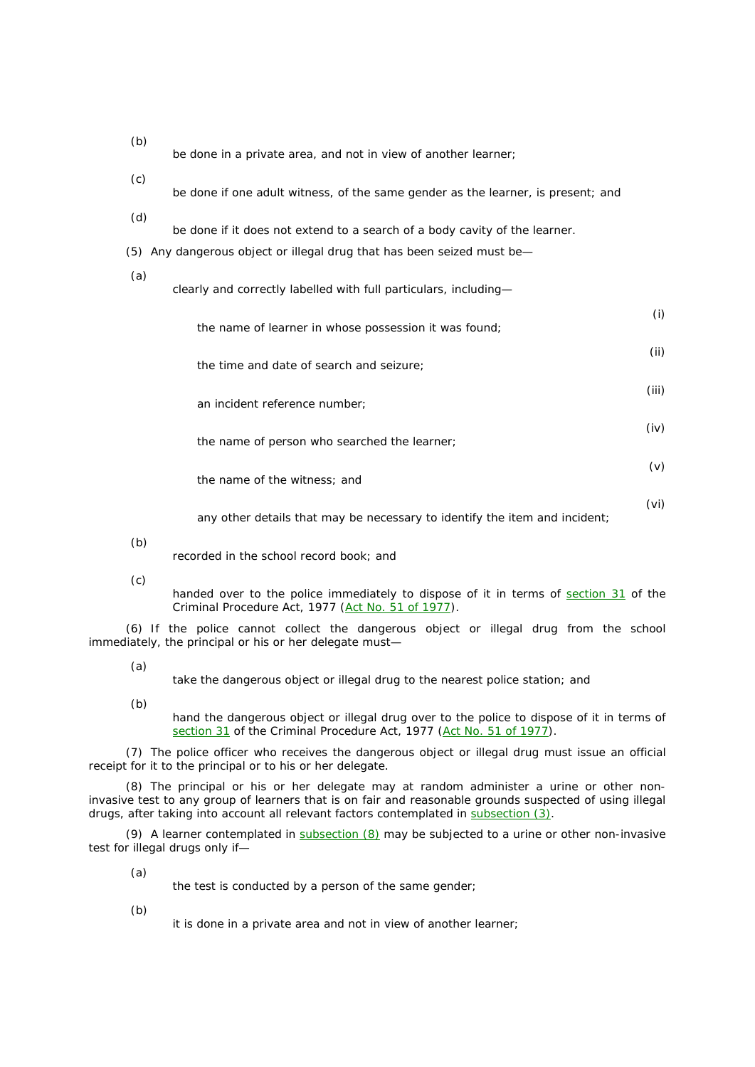(b) be done in a private area, and not in view of another learner;

(c) be done if one adult witness, of the same gender as the learner, is present; and

(d) be done if it does not extend to a search of a body cavity of the learner.

(5) Any dangerous object or illegal drug that has been seized must be—

(a) clearly and correctly labelled with full particulars, including—

(i) the name of learner in whose possession it was found;

(ii) the time and date of search and seizure;

(iii) an incident reference number;

(iv) the name of person who searched the learner;

(v) the name of the witness; and

(vi) any other details that may be necessary to identify the item and incident;

(b) recorded in the school record book; and

(c) handed over to the police immediately to dispose of it in terms of section 31 of the Criminal Procedure Act, 1977 (Act No. 51 of 1977).

(6) If the police cannot collect the dangerous object or illegal drug from the school immediately, the principal or his or her delegate must—

(a) take the dangerous object or illegal drug to the nearest police station; and

(b) hand the dangerous object or illegal drug over to the police to dispose of it in terms of section 31 of the Criminal Procedure Act, 1977 (Act No. 51 of 1977).

(7) The police officer who receives the dangerous object or illegal drug must issue an official receipt for it to the principal or to his or her delegate.

(8) The principal or his or her delegate may at random administer a urine or other non-invasive test to any group of learners that is on fair and reasonable grounds suspected of using illegal drugs, after taking into account all relevant factors contemplated in subsection (3).

(9) A learner contemplated in subsection (8) may be subjected to a urine or other non-invasive test for illegal drugs only if—

(a) the test is conducted by a person of the same gender;

(b) it is done in a private area and not in view of another learner;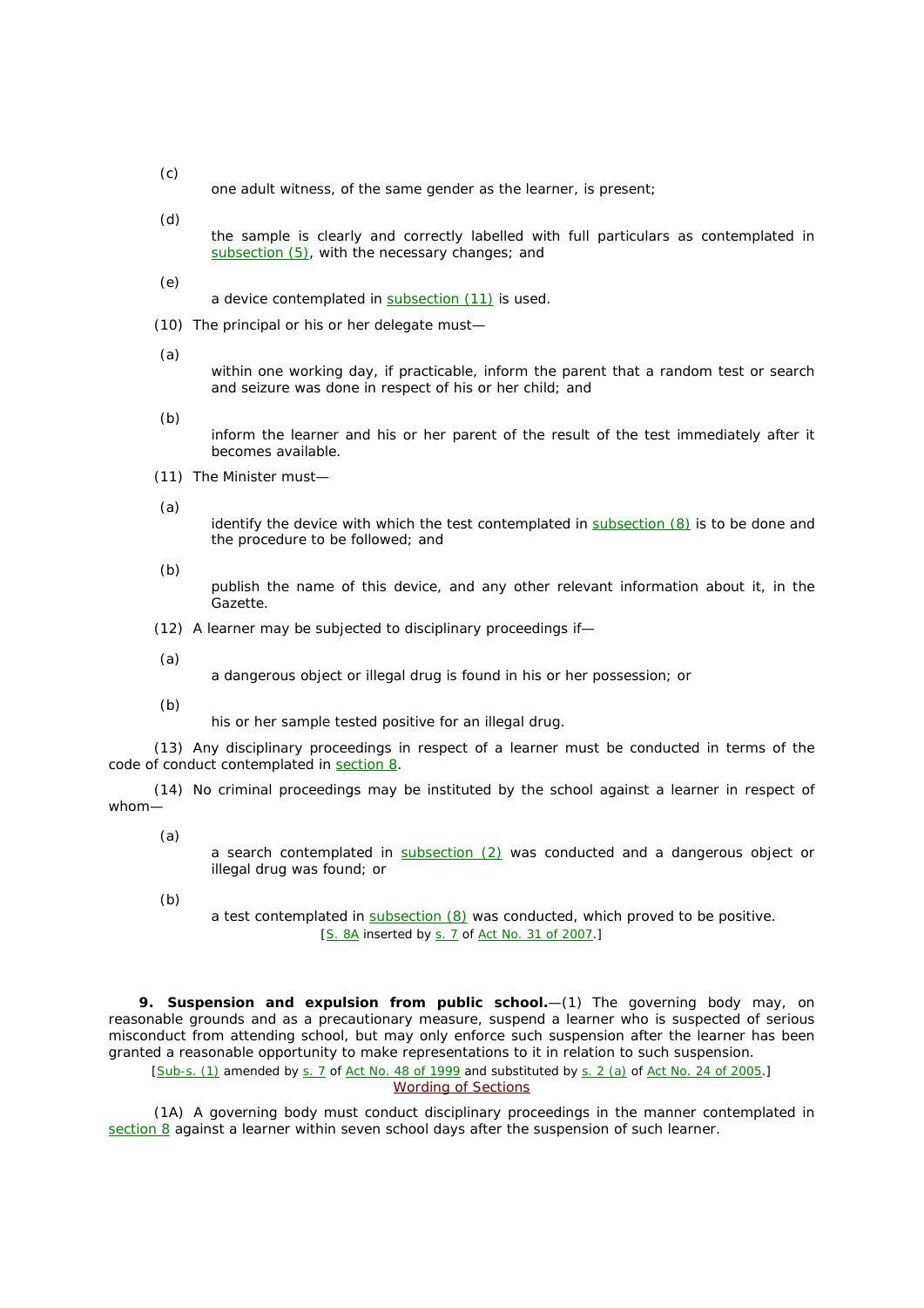(c) one adult witness, of the same gender as the learner, is present;

(d) the sample is clearly and correctly labelled with full particulars as contemplated in subsection (5), with the necessary changes; and

(e) a device contemplated in subsection (11) is used.

(10) The principal or his or her delegate must—

(a) within one working day, if practicable, inform the parent that a random test or search and seizure was done in respect of his or her child; and

(b) inform the learner and his or her parent of the result of the test immediately after it becomes available.

(11) The Minister must—

(a) identify the device with which the test contemplated in subsection (8) is to be done and the procedure to be followed; and

(b) publish the name of this device, and any other relevant information about it, in the Gazette.

(12) A learner may be subjected to disciplinary proceedings if—

(a) a dangerous object or illegal drug is found in his or her possession; or

(b) his or her sample tested positive for an illegal drug.

(13) Any disciplinary proceedings in respect of a learner must be conducted in terms of the code of conduct contemplated in section 8.

(14) No criminal proceedings may be instituted by the school against a learner in respect of whom—

(a) a search contemplated in subsection (2) was conducted and a dangerous object or illegal drug was found; or

(b) a test contemplated in subsection (8) was conducted, which proved to be positive.

[S. 8A inserted by s. 7 of Act No. 31 of 2007.]

**9. Suspension and expulsion from public school.**—(1) The governing body may, on reasonable grounds and as a precautionary measure, suspend a learner who is suspected of serious misconduct from attending school, but may only enforce such suspension after the learner has been granted a reasonable opportunity to make representations to it in relation to such suspension.

[Sub-s. (1) amended by s. 7 of Act No. 48 of 1999 and substituted by s. 2 (a) of Act No. 24 of 2005.]

Wording of Sections

(1A) A governing body must conduct disciplinary proceedings in the manner contemplated in section 8 against a learner within seven school days after the suspension of such learner.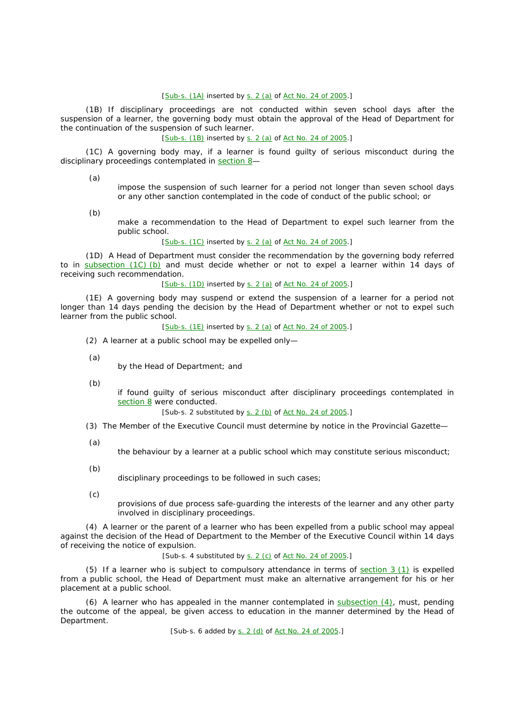[Sub-s. (1A) inserted by s. 2 (a) of Act No. 24 of 2005.]

(1B) If disciplinary proceedings are not conducted within seven school days after the suspension of a learner, the governing body must obtain the approval of the Head of Department for the continuation of the suspension of such learner.

[Sub-s. (1B) inserted by s. 2 (a) of Act No. 24 of 2005.]

(1C) A governing body may, if a learner is found guilty of serious misconduct during the disciplinary proceedings contemplated in section 8—

(a) impose the suspension of such learner for a period not longer than seven school days or any other sanction contemplated in the code of conduct of the public school; or

(b) make a recommendation to the Head of Department to expel such learner from the public school.

[Sub-s. (1C) inserted by s. 2 (a) of Act No. 24 of 2005.]

(1D) A Head of Department must consider the recommendation by the governing body referred to in subsection (1C) (b) and must decide whether or not to expel a learner within 14 days of receiving such recommendation.

[Sub-s. (1D) inserted by s. 2 (a) of Act No. 24 of 2005.]

(1E) A governing body may suspend or extend the suspension of a learner for a period not longer than 14 days pending the decision by the Head of Department whether or not to expel such learner from the public school.

[Sub-s. (1E) inserted by s. 2 (a) of Act No. 24 of 2005.]

(2) A learner at a public school may be expelled only—

(a) by the Head of Department; and

(b) if found guilty of serious misconduct after disciplinary proceedings contemplated in section 8 were conducted.

[Sub-s. 2 substituted by s. 2 (b) of Act No. 24 of 2005.]

(3) The Member of the Executive Council must determine by notice in the Provincial Gazette—

(a) the behaviour by a learner at a public school which may constitute serious misconduct;

(b) disciplinary proceedings to be followed in such cases;

(c) provisions of due process safe-guarding the interests of the learner and any other party involved in disciplinary proceedings.

(4) A learner or the parent of a learner who has been expelled from a public school may appeal against the decision of the Head of Department to the Member of the Executive Council within 14 days of receiving the notice of expulsion.

[Sub-s. 4 substituted by s. 2 (c) of Act No. 24 of 2005.]

(5) If a learner who is subject to compulsory attendance in terms of section 3 (1) is expelled from a public school, the Head of Department must make an alternative arrangement for his or her placement at a public school.

(6) A learner who has appealed in the manner contemplated in subsection (4), must, pending the outcome of the appeal, be given access to education in the manner determined by the Head of Department.

[Sub-s. 6 added by s. 2 (d) of Act No. 24 of 2005.]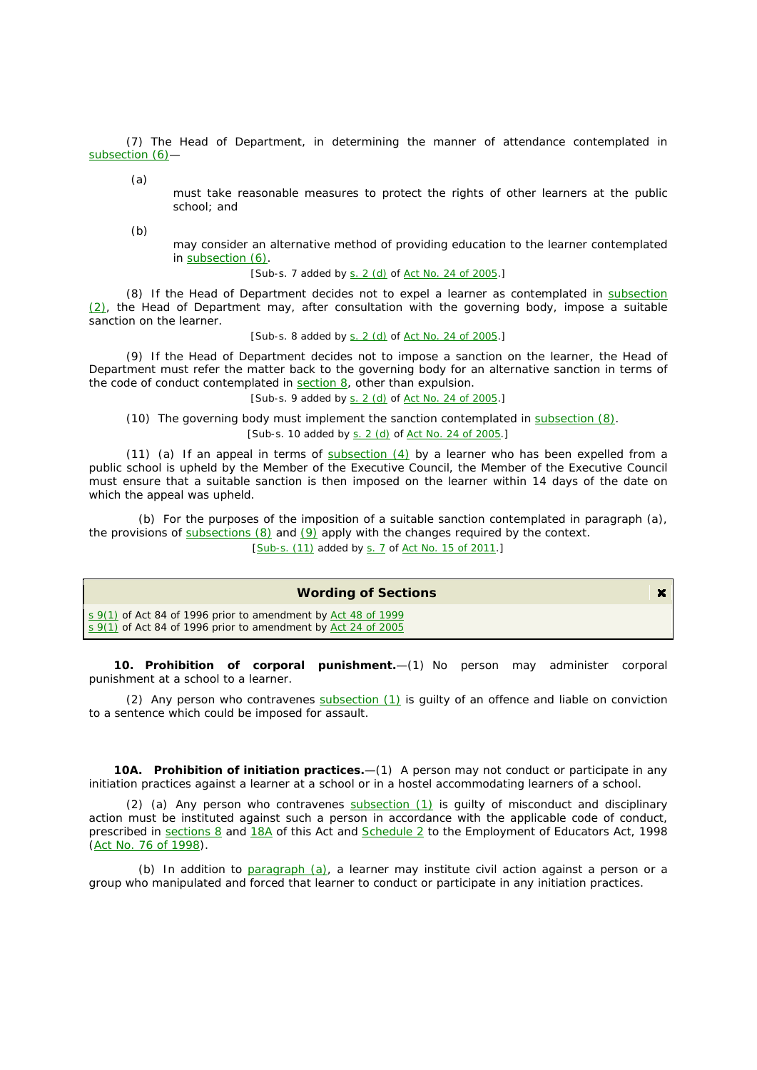(7) The Head of Department, in determining the manner of attendance contemplated in subsection (6)—

(a) must take reasonable measures to protect the rights of other learners at the public school; and

(b) may consider an alternative method of providing education to the learner contemplated in subsection (6).

[Sub-s. 7 added by s. 2 (d) of Act No. 24 of 2005.]

(8) If the Head of Department decides not to expel a learner as contemplated in subsection (2), the Head of Department may, after consultation with the governing body, impose a suitable sanction on the learner.

[Sub-s. 8 added by s. 2 (d) of Act No. 24 of 2005.]

(9) If the Head of Department decides not to impose a sanction on the learner, the Head of Department must refer the matter back to the governing body for an alternative sanction in terms of the code of conduct contemplated in section 8, other than expulsion.

[Sub-s. 9 added by s. 2 (d) of Act No. 24 of 2005.]

(10) The governing body must implement the sanction contemplated in subsection (8).

[Sub-s. 10 added by s. 2 (d) of Act No. 24 of 2005.]

(11) (a) If an appeal in terms of subsection (4) by a learner who has been expelled from a public school is upheld by the Member of the Executive Council, the Member of the Executive Council must ensure that a suitable sanction is then imposed on the learner within 14 days of the date on which the appeal was upheld.

(b) For the purposes of the imposition of a suitable sanction contemplated in paragraph (a), the provisions of subsections (8) and (9) apply with the changes required by the context.

[Sub-s. (11) added by s. 7 of Act No. 15 of 2011.]

**Wording of Sections**

s 9(1) of Act 84 of 1996 prior to amendment by Act 48 of 1999
s 9(1) of Act 84 of 1996 prior to amendment by Act 24 of 2005

**10. Prohibition of corporal punishment.**—(1) No person may administer corporal punishment at a school to a learner.

(2) Any person who contravenes subsection (1) is guilty of an offence and liable on conviction to a sentence which could be imposed for assault.

**10A. Prohibition of initiation practices.**—(1) A person may not conduct or participate in any initiation practices against a learner at a school or in a hostel accommodating learners of a school.

(2) (a) Any person who contravenes subsection (1) is guilty of misconduct and disciplinary action must be instituted against such a person in accordance with the applicable code of conduct, prescribed in sections 8 and 18A of this Act and Schedule 2 to the Employment of Educators Act, 1998 (Act No. 76 of 1998).

(b) In addition to paragraph (a), a learner may institute civil action against a person or a group who manipulated and forced that learner to conduct or participate in any initiation practices.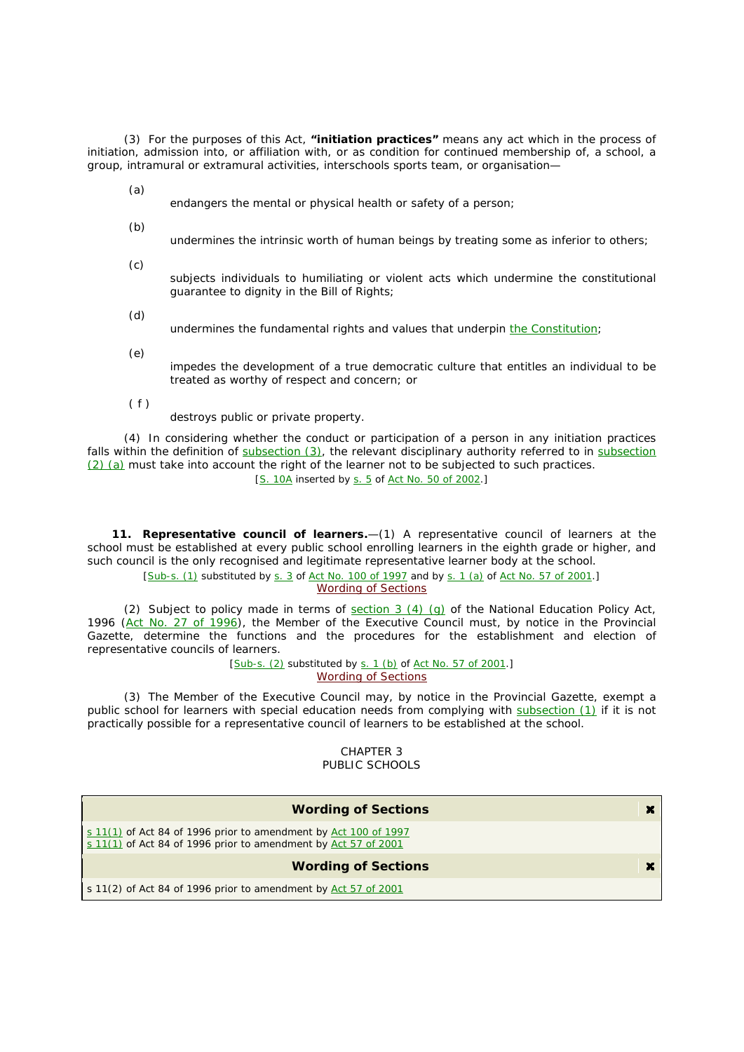(3) For the purposes of this Act, **"initiation practices"** means any act which in the process of initiation, admission into, or affiliation with, or as condition for continued membership of, a school, a group, intramural or extramural activities, interschools sports team, or organisation—

(a) endangers the mental or physical health or safety of a person;

(b) undermines the intrinsic worth of human beings by treating some as inferior to others;

(c) subjects individuals to humiliating or violent acts which undermine the constitutional guarantee to dignity in the Bill of Rights;

(d) undermines the fundamental rights and values that underpin the Constitution;

(e) impedes the development of a true democratic culture that entitles an individual to be treated as worthy of respect and concern; or

( f ) destroys public or private property.

(4) In considering whether the conduct or participation of a person in any initiation practices falls within the definition of subsection (3), the relevant disciplinary authority referred to in subsection (2) (a) must take into account the right of the learner not to be subjected to such practices.

[S. 10A inserted by s. 5 of Act No. 50 of 2002.]

**11. Representative council of learners.**—(1) A representative council of learners at the school must be established at every public school enrolling learners in the eighth grade or higher, and such council is the only recognised and legitimate representative learner body at the school.

[Sub-s. (1) substituted by s. 3 of Act No. 100 of 1997 and by s. 1 (a) of Act No. 57 of 2001.]

Wording of Sections

(2) Subject to policy made in terms of section 3 (4) (g) of the National Education Policy Act, 1996 (Act No. 27 of 1996), the Member of the Executive Council must, by notice in the Provincial Gazette, determine the functions and the procedures for the establishment and election of representative councils of learners.

[Sub-s. (2) substituted by s. 1 (b) of Act No. 57 of 2001.]

Wording of Sections

(3) The Member of the Executive Council may, by notice in the Provincial Gazette, exempt a public school for learners with special education needs from complying with subsection (1) if it is not practically possible for a representative council of learners to be established at the school.

## CHAPTER 3
## PUBLIC SCHOOLS

**Wording of Sections**

s 11(1) of Act 84 of 1996 prior to amendment by Act 100 of 1997
s 11(1) of Act 84 of 1996 prior to amendment by Act 57 of 2001

**Wording of Sections**

s 11(2) of Act 84 of 1996 prior to amendment by Act 57 of 2001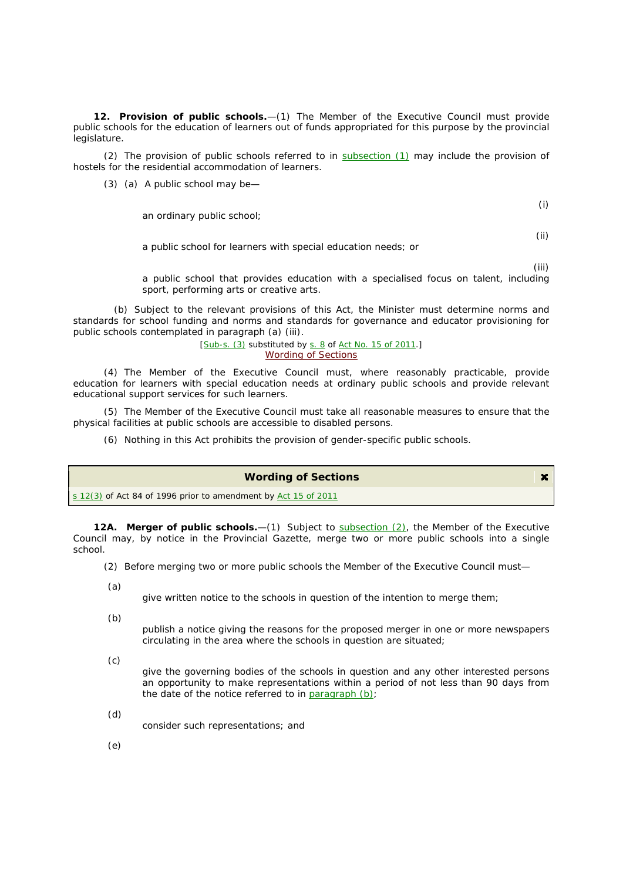**12. Provision of public schools.**—(1) The Member of the Executive Council must provide public schools for the education of learners out of funds appropriated for this purpose by the provincial legislature.

(2) The provision of public schools referred to in subsection (1) may include the provision of hostels for the residential accommodation of learners.

(3) (a) A public school may be—

(i) an ordinary public school;

(ii) a public school for learners with special education needs; or

(iii) a public school that provides education with a specialised focus on talent, including sport, performing arts or creative arts.

(b) Subject to the relevant provisions of this Act, the Minister must determine norms and standards for school funding and norms and standards for governance and educator provisioning for public schools contemplated in paragraph (a) (iii).

[Sub-s. (3) substituted by s. 8 of Act No. 15 of 2011.]

Wording of Sections

(4) The Member of the Executive Council must, where reasonably practicable, provide education for learners with special education needs at ordinary public schools and provide relevant educational support services for such learners.

(5) The Member of the Executive Council must take all reasonable measures to ensure that the physical facilities at public schools are accessible to disabled persons.

(6) Nothing in this Act prohibits the provision of gender-specific public schools.

**Wording of Sections**

s 12(3) of Act 84 of 1996 prior to amendment by Act 15 of 2011

**12A. Merger of public schools.**—(1) Subject to subsection (2), the Member of the Executive Council may, by notice in the Provincial Gazette, merge two or more public schools into a single school.

(2) Before merging two or more public schools the Member of the Executive Council must—

(a) give written notice to the schools in question of the intention to merge them;

(b) publish a notice giving the reasons for the proposed merger in one or more newspapers circulating in the area where the schools in question are situated;

(c) give the governing bodies of the schools in question and any other interested persons an opportunity to make representations within a period of not less than 90 days from the date of the notice referred to in paragraph (b);

(d) consider such representations; and

(e)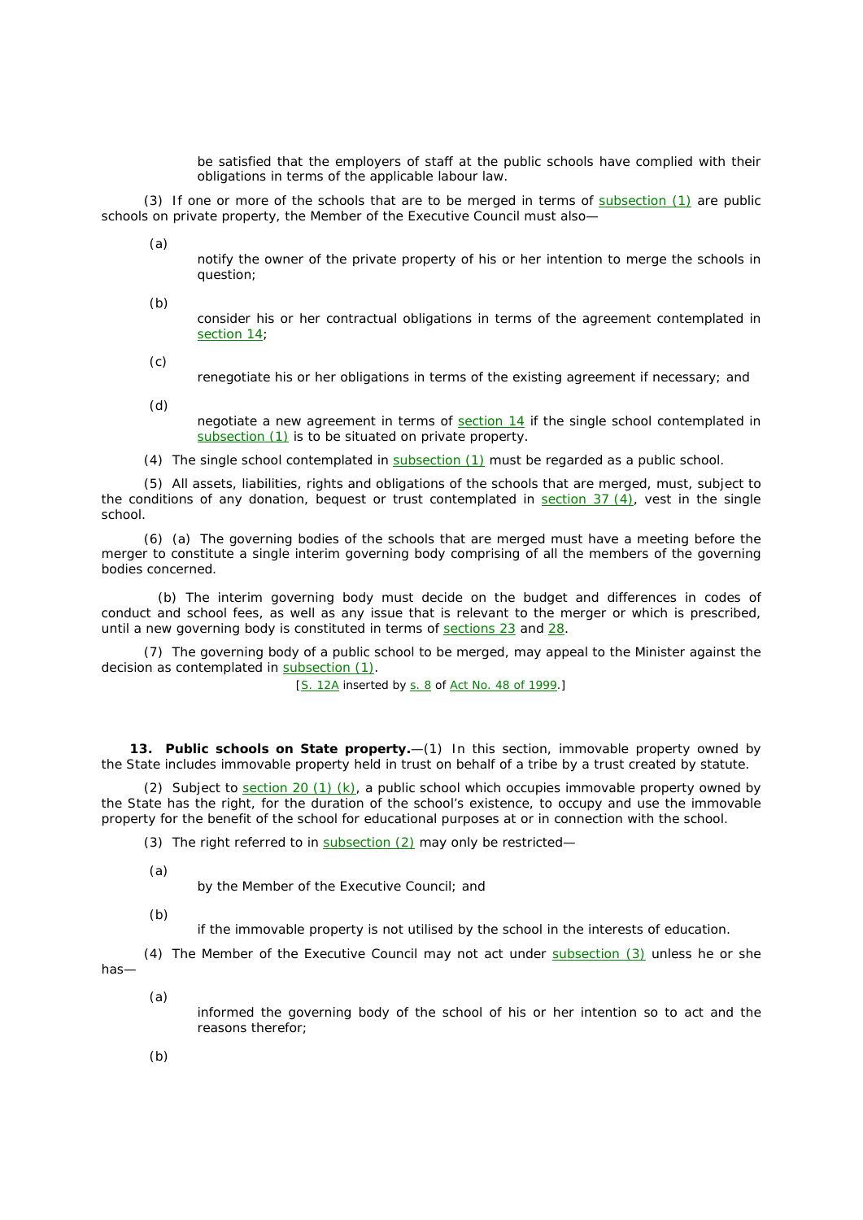be satisfied that the employers of staff at the public schools have complied with their obligations in terms of the applicable labour law.

(3) If one or more of the schools that are to be merged in terms of subsection (1) are public schools on private property, the Member of the Executive Council must also—

(a) notify the owner of the private property of his or her intention to merge the schools in question;

(b) consider his or her contractual obligations in terms of the agreement contemplated in section 14;

(c) renegotiate his or her obligations in terms of the existing agreement if necessary; and

(d) negotiate a new agreement in terms of section 14 if the single school contemplated in subsection (1) is to be situated on private property.

(4) The single school contemplated in subsection (1) must be regarded as a public school.

(5) All assets, liabilities, rights and obligations of the schools that are merged, must, subject to the conditions of any donation, bequest or trust contemplated in section 37 (4), vest in the single school.

(6) (a) The governing bodies of the schools that are merged must have a meeting before the merger to constitute a single interim governing body comprising of all the members of the governing bodies concerned.

(b) The interim governing body must decide on the budget and differences in codes of conduct and school fees, as well as any issue that is relevant to the merger or which is prescribed, until a new governing body is constituted in terms of sections 23 and 28.

(7) The governing body of a public school to be merged, may appeal to the Minister against the decision as contemplated in subsection (1).

[S. 12A inserted by s. 8 of Act No. 48 of 1999.]

**13. Public schools on State property.**—(1) In this section, immovable property owned by the State includes immovable property held in trust on behalf of a tribe by a trust created by statute.

(2) Subject to section 20 (1) (k), a public school which occupies immovable property owned by the State has the right, for the duration of the school's existence, to occupy and use the immovable property for the benefit of the school for educational purposes at or in connection with the school.

(3) The right referred to in subsection (2) may only be restricted—

(a) by the Member of the Executive Council; and

(b) if the immovable property is not utilised by the school in the interests of education.

(4) The Member of the Executive Council may not act under subsection (3) unless he or she has—

(a) informed the governing body of the school of his or her intention so to act and the reasons therefor;

(b)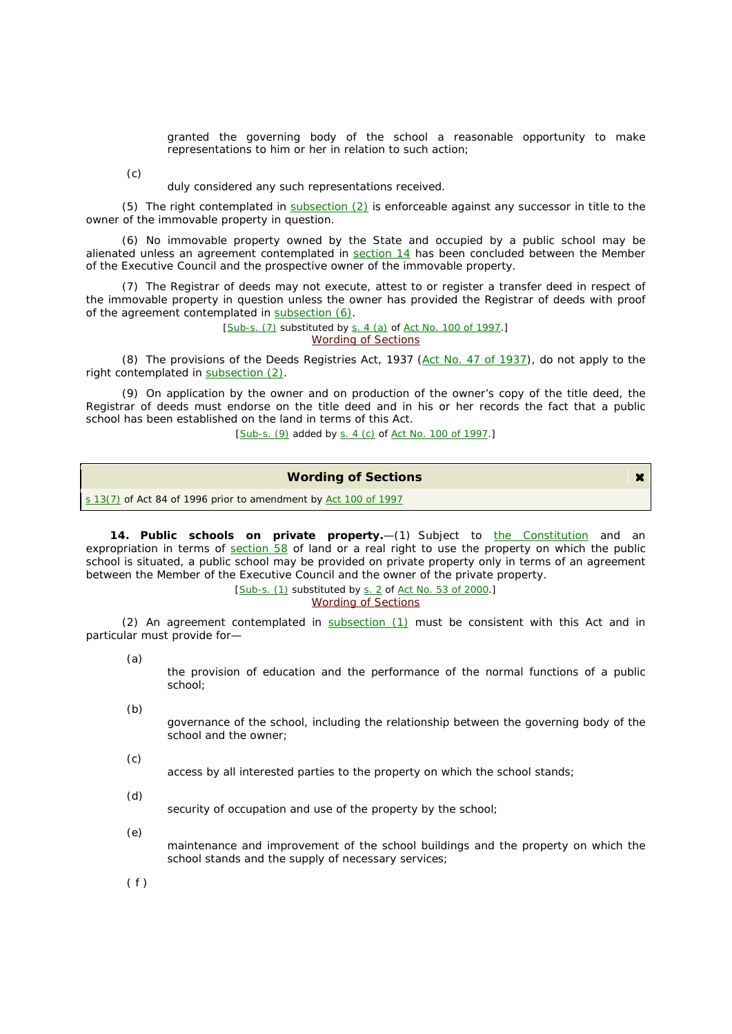granted the governing body of the school a reasonable opportunity to make representations to him or her in relation to such action;

(c) duly considered any such representations received.

(5) The right contemplated in subsection (2) is enforceable against any successor in title to the owner of the immovable property in question.

(6) No immovable property owned by the State and occupied by a public school may be alienated unless an agreement contemplated in section 14 has been concluded between the Member of the Executive Council and the prospective owner of the immovable property.

(7) The Registrar of deeds may not execute, attest to or register a transfer deed in respect of the immovable property in question unless the owner has provided the Registrar of deeds with proof of the agreement contemplated in subsection (6).

[Sub-s. (7) substituted by s. 4 (a) of Act No. 100 of 1997.]
Wording of Sections

(8) The provisions of the Deeds Registries Act, 1937 (Act No. 47 of 1937), do not apply to the right contemplated in subsection (2).

(9) On application by the owner and on production of the owner's copy of the title deed, the Registrar of deeds must endorse on the title deed and in his or her records the fact that a public school has been established on the land in terms of this Act.

[Sub-s. (9) added by s. 4 (c) of Act No. 100 of 1997.]

**Wording of Sections**

s 13(7) of Act 84 of 1996 prior to amendment by Act 100 of 1997

**14. Public schools on private property.**—(1) Subject to the Constitution and an expropriation in terms of section 58 of land or a real right to use the property on which the public school is situated, a public school may be provided on private property only in terms of an agreement between the Member of the Executive Council and the owner of the private property.

[Sub-s. (1) substituted by s. 2 of Act No. 53 of 2000.]
Wording of Sections

(2) An agreement contemplated in subsection (1) must be consistent with this Act and in particular must provide for—

(a) the provision of education and the performance of the normal functions of a public school;

(b) governance of the school, including the relationship between the governing body of the school and the owner;

(c) access by all interested parties to the property on which the school stands;

(d) security of occupation and use of the property by the school;

(e) maintenance and improvement of the school buildings and the property on which the school stands and the supply of necessary services;

(f)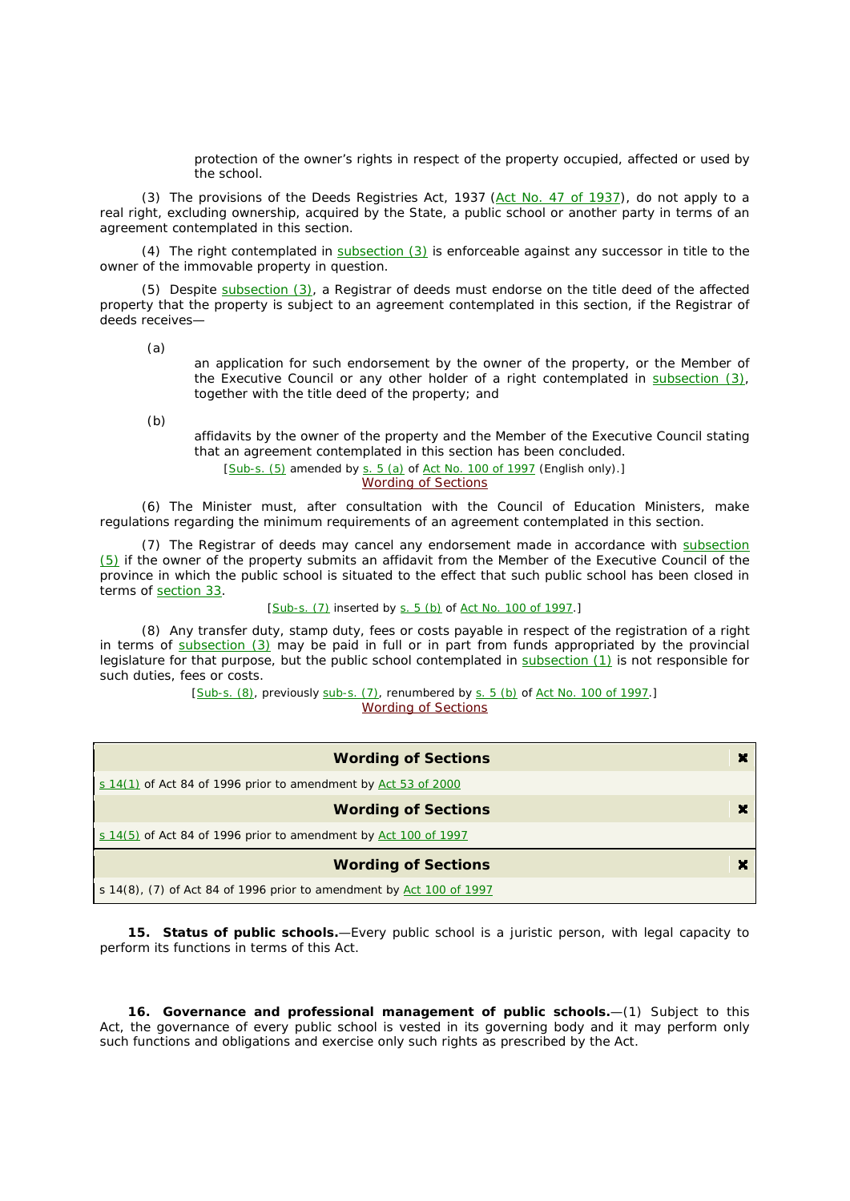protection of the owner's rights in respect of the property occupied, affected or used by the school.

(3) The provisions of the Deeds Registries Act, 1937 (Act No. 47 of 1937), do not apply to a real right, excluding ownership, acquired by the State, a public school or another party in terms of an agreement contemplated in this section.

(4) The right contemplated in subsection (3) is enforceable against any successor in title to the owner of the immovable property in question.

(5) Despite subsection (3), a Registrar of deeds must endorse on the title deed of the affected property that the property is subject to an agreement contemplated in this section, if the Registrar of deeds receives—

(a) an application for such endorsement by the owner of the property, or the Member of the Executive Council or any other holder of a right contemplated in subsection (3), together with the title deed of the property; and

(b) affidavits by the owner of the property and the Member of the Executive Council stating that an agreement contemplated in this section has been concluded.

[Sub-s. (5) amended by s. 5 (a) of Act No. 100 of 1997 (English only).]

Wording of Sections

(6) The Minister must, after consultation with the Council of Education Ministers, make regulations regarding the minimum requirements of an agreement contemplated in this section.

(7) The Registrar of deeds may cancel any endorsement made in accordance with subsection (5) if the owner of the property submits an affidavit from the Member of the Executive Council of the province in which the public school is situated to the effect that such public school has been closed in terms of section 33.

[Sub-s. (7) inserted by s. 5 (b) of Act No. 100 of 1997.]

(8) Any transfer duty, stamp duty, fees or costs payable in respect of the registration of a right in terms of subsection (3) may be paid in full or in part from funds appropriated by the provincial legislature for that purpose, but the public school contemplated in subsection (1) is not responsible for such duties, fees or costs.

[Sub-s. (8), previously sub-s. (7), renumbered by s. 5 (b) of Act No. 100 of 1997.]

Wording of Sections

**Wording of Sections**

s 14(1) of Act 84 of 1996 prior to amendment by Act 53 of 2000

**Wording of Sections**

s 14(5) of Act 84 of 1996 prior to amendment by Act 100 of 1997

**Wording of Sections**

s 14(8), (7) of Act 84 of 1996 prior to amendment by Act 100 of 1997

**15. Status of public schools.**—Every public school is a juristic person, with legal capacity to perform its functions in terms of this Act.

**16. Governance and professional management of public schools.**—(1) Subject to this Act, the governance of every public school is vested in its governing body and it may perform only such functions and obligations and exercise only such rights as prescribed by the Act.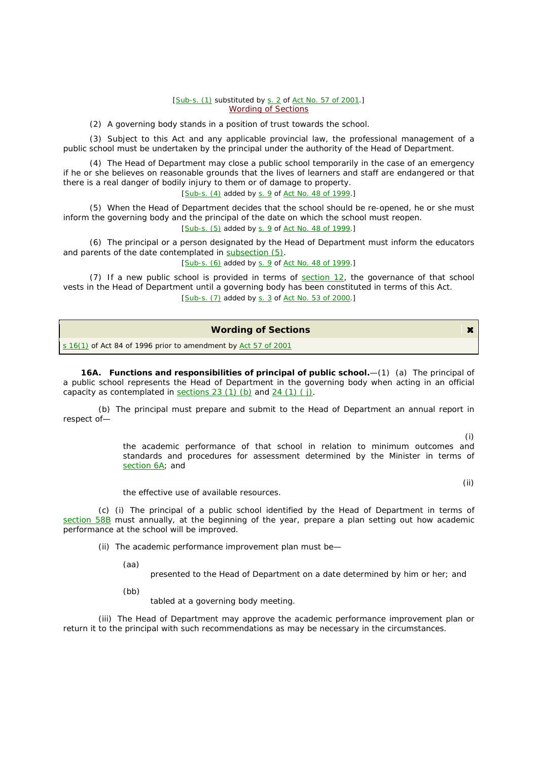[Sub-s. (1) substituted by s. 2 of Act No. 57 of 2001.]
Wording of Sections

(2) A governing body stands in a position of trust towards the school.

(3) Subject to this Act and any applicable provincial law, the professional management of a public school must be undertaken by the principal under the authority of the Head of Department.

(4) The Head of Department may close a public school temporarily in the case of an emergency if he or she believes on reasonable grounds that the lives of learners and staff are endangered or that there is a real danger of bodily injury to them or of damage to property.

[Sub-s. (4) added by s. 9 of Act No. 48 of 1999.]

(5) When the Head of Department decides that the school should be re-opened, he or she must inform the governing body and the principal of the date on which the school must reopen.

[Sub-s. (5) added by s. 9 of Act No. 48 of 1999.]

(6) The principal or a person designated by the Head of Department must inform the educators and parents of the date contemplated in subsection (5).

[Sub-s. (6) added by s. 9 of Act No. 48 of 1999.]

(7) If a new public school is provided in terms of section 12, the governance of that school vests in the Head of Department until a governing body has been constituted in terms of this Act.

[Sub-s. (7) added by s. 3 of Act No. 53 of 2000.]

**Wording of Sections**

s 16(1) of Act 84 of 1996 prior to amendment by Act 57 of 2001

**16A. Functions and responsibilities of principal of public school.**—(1) (a) The principal of a public school represents the Head of Department in the governing body when acting in an official capacity as contemplated in sections 23 (1) (b) and 24 (1) ( j).

(b) The principal must prepare and submit to the Head of Department an annual report in respect of—

(i) the academic performance of that school in relation to minimum outcomes and standards and procedures for assessment determined by the Minister in terms of section 6A; and

(ii) the effective use of available resources.

(c) (i) The principal of a public school identified by the Head of Department in terms of section 58B must annually, at the beginning of the year, prepare a plan setting out how academic performance at the school will be improved.

(ii) The academic performance improvement plan must be—

(aa) presented to the Head of Department on a date determined by him or her; and

(bb) tabled at a governing body meeting.

(iii) The Head of Department may approve the academic performance improvement plan or return it to the principal with such recommendations as may be necessary in the circumstances.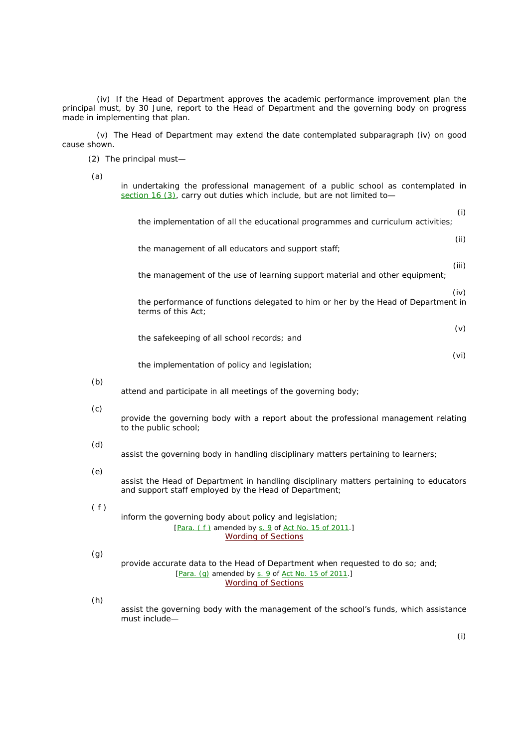(iv) If the Head of Department approves the academic performance improvement plan the principal must, by 30 June, report to the Head of Department and the governing body on progress made in implementing that plan.

(v) The Head of Department may extend the date contemplated subparagraph (iv) on good cause shown.

(2) The principal must—

(a) in undertaking the professional management of a public school as contemplated in section 16 (3), carry out duties which include, but are not limited to—

(i) the implementation of all the educational programmes and curriculum activities;

(ii) the management of all educators and support staff;

(iii) the management of the use of learning support material and other equipment;

(iv) the performance of functions delegated to him or her by the Head of Department in terms of this Act;

(v) the safekeeping of all school records; and

(vi) the implementation of policy and legislation;

(b) attend and participate in all meetings of the governing body;

(c) provide the governing body with a report about the professional management relating to the public school;

(d) assist the governing body in handling disciplinary matters pertaining to learners;

(e) assist the Head of Department in handling disciplinary matters pertaining to educators and support staff employed by the Head of Department;

( f ) inform the governing body about policy and legislation;

[Para. ( f ) amended by s. 9 of Act No. 15 of 2011.]
Wording of Sections

(g) provide accurate data to the Head of Department when requested to do so; and;

[Para. (g) amended by s. 9 of Act No. 15 of 2011.]
Wording of Sections

(h) assist the governing body with the management of the school's funds, which assistance must include—

(i)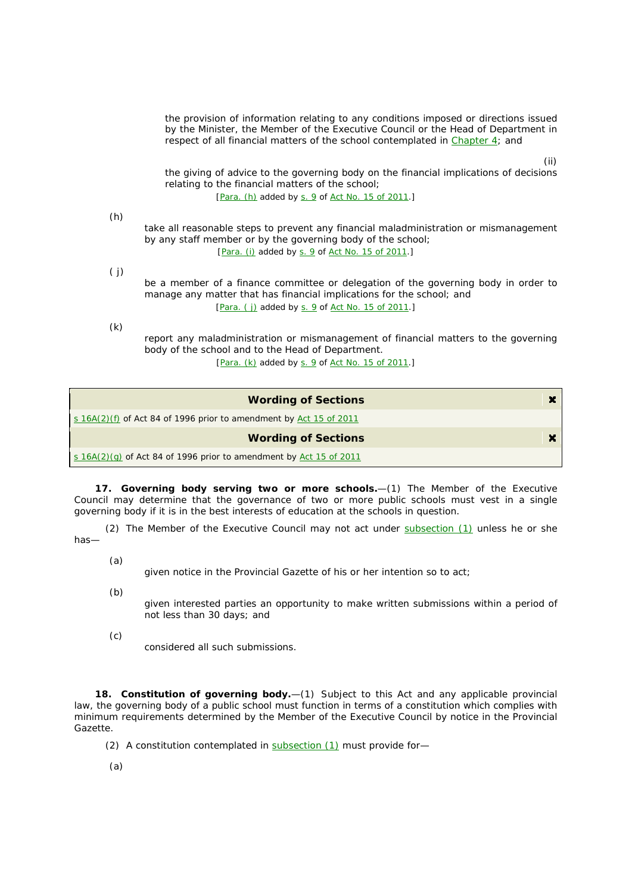the provision of information relating to any conditions imposed or directions issued by the Minister, the Member of the Executive Council or the Head of Department in respect of all financial matters of the school contemplated in Chapter 4; and

(ii)

the giving of advice to the governing body on the financial implications of decisions relating to the financial matters of the school;

[Para. (h) added by s. 9 of Act No. 15 of 2011.]

(h)

take all reasonable steps to prevent any financial maladministration or mismanagement by any staff member or by the governing body of the school;

[Para. (i) added by s. 9 of Act No. 15 of 2011.]

( j)

be a member of a finance committee or delegation of the governing body in order to manage any matter that has financial implications for the school; and

[Para. ( j) added by s. 9 of Act No. 15 of 2011.]

(k)

report any maladministration or mismanagement of financial matters to the governing body of the school and to the Head of Department.

[Para. (k) added by s. 9 of Act No. 15 of 2011.]

**Wording of Sections**

s 16A(2)(f) of Act 84 of 1996 prior to amendment by Act 15 of 2011

**Wording of Sections**

s 16A(2)(g) of Act 84 of 1996 prior to amendment by Act 15 of 2011

**17. Governing body serving two or more schools.**—(1) The Member of the Executive Council may determine that the governance of two or more public schools must vest in a single governing body if it is in the best interests of education at the schools in question.

(2) The Member of the Executive Council may not act under subsection (1) unless he or she has—

(a)

given notice in the Provincial Gazette of his or her intention so to act;

(b)

given interested parties an opportunity to make written submissions within a period of not less than 30 days; and

(c)

considered all such submissions.

**18. Constitution of governing body.**—(1) Subject to this Act and any applicable provincial law, the governing body of a public school must function in terms of a constitution which complies with minimum requirements determined by the Member of the Executive Council by notice in the Provincial Gazette.

(2) A constitution contemplated in subsection (1) must provide for—

(a)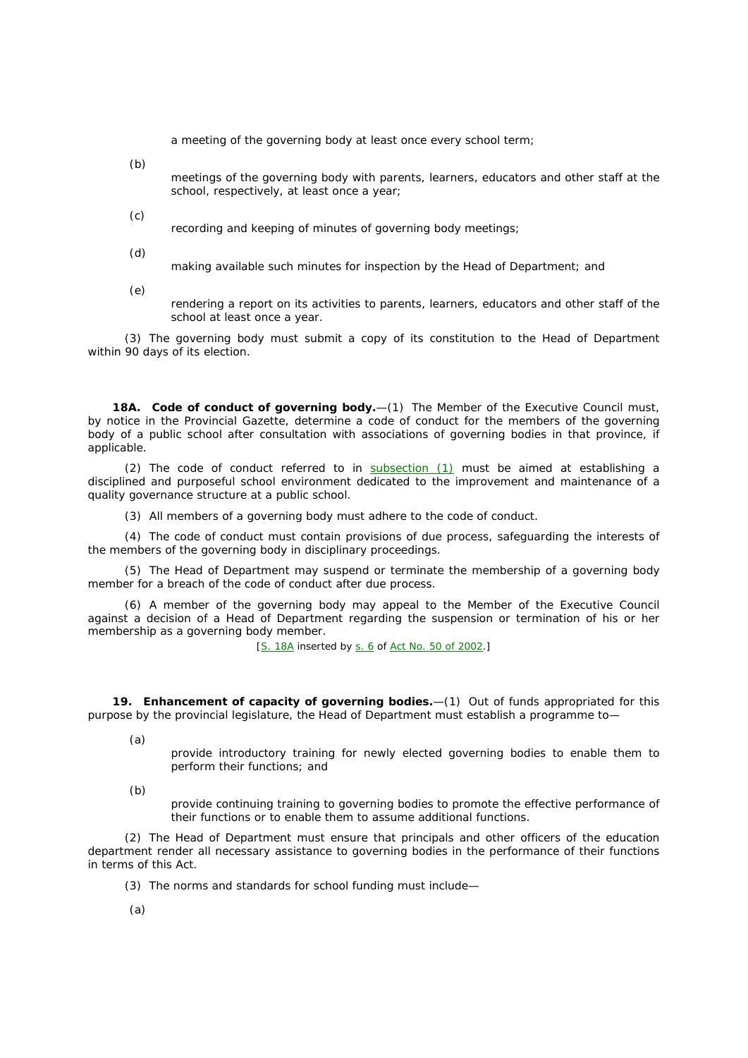a meeting of the governing body at least once every school term;

(b) meetings of the governing body with parents, learners, educators and other staff at the school, respectively, at least once a year;

(c) recording and keeping of minutes of governing body meetings;

(d) making available such minutes for inspection by the Head of Department; and

(e) rendering a report on its activities to parents, learners, educators and other staff of the school at least once a year.

(3) The governing body must submit a copy of its constitution to the Head of Department within 90 days of its election.

**18A. Code of conduct of governing body.**—(1) The Member of the Executive Council must, by notice in the Provincial Gazette, determine a code of conduct for the members of the governing body of a public school after consultation with associations of governing bodies in that province, if applicable.

(2) The code of conduct referred to in subsection (1) must be aimed at establishing a disciplined and purposeful school environment dedicated to the improvement and maintenance of a quality governance structure at a public school.

(3) All members of a governing body must adhere to the code of conduct.

(4) The code of conduct must contain provisions of due process, safeguarding the interests of the members of the governing body in disciplinary proceedings.

(5) The Head of Department may suspend or terminate the membership of a governing body member for a breach of the code of conduct after due process.

(6) A member of the governing body may appeal to the Member of the Executive Council against a decision of a Head of Department regarding the suspension or termination of his or her membership as a governing body member.

[S. 18A inserted by s. 6 of Act No. 50 of 2002.]

**19. Enhancement of capacity of governing bodies.**—(1) Out of funds appropriated for this purpose by the provincial legislature, the Head of Department must establish a programme to—

(a) provide introductory training for newly elected governing bodies to enable them to perform their functions; and

(b) provide continuing training to governing bodies to promote the effective performance of their functions or to enable them to assume additional functions.

(2) The Head of Department must ensure that principals and other officers of the education department render all necessary assistance to governing bodies in the performance of their functions in terms of this Act.

(3) The norms and standards for school funding must include—

(a)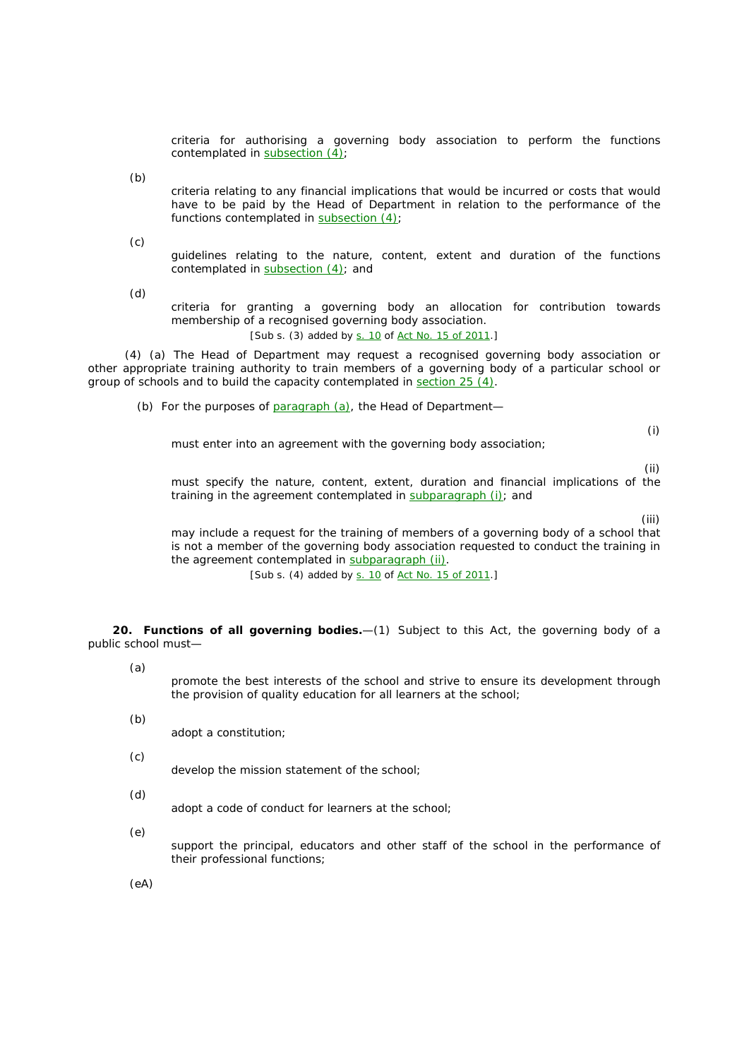criteria for authorising a governing body association to perform the functions contemplated in subsection (4);

(b) criteria relating to any financial implications that would be incurred or costs that would have to be paid by the Head of Department in relation to the performance of the functions contemplated in subsection (4);

(c) guidelines relating to the nature, content, extent and duration of the functions contemplated in subsection (4); and

(d) criteria for granting a governing body an allocation for contribution towards membership of a recognised governing body association.

[Sub s. (3) added by s. 10 of Act No. 15 of 2011.]

(4) (a) The Head of Department may request a recognised governing body association or other appropriate training authority to train members of a governing body of a particular school or group of schools and to build the capacity contemplated in section 25 (4).

(b) For the purposes of paragraph (a), the Head of Department—

(i) must enter into an agreement with the governing body association;

(ii) must specify the nature, content, extent, duration and financial implications of the training in the agreement contemplated in subparagraph (i); and

(iii) may include a request for the training of members of a governing body of a school that is not a member of the governing body association requested to conduct the training in the agreement contemplated in subparagraph (ii).

[Sub s. (4) added by s. 10 of Act No. 15 of 2011.]

**20. Functions of all governing bodies.**—(1) Subject to this Act, the governing body of a public school must—

(a) promote the best interests of the school and strive to ensure its development through the provision of quality education for all learners at the school;

(b) adopt a constitution;

(c) develop the mission statement of the school;

(d) adopt a code of conduct for learners at the school;

(e) support the principal, educators and other staff of the school in the performance of their professional functions;

(eA)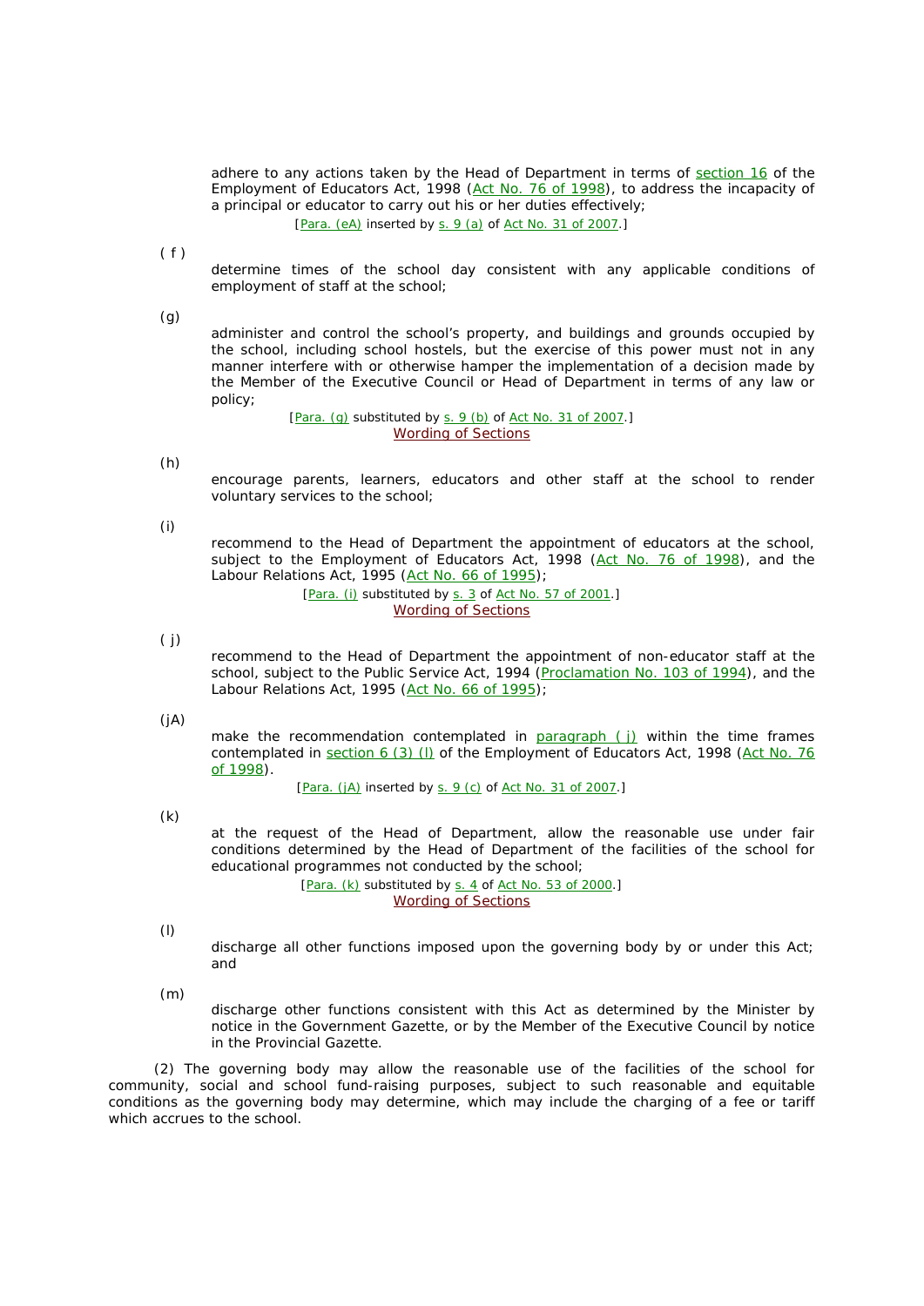adhere to any actions taken by the Head of Department in terms of section 16 of the Employment of Educators Act, 1998 (Act No. 76 of 1998), to address the incapacity of a principal or educator to carry out his or her duties effectively;

[Para. (eA) inserted by s. 9 (a) of Act No. 31 of 2007.]

( f )

determine times of the school day consistent with any applicable conditions of employment of staff at the school;

(g)

administer and control the school's property, and buildings and grounds occupied by the school, including school hostels, but the exercise of this power must not in any manner interfere with or otherwise hamper the implementation of a decision made by the Member of the Executive Council or Head of Department in terms of any law or policy;

[Para. (g) substituted by s. 9 (b) of Act No. 31 of 2007.]
Wording of Sections

(h)

encourage parents, learners, educators and other staff at the school to render voluntary services to the school;

(i)

recommend to the Head of Department the appointment of educators at the school, subject to the Employment of Educators Act, 1998 (Act No. 76 of 1998), and the Labour Relations Act, 1995 (Act No. 66 of 1995);

[Para. (i) substituted by s. 3 of Act No. 57 of 2001.]
Wording of Sections

( j)

recommend to the Head of Department the appointment of non-educator staff at the school, subject to the Public Service Act, 1994 (Proclamation No. 103 of 1994), and the Labour Relations Act, 1995 (Act No. 66 of 1995);

(jA)

make the recommendation contemplated in paragraph ( j) within the time frames contemplated in section 6 (3) (l) of the Employment of Educators Act, 1998 (Act No. 76 of 1998).

[Para. (jA) inserted by s. 9 (c) of Act No. 31 of 2007.]

(k)

at the request of the Head of Department, allow the reasonable use under fair conditions determined by the Head of Department of the facilities of the school for educational programmes not conducted by the school;

[Para. (k) substituted by s. 4 of Act No. 53 of 2000.]
Wording of Sections

(l)

discharge all other functions imposed upon the governing body by or under this Act; and

(m)

discharge other functions consistent with this Act as determined by the Minister by notice in the Government Gazette, or by the Member of the Executive Council by notice in the Provincial Gazette.

(2) The governing body may allow the reasonable use of the facilities of the school for community, social and school fund-raising purposes, subject to such reasonable and equitable conditions as the governing body may determine, which may include the charging of a fee or tariff which accrues to the school.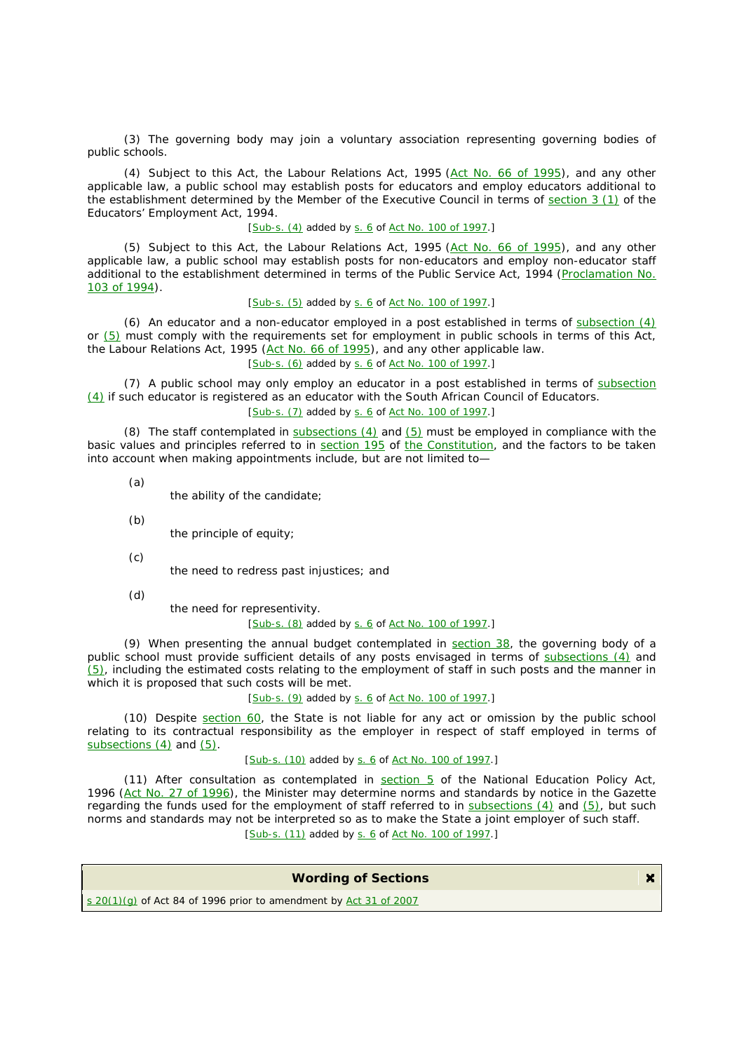(3) The governing body may join a voluntary association representing governing bodies of public schools.

(4) Subject to this Act, the Labour Relations Act, 1995 (Act No. 66 of 1995), and any other applicable law, a public school may establish posts for educators and employ educators additional to the establishment determined by the Member of the Executive Council in terms of section 3 (1) of the Educators' Employment Act, 1994.

[Sub-s. (4) added by s. 6 of Act No. 100 of 1997.]

(5) Subject to this Act, the Labour Relations Act, 1995 (Act No. 66 of 1995), and any other applicable law, a public school may establish posts for non-educators and employ non-educator staff additional to the establishment determined in terms of the Public Service Act, 1994 (Proclamation No. 103 of 1994).

[Sub-s. (5) added by s. 6 of Act No. 100 of 1997.]

(6) An educator and a non-educator employed in a post established in terms of subsection (4) or (5) must comply with the requirements set for employment in public schools in terms of this Act, the Labour Relations Act, 1995 (Act No. 66 of 1995), and any other applicable law.

[Sub-s. (6) added by s. 6 of Act No. 100 of 1997.]

(7) A public school may only employ an educator in a post established in terms of subsection (4) if such educator is registered as an educator with the South African Council of Educators.

[Sub-s. (7) added by s. 6 of Act No. 100 of 1997.]

(8) The staff contemplated in subsections (4) and (5) must be employed in compliance with the basic values and principles referred to in section 195 of the Constitution, and the factors to be taken into account when making appointments include, but are not limited to—

(a) the ability of the candidate;

(b) the principle of equity;

(c) the need to redress past injustices; and

(d) the need for representivity.

[Sub-s. (8) added by s. 6 of Act No. 100 of 1997.]

(9) When presenting the annual budget contemplated in section 38, the governing body of a public school must provide sufficient details of any posts envisaged in terms of subsections (4) and (5), including the estimated costs relating to the employment of staff in such posts and the manner in which it is proposed that such costs will be met.

[Sub-s. (9) added by s. 6 of Act No. 100 of 1997.]

(10) Despite section 60, the State is not liable for any act or omission by the public school relating to its contractual responsibility as the employer in respect of staff employed in terms of subsections (4) and (5).

[Sub-s. (10) added by s. 6 of Act No. 100 of 1997.]

(11) After consultation as contemplated in section 5 of the National Education Policy Act, 1996 (Act No. 27 of 1996), the Minister may determine norms and standards by notice in the Gazette regarding the funds used for the employment of staff referred to in subsections (4) and (5), but such norms and standards may not be interpreted so as to make the State a joint employer of such staff.

[Sub-s. (11) added by s. 6 of Act No. 100 of 1997.]

**Wording of Sections**

s 20(1)(g) of Act 84 of 1996 prior to amendment by Act 31 of 2007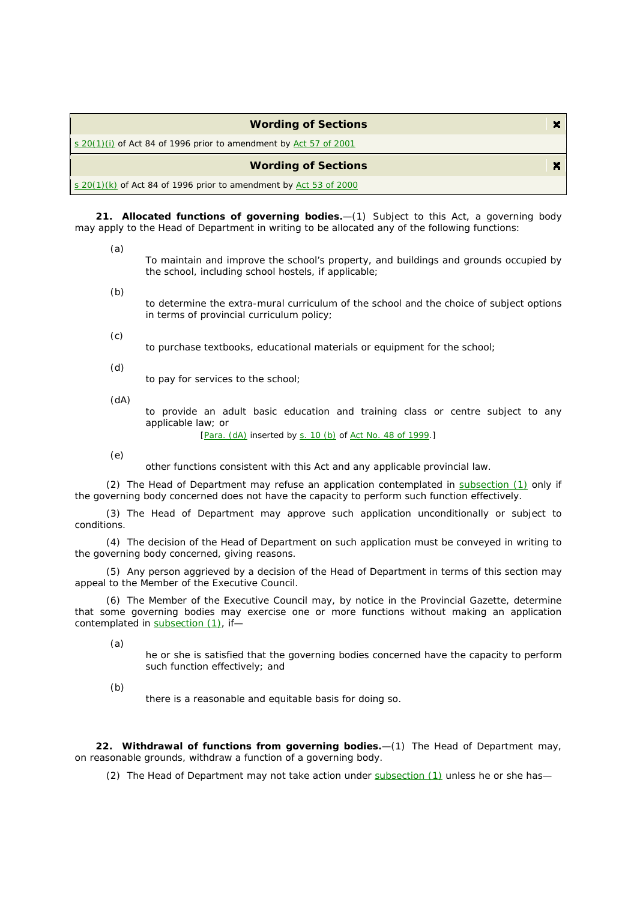**Wording of Sections**

s 20(1)(i) of Act 84 of 1996 prior to amendment by Act 57 of 2001

**Wording of Sections**

s 20(1)(k) of Act 84 of 1996 prior to amendment by Act 53 of 2000

**21. Allocated functions of governing bodies.**—(1) Subject to this Act, a governing body may apply to the Head of Department in writing to be allocated any of the following functions:

(a) To maintain and improve the school's property, and buildings and grounds occupied by the school, including school hostels, if applicable;

(b) to determine the extra-mural curriculum of the school and the choice of subject options in terms of provincial curriculum policy;

(c) to purchase textbooks, educational materials or equipment for the school;

(d) to pay for services to the school;

(dA) to provide an adult basic education and training class or centre subject to any applicable law; or

[Para. (dA) inserted by s. 10 (b) of Act No. 48 of 1999.]

(e) other functions consistent with this Act and any applicable provincial law.

(2) The Head of Department may refuse an application contemplated in subsection (1) only if the governing body concerned does not have the capacity to perform such function effectively.

(3) The Head of Department may approve such application unconditionally or subject to conditions.

(4) The decision of the Head of Department on such application must be conveyed in writing to the governing body concerned, giving reasons.

(5) Any person aggrieved by a decision of the Head of Department in terms of this section may appeal to the Member of the Executive Council.

(6) The Member of the Executive Council may, by notice in the Provincial Gazette, determine that some governing bodies may exercise one or more functions without making an application contemplated in subsection (1), if—

(a) he or she is satisfied that the governing bodies concerned have the capacity to perform such function effectively; and

(b) there is a reasonable and equitable basis for doing so.

**22. Withdrawal of functions from governing bodies.**—(1) The Head of Department may, on reasonable grounds, withdraw a function of a governing body.

(2) The Head of Department may not take action under subsection (1) unless he or she has—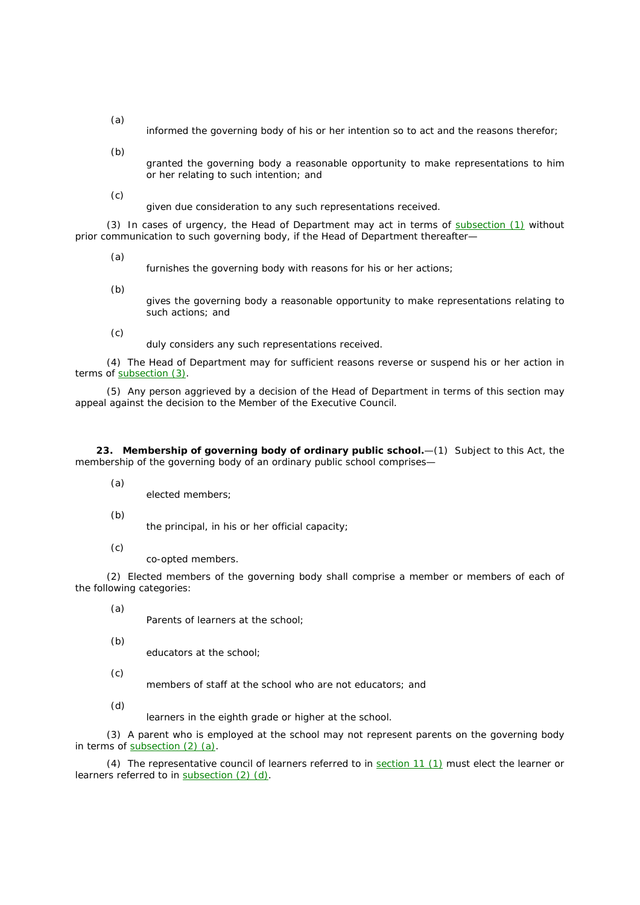(a) informed the governing body of his or her intention so to act and the reasons therefor;

(b) granted the governing body a reasonable opportunity to make representations to him or her relating to such intention; and

(c) given due consideration to any such representations received.

(3) In cases of urgency, the Head of Department may act in terms of subsection (1) without prior communication to such governing body, if the Head of Department thereafter—

(a) furnishes the governing body with reasons for his or her actions;

(b) gives the governing body a reasonable opportunity to make representations relating to such actions; and

(c) duly considers any such representations received.

(4) The Head of Department may for sufficient reasons reverse or suspend his or her action in terms of subsection (3).

(5) Any person aggrieved by a decision of the Head of Department in terms of this section may appeal against the decision to the Member of the Executive Council.

**23. Membership of governing body of ordinary public school.**—(1) Subject to this Act, the membership of the governing body of an ordinary public school comprises—

(a) elected members;

(b) the principal, in his or her official capacity;

(c) co-opted members.

(2) Elected members of the governing body shall comprise a member or members of each of the following categories:

(a) Parents of learners at the school;

(b) educators at the school;

(c) members of staff at the school who are not educators; and

(d) learners in the eighth grade or higher at the school.

(3) A parent who is employed at the school may not represent parents on the governing body in terms of subsection (2) (a).

(4) The representative council of learners referred to in section 11 (1) must elect the learner or learners referred to in subsection (2) (d).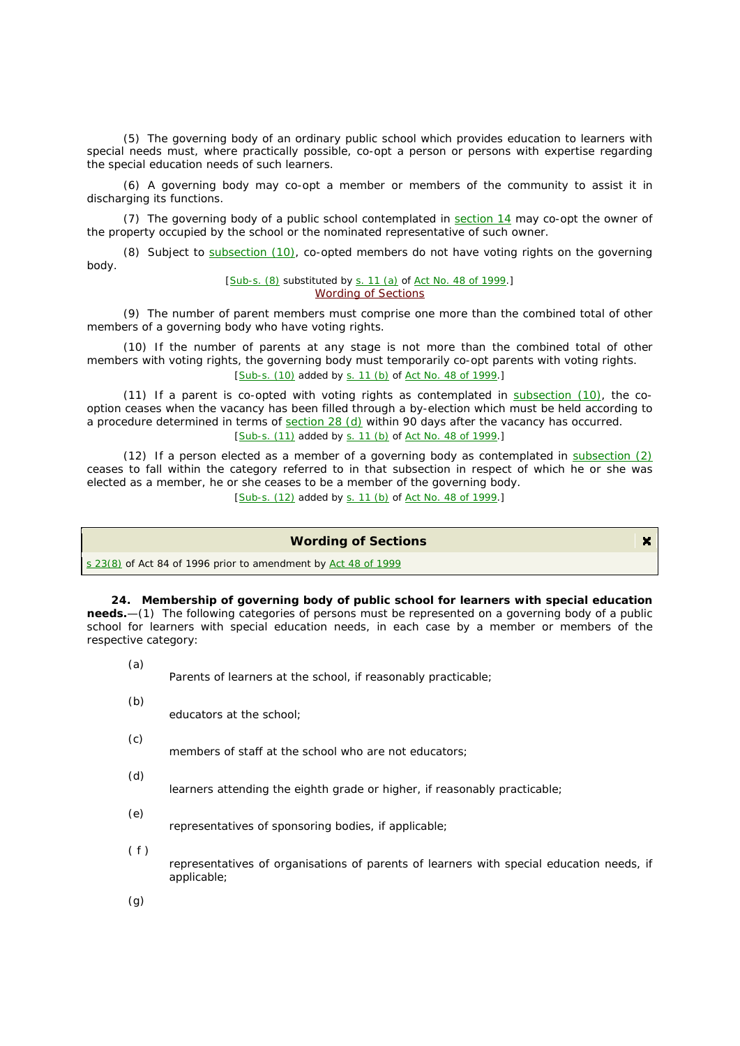(5) The governing body of an ordinary public school which provides education to learners with special needs must, where practically possible, co-opt a person or persons with expertise regarding the special education needs of such learners.

(6) A governing body may co-opt a member or members of the community to assist it in discharging its functions.

(7) The governing body of a public school contemplated in section 14 may co-opt the owner of the property occupied by the school or the nominated representative of such owner.

(8) Subject to subsection (10), co-opted members do not have voting rights on the governing body.

[Sub-s. (8) substituted by s. 11 (a) of Act No. 48 of 1999.]
Wording of Sections

(9) The number of parent members must comprise one more than the combined total of other members of a governing body who have voting rights.

(10) If the number of parents at any stage is not more than the combined total of other members with voting rights, the governing body must temporarily co-opt parents with voting rights.

[Sub-s. (10) added by s. 11 (b) of Act No. 48 of 1999.]

(11) If a parent is co-opted with voting rights as contemplated in subsection (10), the co-option ceases when the vacancy has been filled through a by-election which must be held according to a procedure determined in terms of section 28 (d) within 90 days after the vacancy has occurred.

[Sub-s. (11) added by s. 11 (b) of Act No. 48 of 1999.]

(12) If a person elected as a member of a governing body as contemplated in subsection (2) ceases to fall within the category referred to in that subsection in respect of which he or she was elected as a member, he or she ceases to be a member of the governing body.

[Sub-s. (12) added by s. 11 (b) of Act No. 48 of 1999.]

| Wording of Sections |
|---|
| s 23(8) of Act 84 of 1996 prior to amendment by Act 48 of 1999 |

**24. Membership of governing body of public school for learners with special education needs.**—(1) The following categories of persons must be represented on a governing body of a public school for learners with special education needs, in each case by a member or members of the respective category:

(a) Parents of learners at the school, if reasonably practicable;

(b) educators at the school;

(c) members of staff at the school who are not educators;

(d) learners attending the eighth grade or higher, if reasonably practicable;

(e) representatives of sponsoring bodies, if applicable;

(f) representatives of organisations of parents of learners with special education needs, if applicable;

(g)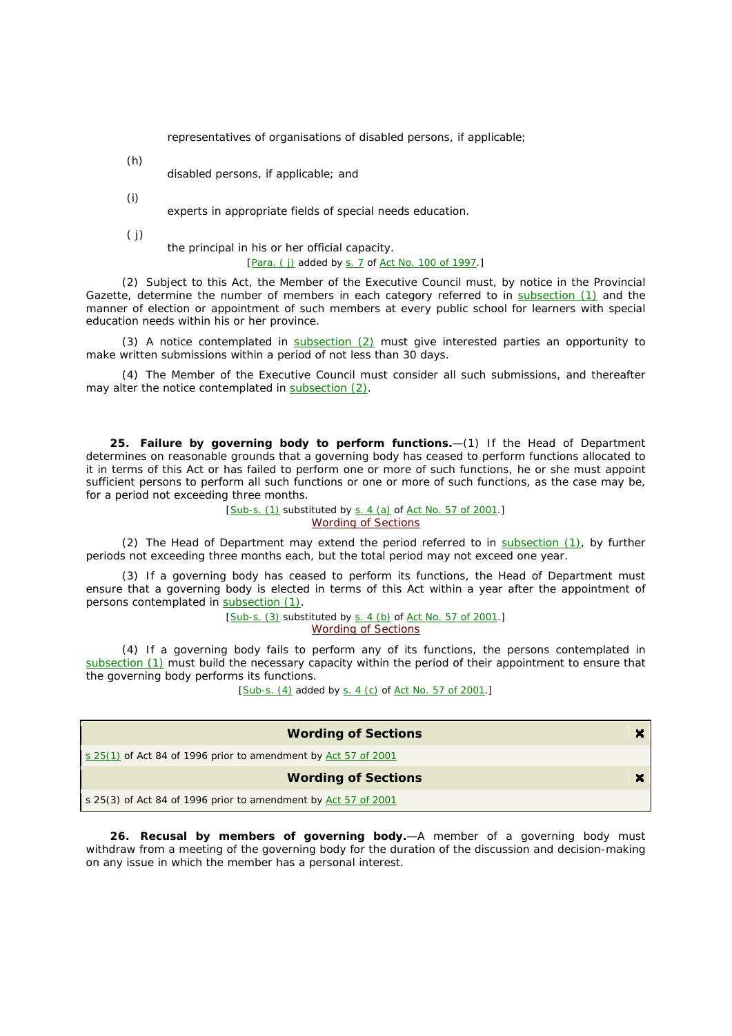representatives of organisations of disabled persons, if applicable;

(h) disabled persons, if applicable; and

(i) experts in appropriate fields of special needs education.

( j) the principal in his or her official capacity.

[Para. ( j) added by s. 7 of Act No. 100 of 1997.]

(2) Subject to this Act, the Member of the Executive Council must, by notice in the Provincial Gazette, determine the number of members in each category referred to in subsection (1) and the manner of election or appointment of such members at every public school for learners with special education needs within his or her province.

(3) A notice contemplated in subsection (2) must give interested parties an opportunity to make written submissions within a period of not less than 30 days.

(4) The Member of the Executive Council must consider all such submissions, and thereafter may alter the notice contemplated in subsection (2).

**25. Failure by governing body to perform functions.**—(1) If the Head of Department determines on reasonable grounds that a governing body has ceased to perform functions allocated to it in terms of this Act or has failed to perform one or more of such functions, he or she must appoint sufficient persons to perform all such functions or one or more of such functions, as the case may be, for a period not exceeding three months.

[Sub-s. (1) substituted by s. 4 (a) of Act No. 57 of 2001.]

Wording of Sections

(2) The Head of Department may extend the period referred to in subsection (1), by further periods not exceeding three months each, but the total period may not exceed one year.

(3) If a governing body has ceased to perform its functions, the Head of Department must ensure that a governing body is elected in terms of this Act within a year after the appointment of persons contemplated in subsection (1).

[Sub-s. (3) substituted by s. 4 (b) of Act No. 57 of 2001.]

Wording of Sections

(4) If a governing body fails to perform any of its functions, the persons contemplated in subsection (1) must build the necessary capacity within the period of their appointment to ensure that the governing body performs its functions.

[Sub-s. (4) added by s. 4 (c) of Act No. 57 of 2001.]

**Wording of Sections**

s 25(1) of Act 84 of 1996 prior to amendment by Act 57 of 2001

**Wording of Sections**

s 25(3) of Act 84 of 1996 prior to amendment by Act 57 of 2001

**26. Recusal by members of governing body.**—A member of a governing body must withdraw from a meeting of the governing body for the duration of the discussion and decision-making on any issue in which the member has a personal interest.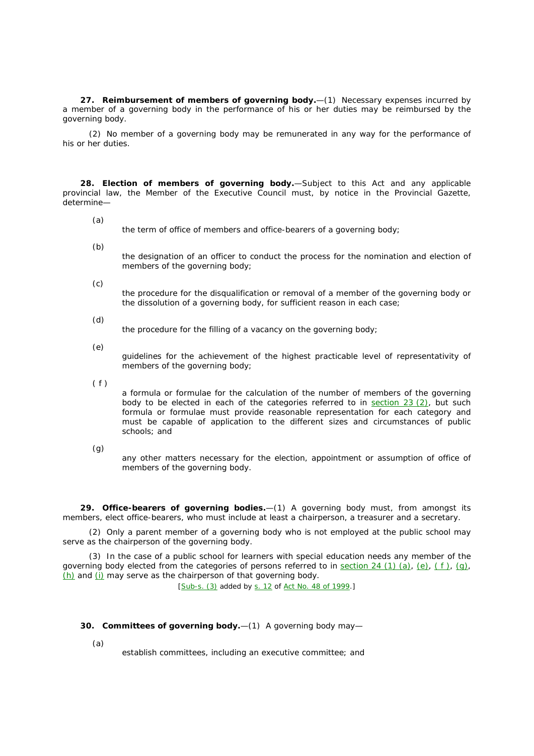**27. Reimbursement of members of governing body.**—(1) Necessary expenses incurred by a member of a governing body in the performance of his or her duties may be reimbursed by the governing body.

(2) No member of a governing body may be remunerated in any way for the performance of his or her duties.

**28. Election of members of governing body.**—Subject to this Act and any applicable provincial law, the Member of the Executive Council must, by notice in the Provincial Gazette, determine—

(a) the term of office of members and office-bearers of a governing body;

(b) the designation of an officer to conduct the process for the nomination and election of members of the governing body;

(c) the procedure for the disqualification or removal of a member of the governing body or the dissolution of a governing body, for sufficient reason in each case;

(d) the procedure for the filling of a vacancy on the governing body;

(e) guidelines for the achievement of the highest practicable level of representativity of members of the governing body;

( f ) a formula or formulae for the calculation of the number of members of the governing body to be elected in each of the categories referred to in section 23 (2), but such formula or formulae must provide reasonable representation for each category and must be capable of application to the different sizes and circumstances of public schools; and

(g) any other matters necessary for the election, appointment or assumption of office of members of the governing body.

**29. Office-bearers of governing bodies.**—(1) A governing body must, from amongst its members, elect office-bearers, who must include at least a chairperson, a treasurer and a secretary.

(2) Only a parent member of a governing body who is not employed at the public school may serve as the chairperson of the governing body.

(3) In the case of a public school for learners with special education needs any member of the governing body elected from the categories of persons referred to in section 24 (1) (a), (e), ( f ), (g), (h) and (i) may serve as the chairperson of that governing body.

[Sub-s. (3) added by s. 12 of Act No. 48 of 1999.]

**30. Committees of governing body.**—(1) A governing body may—

(a) establish committees, including an executive committee; and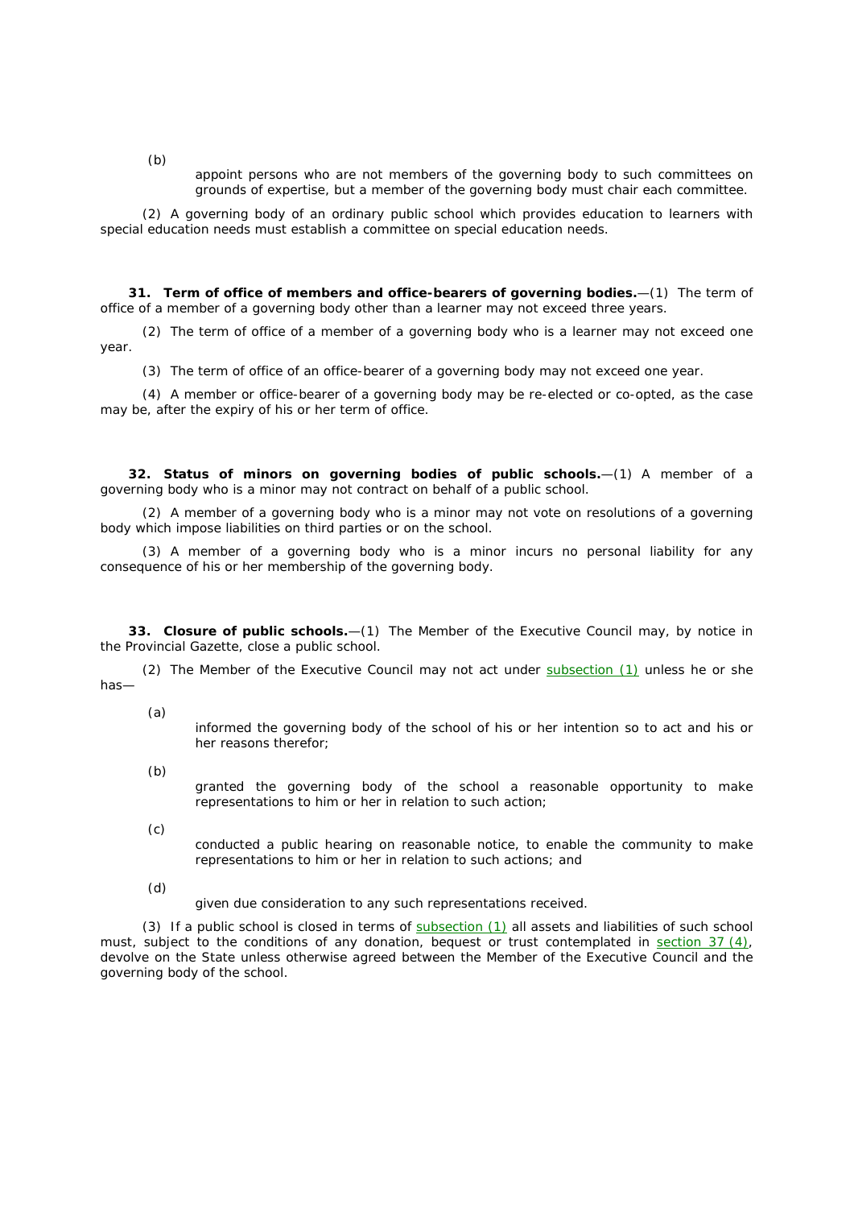(b) appoint persons who are not members of the governing body to such committees on grounds of expertise, but a member of the governing body must chair each committee.

(2) A governing body of an ordinary public school which provides education to learners with special education needs must establish a committee on special education needs.

**31. Term of office of members and office-bearers of governing bodies.**—(1) The term of office of a member of a governing body other than a learner may not exceed three years.

(2) The term of office of a member of a governing body who is a learner may not exceed one year.

(3) The term of office of an office-bearer of a governing body may not exceed one year.

(4) A member or office-bearer of a governing body may be re-elected or co-opted, as the case may be, after the expiry of his or her term of office.

**32. Status of minors on governing bodies of public schools.**—(1) A member of a governing body who is a minor may not contract on behalf of a public school.

(2) A member of a governing body who is a minor may not vote on resolutions of a governing body which impose liabilities on third parties or on the school.

(3) A member of a governing body who is a minor incurs no personal liability for any consequence of his or her membership of the governing body.

**33. Closure of public schools.**—(1) The Member of the Executive Council may, by notice in the Provincial Gazette, close a public school.

(2) The Member of the Executive Council may not act under subsection (1) unless he or she has—

(a) informed the governing body of the school of his or her intention so to act and his or her reasons therefor;

(b) granted the governing body of the school a reasonable opportunity to make representations to him or her in relation to such action;

(c) conducted a public hearing on reasonable notice, to enable the community to make representations to him or her in relation to such actions; and

(d) given due consideration to any such representations received.

(3) If a public school is closed in terms of subsection (1) all assets and liabilities of such school must, subject to the conditions of any donation, bequest or trust contemplated in section 37 (4), devolve on the State unless otherwise agreed between the Member of the Executive Council and the governing body of the school.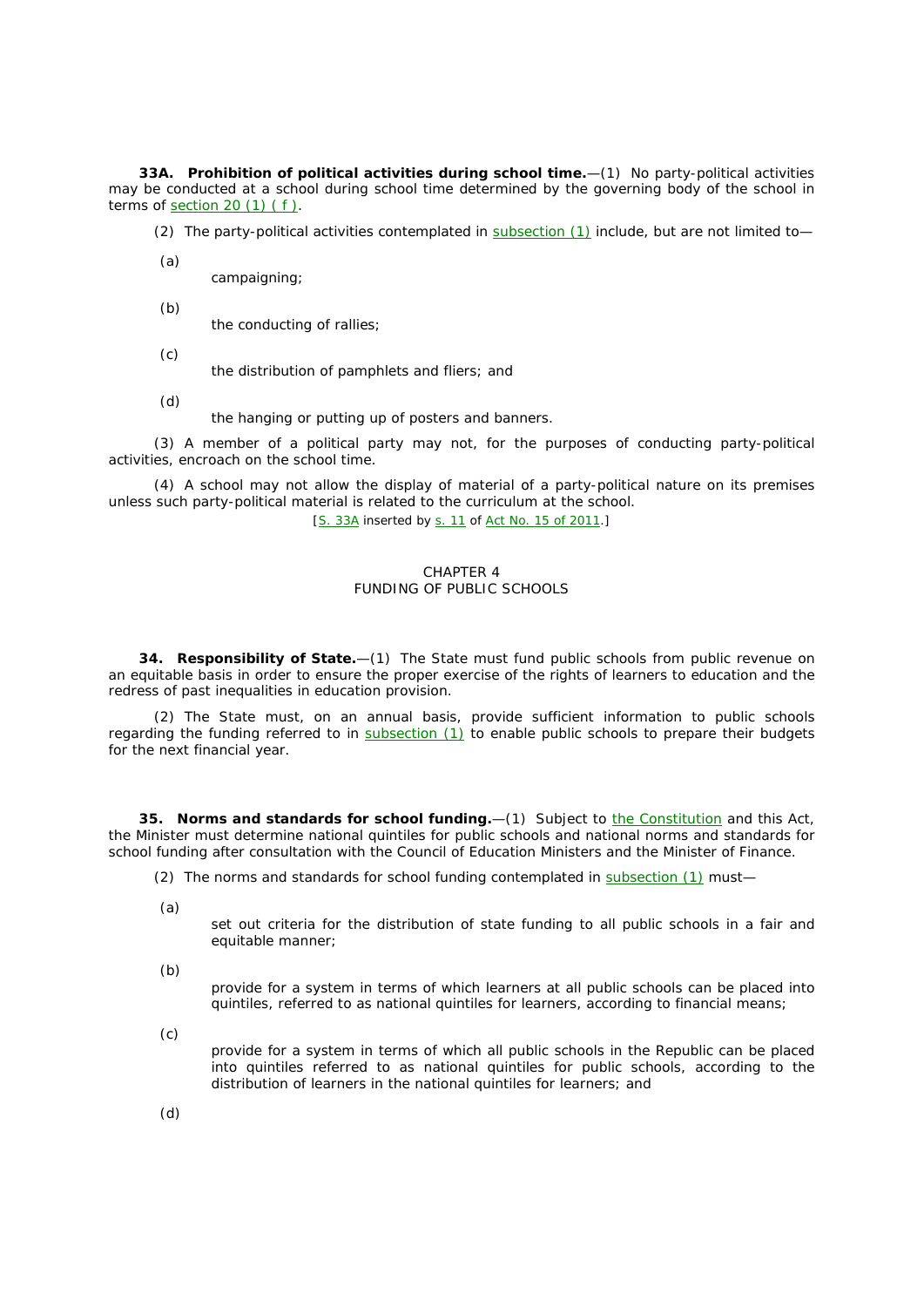**33A. Prohibition of political activities during school time.**—(1) No party-political activities may be conducted at a school during school time determined by the governing body of the school in terms of section 20 (1) ( f ).

(2) The party-political activities contemplated in subsection (1) include, but are not limited to—

(a) campaigning;

(b) the conducting of rallies;

(c) the distribution of pamphlets and fliers; and

(d) the hanging or putting up of posters and banners.

(3) A member of a political party may not, for the purposes of conducting party-political activities, encroach on the school time.

(4) A school may not allow the display of material of a party-political nature on its premises unless such party-political material is related to the curriculum at the school.

[S. 33A inserted by s. 11 of Act No. 15 of 2011.]

## CHAPTER 4
## FUNDING OF PUBLIC SCHOOLS

**34. Responsibility of State.**—(1) The State must fund public schools from public revenue on an equitable basis in order to ensure the proper exercise of the rights of learners to education and the redress of past inequalities in education provision.

(2) The State must, on an annual basis, provide sufficient information to public schools regarding the funding referred to in subsection (1) to enable public schools to prepare their budgets for the next financial year.

**35. Norms and standards for school funding.**—(1) Subject to the Constitution and this Act, the Minister must determine national quintiles for public schools and national norms and standards for school funding after consultation with the Council of Education Ministers and the Minister of Finance.

(2) The norms and standards for school funding contemplated in subsection (1) must—

(a) set out criteria for the distribution of state funding to all public schools in a fair and equitable manner;

(b) provide for a system in terms of which learners at all public schools can be placed into quintiles, referred to as national quintiles for learners, according to financial means;

(c) provide for a system in terms of which all public schools in the Republic can be placed into quintiles referred to as national quintiles for public schools, according to the distribution of learners in the national quintiles for learners; and

(d)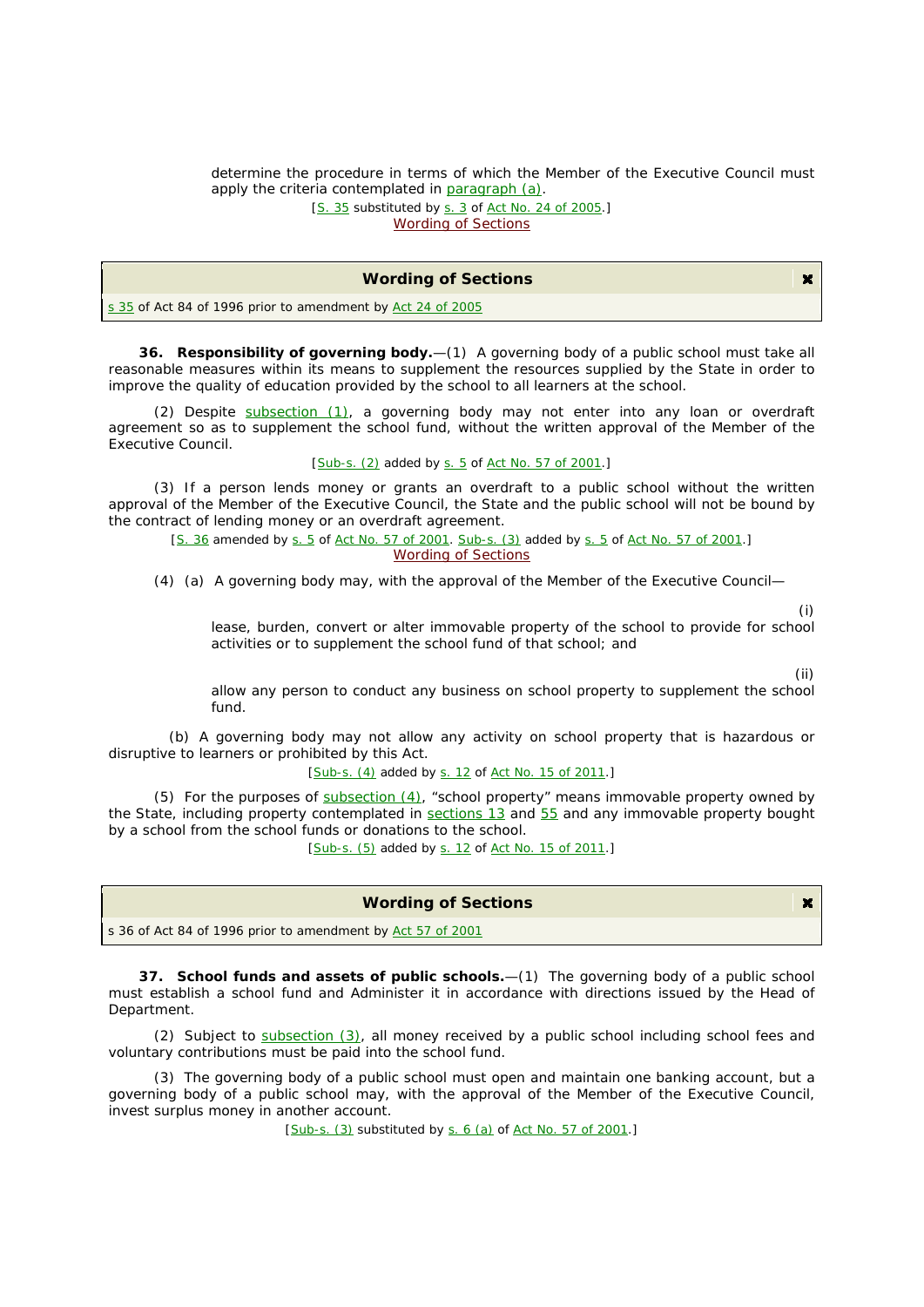determine the procedure in terms of which the Member of the Executive Council must apply the criteria contemplated in paragraph (a).

[S. 35 substituted by s. 3 of Act No. 24 of 2005.]

Wording of Sections

**Wording of Sections**

s 35 of Act 84 of 1996 prior to amendment by Act 24 of 2005

**36. Responsibility of governing body.**—(1) A governing body of a public school must take all reasonable measures within its means to supplement the resources supplied by the State in order to improve the quality of education provided by the school to all learners at the school.

(2) Despite subsection (1), a governing body may not enter into any loan or overdraft agreement so as to supplement the school fund, without the written approval of the Member of the Executive Council.

[Sub-s. (2) added by s. 5 of Act No. 57 of 2001.]

(3) If a person lends money or grants an overdraft to a public school without the written approval of the Member of the Executive Council, the State and the public school will not be bound by the contract of lending money or an overdraft agreement.

[S. 36 amended by s. 5 of Act No. 57 of 2001. Sub-s. (3) added by s. 5 of Act No. 57 of 2001.]

Wording of Sections

(4) (a) A governing body may, with the approval of the Member of the Executive Council—

(i) lease, burden, convert or alter immovable property of the school to provide for school activities or to supplement the school fund of that school; and

(ii) allow any person to conduct any business on school property to supplement the school fund.

(b) A governing body may not allow any activity on school property that is hazardous or disruptive to learners or prohibited by this Act.

[Sub-s. (4) added by s. 12 of Act No. 15 of 2011.]

(5) For the purposes of subsection (4), "school property" means immovable property owned by the State, including property contemplated in sections 13 and 55 and any immovable property bought by a school from the school funds or donations to the school.

[Sub-s. (5) added by s. 12 of Act No. 15 of 2011.]

**Wording of Sections**

s 36 of Act 84 of 1996 prior to amendment by Act 57 of 2001

**37. School funds and assets of public schools.**—(1) The governing body of a public school must establish a school fund and Administer it in accordance with directions issued by the Head of Department.

(2) Subject to subsection (3), all money received by a public school including school fees and voluntary contributions must be paid into the school fund.

(3) The governing body of a public school must open and maintain one banking account, but a governing body of a public school may, with the approval of the Member of the Executive Council, invest surplus money in another account.

[Sub-s. (3) substituted by s. 6 (a) of Act No. 57 of 2001.]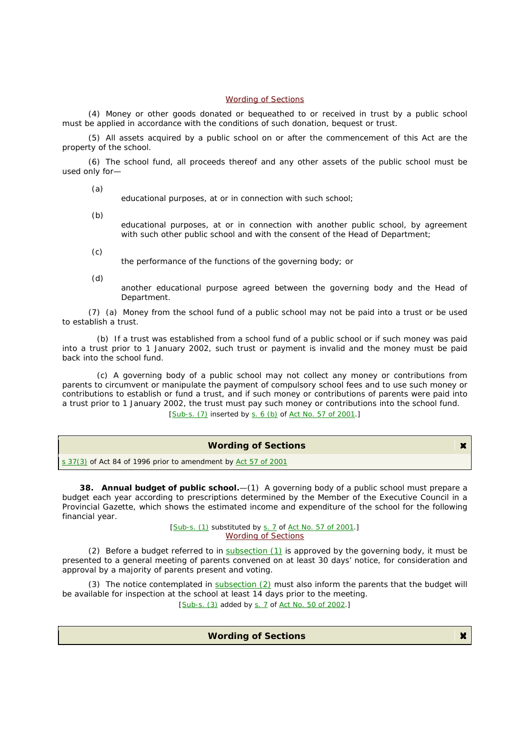Wording of Sections

(4) Money or other goods donated or bequeathed to or received in trust by a public school must be applied in accordance with the conditions of such donation, bequest or trust.

(5) All assets acquired by a public school on or after the commencement of this Act are the property of the school.

(6) The school fund, all proceeds thereof and any other assets of the public school must be used only for—

(a) educational purposes, at or in connection with such school;

(b) educational purposes, at or in connection with another public school, by agreement with such other public school and with the consent of the Head of Department;

(c) the performance of the functions of the governing body; or

(d) another educational purpose agreed between the governing body and the Head of Department.

(7) (a) Money from the school fund of a public school may not be paid into a trust or be used to establish a trust.

(b) If a trust was established from a school fund of a public school or if such money was paid into a trust prior to 1 January 2002, such trust or payment is invalid and the money must be paid back into the school fund.

(c) A governing body of a public school may not collect any money or contributions from parents to circumvent or manipulate the payment of compulsory school fees and to use such money or contributions to establish or fund a trust, and if such money or contributions of parents were paid into a trust prior to 1 January 2002, the trust must pay such money or contributions into the school fund.

[Sub-s. (7) inserted by s. 6 (b) of Act No. 57 of 2001.]

**Wording of Sections**

s 37(3) of Act 84 of 1996 prior to amendment by Act 57 of 2001

**38. Annual budget of public school.**—(1) A governing body of a public school must prepare a budget each year according to prescriptions determined by the Member of the Executive Council in a Provincial Gazette, which shows the estimated income and expenditure of the school for the following financial year.

[Sub-s. (1) substituted by s. 7 of Act No. 57 of 2001.]

Wording of Sections

(2) Before a budget referred to in subsection (1) is approved by the governing body, it must be presented to a general meeting of parents convened on at least 30 days' notice, for consideration and approval by a majority of parents present and voting.

(3) The notice contemplated in subsection (2) must also inform the parents that the budget will be available for inspection at the school at least 14 days prior to the meeting.

[Sub-s. (3) added by s. 7 of Act No. 50 of 2002.]

**Wording of Sections**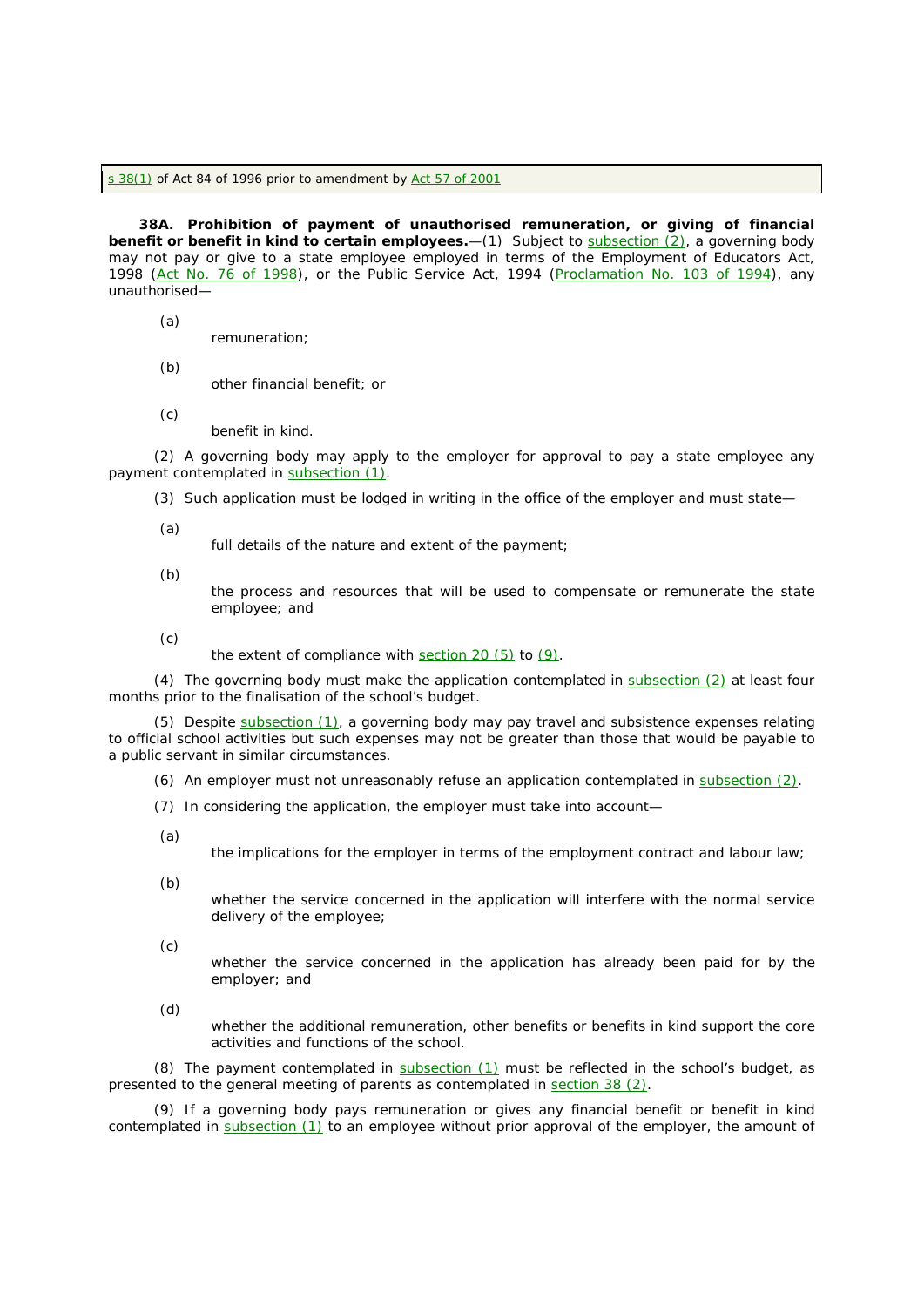s 38(1) of Act 84 of 1996 prior to amendment by Act 57 of 2001

**38A. Prohibition of payment of unauthorised remuneration, or giving of financial benefit or benefit in kind to certain employees.**—(1) Subject to subsection (2), a governing body may not pay or give to a state employee employed in terms of the Employment of Educators Act, 1998 (Act No. 76 of 1998), or the Public Service Act, 1994 (Proclamation No. 103 of 1994), any unauthorised—

(a) remuneration;

(b) other financial benefit; or

(c) benefit in kind.

(2) A governing body may apply to the employer for approval to pay a state employee any payment contemplated in subsection (1).

(3) Such application must be lodged in writing in the office of the employer and must state—

(a) full details of the nature and extent of the payment;

(b) the process and resources that will be used to compensate or remunerate the state employee; and

(c) the extent of compliance with section 20 (5) to (9).

(4) The governing body must make the application contemplated in subsection (2) at least four months prior to the finalisation of the school's budget.

(5) Despite subsection (1), a governing body may pay travel and subsistence expenses relating to official school activities but such expenses may not be greater than those that would be payable to a public servant in similar circumstances.

(6) An employer must not unreasonably refuse an application contemplated in subsection (2).

(7) In considering the application, the employer must take into account—

(a) the implications for the employer in terms of the employment contract and labour law;

(b) whether the service concerned in the application will interfere with the normal service delivery of the employee;

(c) whether the service concerned in the application has already been paid for by the employer; and

(d) whether the additional remuneration, other benefits or benefits in kind support the core activities and functions of the school.

(8) The payment contemplated in subsection (1) must be reflected in the school's budget, as presented to the general meeting of parents as contemplated in section 38 (2).

(9) If a governing body pays remuneration or gives any financial benefit or benefit in kind contemplated in subsection (1) to an employee without prior approval of the employer, the amount of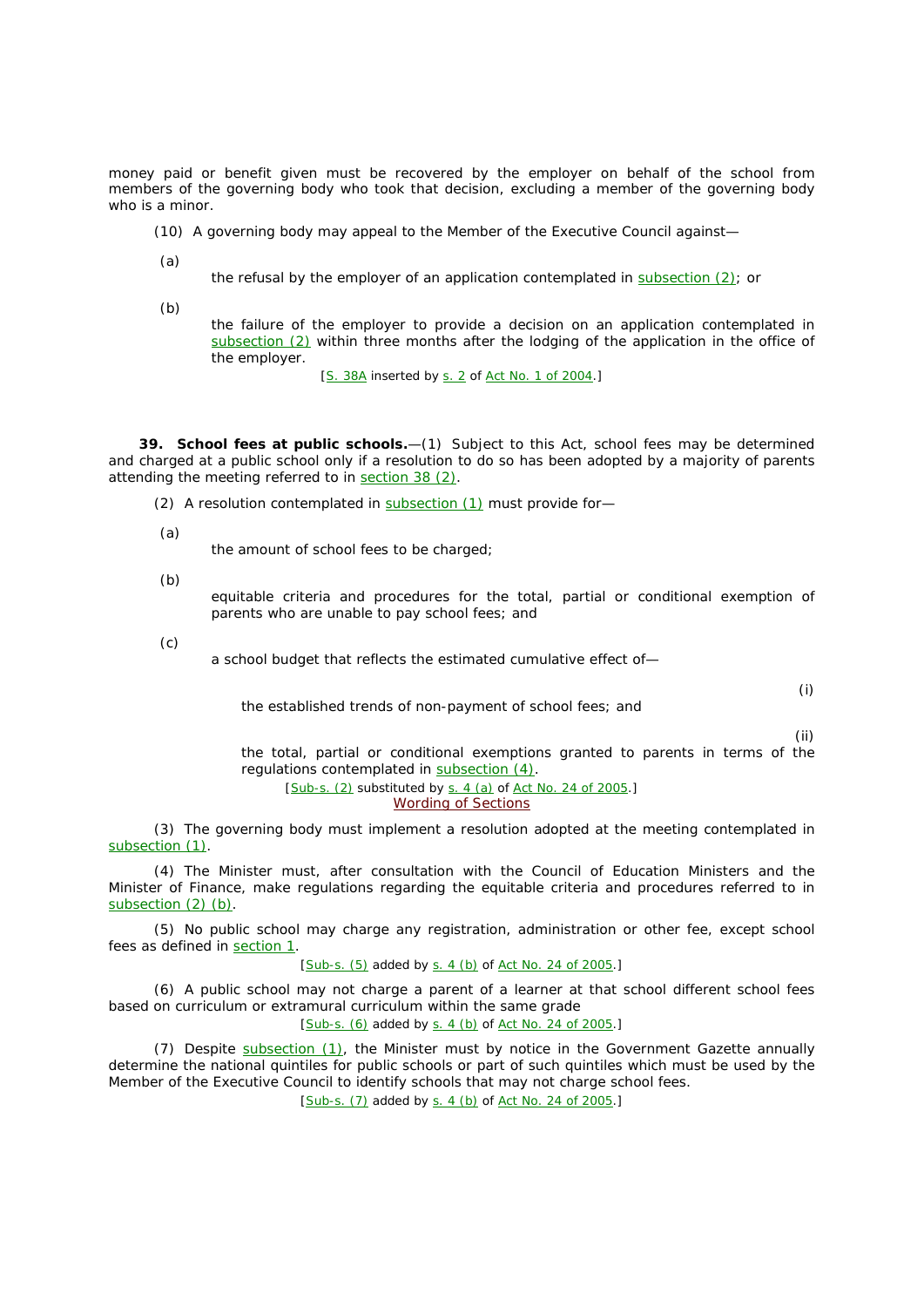money paid or benefit given must be recovered by the employer on behalf of the school from members of the governing body who took that decision, excluding a member of the governing body who is a minor.

(10) A governing body may appeal to the Member of the Executive Council against—

(a) the refusal by the employer of an application contemplated in subsection (2); or

(b) the failure of the employer to provide a decision on an application contemplated in subsection (2) within three months after the lodging of the application in the office of the employer.

[S. 38A inserted by s. 2 of Act No. 1 of 2004.]

**39. School fees at public schools.**—(1) Subject to this Act, school fees may be determined and charged at a public school only if a resolution to do so has been adopted by a majority of parents attending the meeting referred to in section 38 (2).

(2) A resolution contemplated in subsection (1) must provide for—

(a) the amount of school fees to be charged;

(b) equitable criteria and procedures for the total, partial or conditional exemption of parents who are unable to pay school fees; and

(c) a school budget that reflects the estimated cumulative effect of—

(i) the established trends of non-payment of school fees; and

(ii) the total, partial or conditional exemptions granted to parents in terms of the regulations contemplated in subsection (4).

[Sub-s. (2) substituted by s. 4 (a) of Act No. 24 of 2005.]

Wording of Sections

(3) The governing body must implement a resolution adopted at the meeting contemplated in subsection (1).

(4) The Minister must, after consultation with the Council of Education Ministers and the Minister of Finance, make regulations regarding the equitable criteria and procedures referred to in subsection (2) (b).

(5) No public school may charge any registration, administration or other fee, except school fees as defined in section 1.

[Sub-s. (5) added by s. 4 (b) of Act No. 24 of 2005.]

(6) A public school may not charge a parent of a learner at that school different school fees based on curriculum or extramural curriculum within the same grade

[Sub-s. (6) added by s. 4 (b) of Act No. 24 of 2005.]

(7) Despite subsection (1), the Minister must by notice in the Government Gazette annually determine the national quintiles for public schools or part of such quintiles which must be used by the Member of the Executive Council to identify schools that may not charge school fees.

[Sub-s. (7) added by s. 4 (b) of Act No. 24 of 2005.]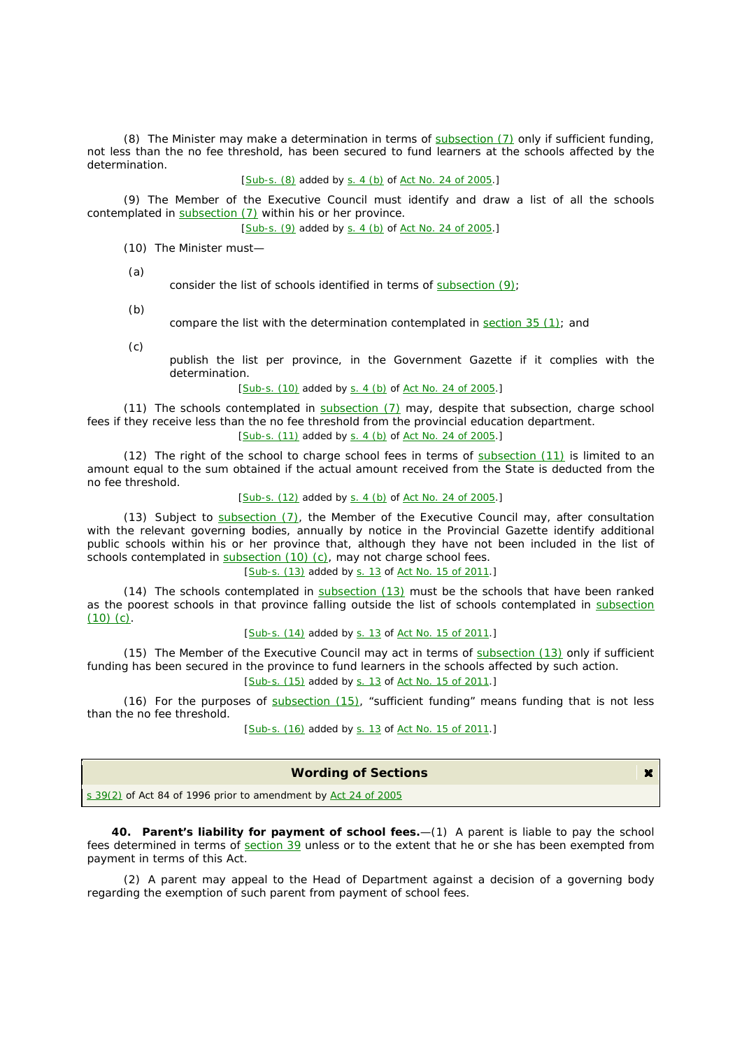(8) The Minister may make a determination in terms of subsection (7) only if sufficient funding, not less than the no fee threshold, has been secured to fund learners at the schools affected by the determination.

[Sub-s. (8) added by s. 4 (b) of Act No. 24 of 2005.]

(9) The Member of the Executive Council must identify and draw a list of all the schools contemplated in subsection (7) within his or her province.

[Sub-s. (9) added by s. 4 (b) of Act No. 24 of 2005.]

(10) The Minister must—

(a) consider the list of schools identified in terms of subsection (9);

(b) compare the list with the determination contemplated in section 35 (1); and

(c) publish the list per province, in the Government Gazette if it complies with the determination.

[Sub-s. (10) added by s. 4 (b) of Act No. 24 of 2005.]

(11) The schools contemplated in subsection (7) may, despite that subsection, charge school fees if they receive less than the no fee threshold from the provincial education department.

[Sub-s. (11) added by s. 4 (b) of Act No. 24 of 2005.]

(12) The right of the school to charge school fees in terms of subsection (11) is limited to an amount equal to the sum obtained if the actual amount received from the State is deducted from the no fee threshold.

[Sub-s. (12) added by s. 4 (b) of Act No. 24 of 2005.]

(13) Subject to subsection (7), the Member of the Executive Council may, after consultation with the relevant governing bodies, annually by notice in the Provincial Gazette identify additional public schools within his or her province that, although they have not been included in the list of schools contemplated in subsection (10) (c), may not charge school fees.

[Sub-s. (13) added by s. 13 of Act No. 15 of 2011.]

(14) The schools contemplated in subsection (13) must be the schools that have been ranked as the poorest schools in that province falling outside the list of schools contemplated in subsection (10) (c).

[Sub-s. (14) added by s. 13 of Act No. 15 of 2011.]

(15) The Member of the Executive Council may act in terms of subsection (13) only if sufficient funding has been secured in the province to fund learners in the schools affected by such action.

[Sub-s. (15) added by s. 13 of Act No. 15 of 2011.]

(16) For the purposes of subsection (15), "sufficient funding" means funding that is not less than the no fee threshold.

[Sub-s. (16) added by s. 13 of Act No. 15 of 2011.]

**Wording of Sections**

s 39(2) of Act 84 of 1996 prior to amendment by Act 24 of 2005

**40. Parent's liability for payment of school fees.**—(1) A parent is liable to pay the school fees determined in terms of section 39 unless or to the extent that he or she has been exempted from payment in terms of this Act.

(2) A parent may appeal to the Head of Department against a decision of a governing body regarding the exemption of such parent from payment of school fees.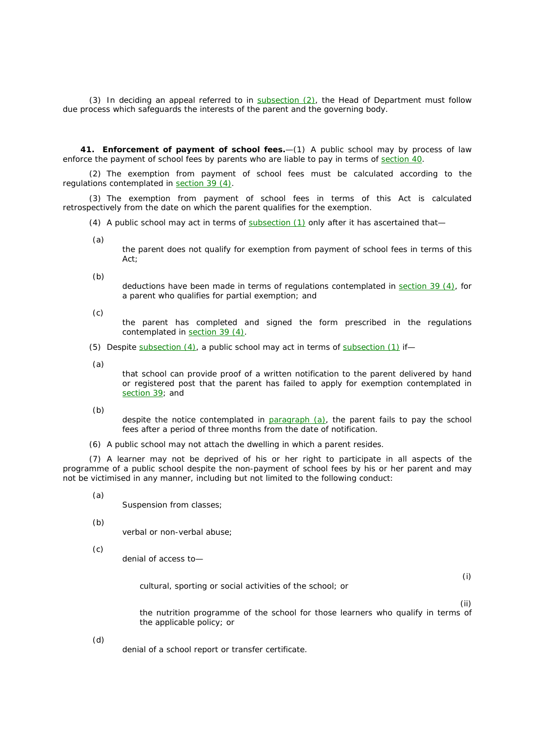(3) In deciding an appeal referred to in subsection (2), the Head of Department must follow due process which safeguards the interests of the parent and the governing body.

**41. Enforcement of payment of school fees.**—(1) A public school may by process of law enforce the payment of school fees by parents who are liable to pay in terms of section 40.

(2) The exemption from payment of school fees must be calculated according to the regulations contemplated in section 39 (4).

(3) The exemption from payment of school fees in terms of this Act is calculated retrospectively from the date on which the parent qualifies for the exemption.

(4) A public school may act in terms of subsection (1) only after it has ascertained that—

(a) the parent does not qualify for exemption from payment of school fees in terms of this Act;

(b) deductions have been made in terms of regulations contemplated in section 39 (4), for a parent who qualifies for partial exemption; and

(c) the parent has completed and signed the form prescribed in the regulations contemplated in section 39 (4).

(5) Despite subsection (4), a public school may act in terms of subsection (1) if—

(a) that school can provide proof of a written notification to the parent delivered by hand or registered post that the parent has failed to apply for exemption contemplated in section 39; and

(b) despite the notice contemplated in paragraph (a), the parent fails to pay the school fees after a period of three months from the date of notification.

(6) A public school may not attach the dwelling in which a parent resides.

(7) A learner may not be deprived of his or her right to participate in all aspects of the programme of a public school despite the non-payment of school fees by his or her parent and may not be victimised in any manner, including but not limited to the following conduct:

(a) Suspension from classes;

(b) verbal or non-verbal abuse;

(c) denial of access to—

(i) cultural, sporting or social activities of the school; or

(ii) the nutrition programme of the school for those learners who qualify in terms of the applicable policy; or

(d) denial of a school report or transfer certificate.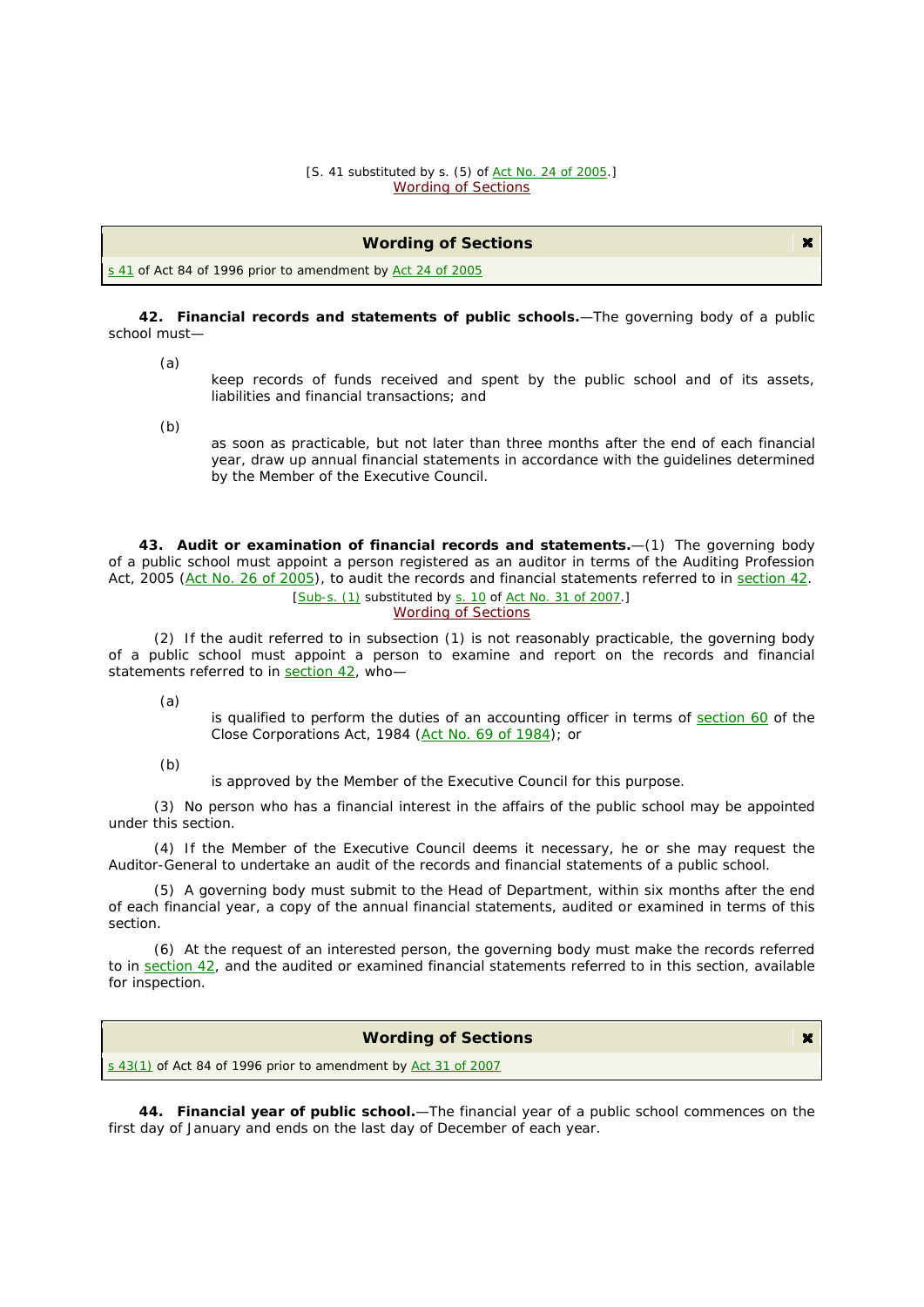[S. 41 substituted by s. (5) of Act No. 24 of 2005.]
Wording of Sections

**Wording of Sections**

s 41 of Act 84 of 1996 prior to amendment by Act 24 of 2005

**42. Financial records and statements of public schools.**—The governing body of a public school must—

(a) keep records of funds received and spent by the public school and of its assets, liabilities and financial transactions; and

(b) as soon as practicable, but not later than three months after the end of each financial year, draw up annual financial statements in accordance with the guidelines determined by the Member of the Executive Council.

**43. Audit or examination of financial records and statements.**—(1) The governing body of a public school must appoint a person registered as an auditor in terms of the Auditing Profession Act, 2005 (Act No. 26 of 2005), to audit the records and financial statements referred to in section 42.

[Sub-s. (1) substituted by s. 10 of Act No. 31 of 2007.]
Wording of Sections

(2) If the audit referred to in subsection (1) is not reasonably practicable, the governing body of a public school must appoint a person to examine and report on the records and financial statements referred to in section 42, who—

(a) is qualified to perform the duties of an accounting officer in terms of section 60 of the Close Corporations Act, 1984 (Act No. 69 of 1984); or

(b) is approved by the Member of the Executive Council for this purpose.

(3) No person who has a financial interest in the affairs of the public school may be appointed under this section.

(4) If the Member of the Executive Council deems it necessary, he or she may request the Auditor-General to undertake an audit of the records and financial statements of a public school.

(5) A governing body must submit to the Head of Department, within six months after the end of each financial year, a copy of the annual financial statements, audited or examined in terms of this section.

(6) At the request of an interested person, the governing body must make the records referred to in section 42, and the audited or examined financial statements referred to in this section, available for inspection.

**Wording of Sections**

s 43(1) of Act 84 of 1996 prior to amendment by Act 31 of 2007

**44. Financial year of public school.**—The financial year of a public school commences on the first day of January and ends on the last day of December of each year.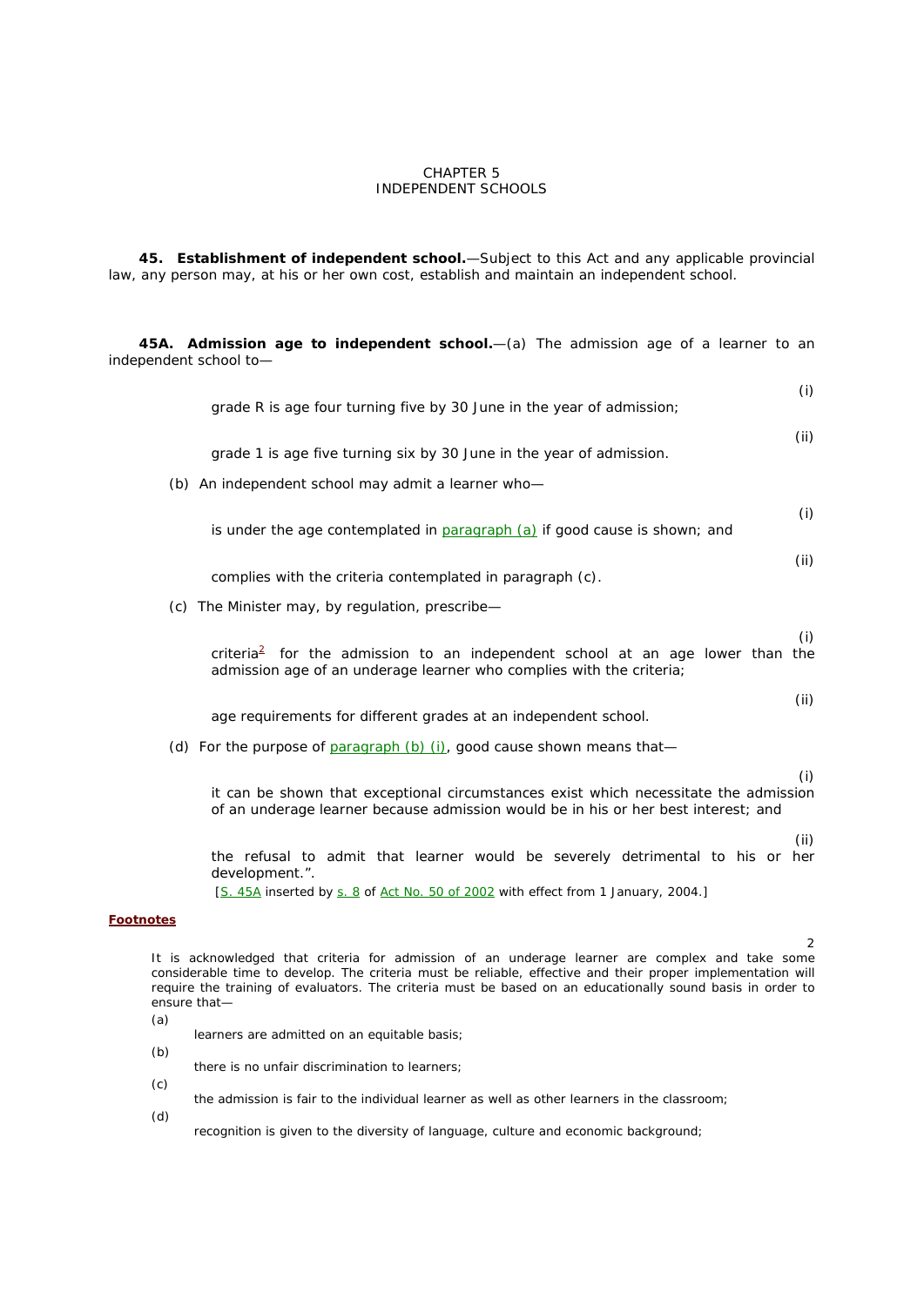CHAPTER 5
INDEPENDENT SCHOOLS

**45. Establishment of independent school.**—Subject to this Act and any applicable provincial law, any person may, at his or her own cost, establish and maintain an independent school.

**45A. Admission age to independent school.**—(a) The admission age of a learner to an independent school to—

(i) grade R is age four turning five by 30 June in the year of admission;

(ii) grade 1 is age five turning six by 30 June in the year of admission.

(b) An independent school may admit a learner who—

(i) is under the age contemplated in paragraph (a) if good cause is shown; and

(ii) complies with the criteria contemplated in paragraph (c).

(c) The Minister may, by regulation, prescribe—

(i) criteria[2] for the admission to an independent school at an age lower than the admission age of an underage learner who complies with the criteria;

(ii) age requirements for different grades at an independent school.

(d) For the purpose of paragraph (b) (i), good cause shown means that—

(i) it can be shown that exceptional circumstances exist which necessitate the admission of an underage learner because admission would be in his or her best interest; and

(ii) the refusal to admit that learner would be severely detrimental to his or her development.".

[S. 45A inserted by s. 8 of Act No. 50 of 2002 with effect from 1 January, 2004.]

**Footnotes**

2

It is acknowledged that criteria for admission of an underage learner are complex and take some considerable time to develop. The criteria must be reliable, effective and their proper implementation will require the training of evaluators. The criteria must be based on an educationally sound basis in order to ensure that—

(a) learners are admitted on an equitable basis;

(b) there is no unfair discrimination to learners;

(c) the admission is fair to the individual learner as well as other learners in the classroom;

(d) recognition is given to the diversity of language, culture and economic background;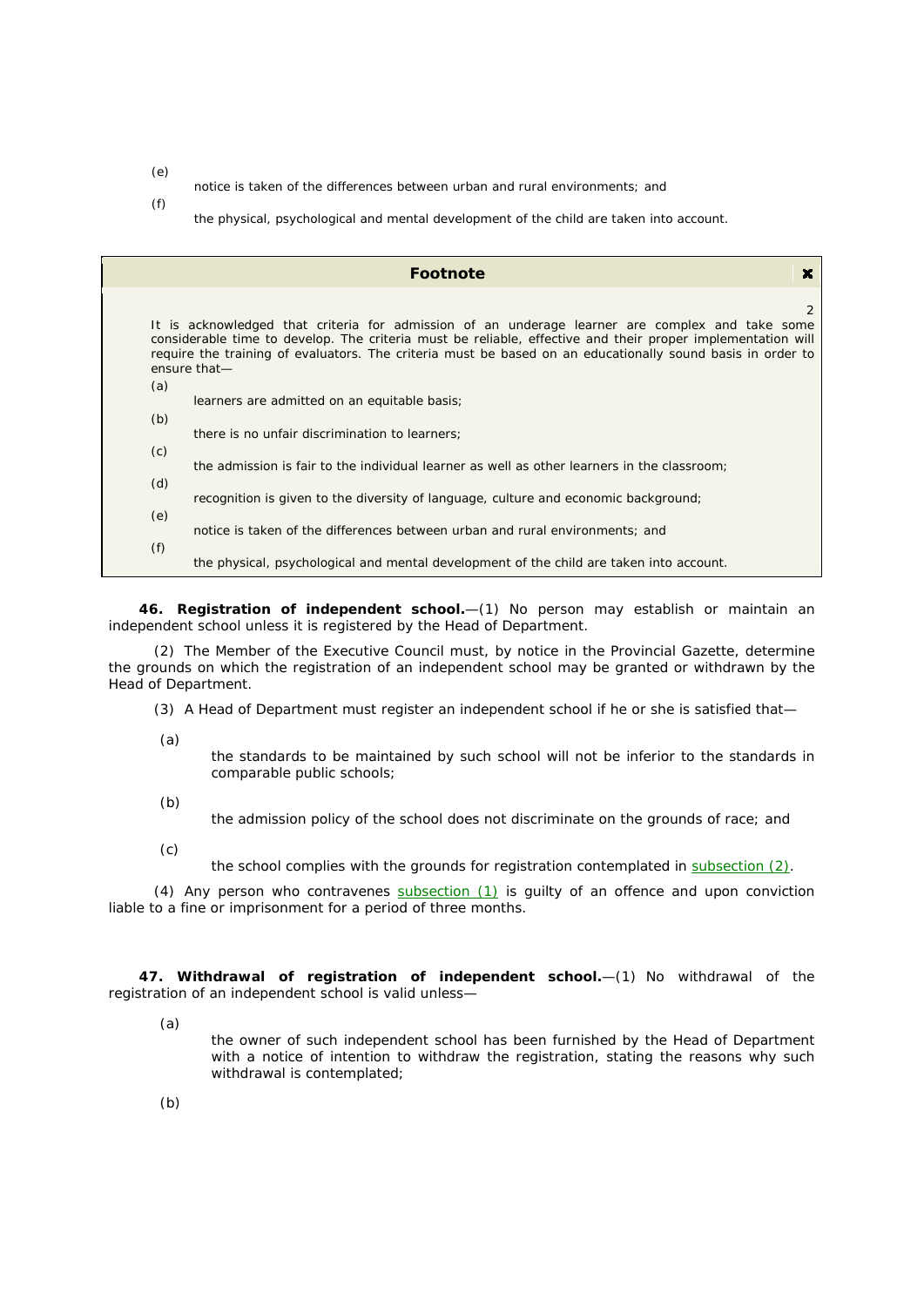(e) notice is taken of the differences between urban and rural environments; and

(f) the physical, psychological and mental development of the child are taken into account.

**Footnote**

2

It is acknowledged that criteria for admission of an underage learner are complex and take some considerable time to develop. The criteria must be reliable, effective and their proper implementation will require the training of evaluators. The criteria must be based on an educationally sound basis in order to ensure that—

(a) learners are admitted on an equitable basis;

(b) there is no unfair discrimination to learners;

(c) the admission is fair to the individual learner as well as other learners in the classroom;

(d) recognition is given to the diversity of language, culture and economic background;

(e) notice is taken of the differences between urban and rural environments; and

(f) the physical, psychological and mental development of the child are taken into account.

**46. Registration of independent school.**—(1) No person may establish or maintain an independent school unless it is registered by the Head of Department.

(2) The Member of the Executive Council must, by notice in the Provincial Gazette, determine the grounds on which the registration of an independent school may be granted or withdrawn by the Head of Department.

(3) A Head of Department must register an independent school if he or she is satisfied that—

(a) the standards to be maintained by such school will not be inferior to the standards in comparable public schools;

(b) the admission policy of the school does not discriminate on the grounds of race; and

(c) the school complies with the grounds for registration contemplated in subsection (2).

(4) Any person who contravenes subsection (1) is guilty of an offence and upon conviction liable to a fine or imprisonment for a period of three months.

**47. Withdrawal of registration of independent school.**—(1) No withdrawal of the registration of an independent school is valid unless—

(a) the owner of such independent school has been furnished by the Head of Department with a notice of intention to withdraw the registration, stating the reasons why such withdrawal is contemplated;

(b)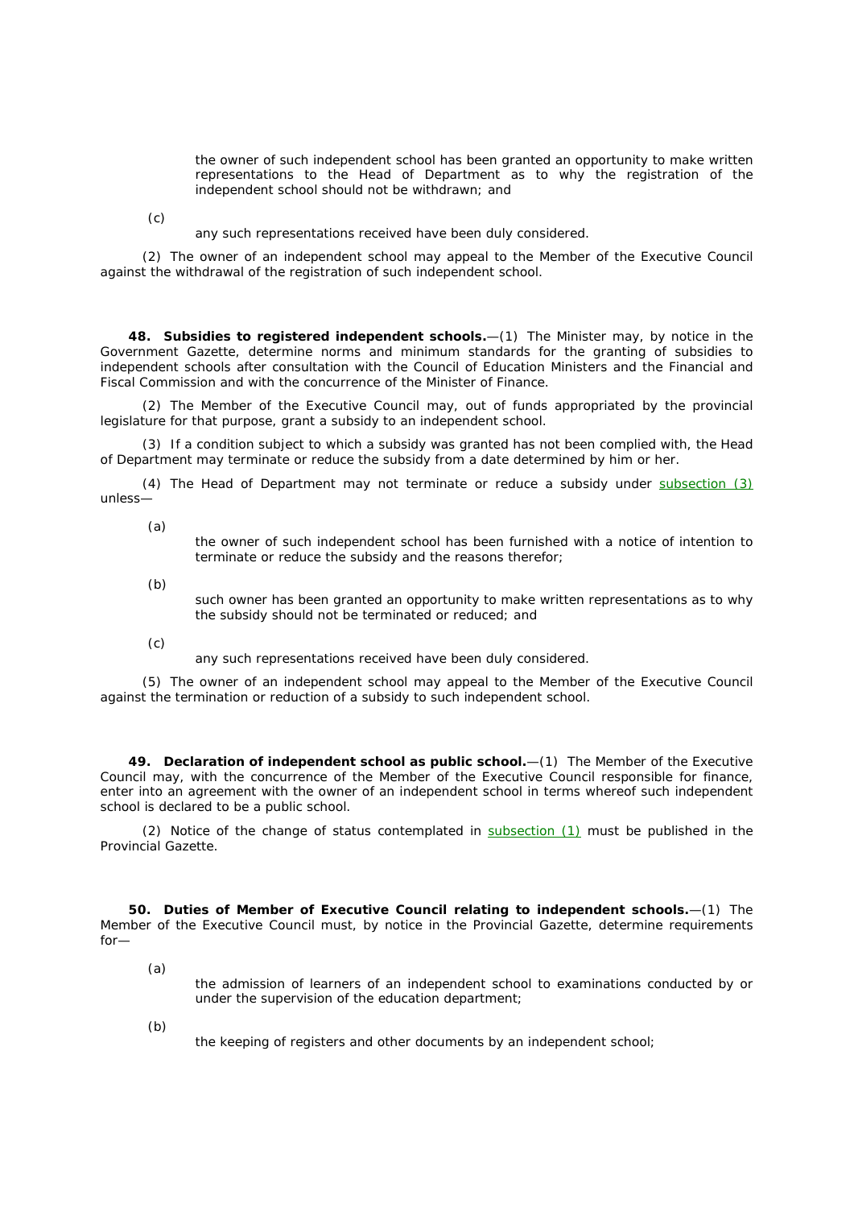the owner of such independent school has been granted an opportunity to make written representations to the Head of Department as to why the registration of the independent school should not be withdrawn; and

(c) any such representations received have been duly considered.

(2) The owner of an independent school may appeal to the Member of the Executive Council against the withdrawal of the registration of such independent school.

**48. Subsidies to registered independent schools.**—(1) The Minister may, by notice in the Government Gazette, determine norms and minimum standards for the granting of subsidies to independent schools after consultation with the Council of Education Ministers and the Financial and Fiscal Commission and with the concurrence of the Minister of Finance.

(2) The Member of the Executive Council may, out of funds appropriated by the provincial legislature for that purpose, grant a subsidy to an independent school.

(3) If a condition subject to which a subsidy was granted has not been complied with, the Head of Department may terminate or reduce the subsidy from a date determined by him or her.

(4) The Head of Department may not terminate or reduce a subsidy under subsection (3) unless—

(a) the owner of such independent school has been furnished with a notice of intention to terminate or reduce the subsidy and the reasons therefor;

(b) such owner has been granted an opportunity to make written representations as to why the subsidy should not be terminated or reduced; and

(c) any such representations received have been duly considered.

(5) The owner of an independent school may appeal to the Member of the Executive Council against the termination or reduction of a subsidy to such independent school.

**49. Declaration of independent school as public school.**—(1) The Member of the Executive Council may, with the concurrence of the Member of the Executive Council responsible for finance, enter into an agreement with the owner of an independent school in terms whereof such independent school is declared to be a public school.

(2) Notice of the change of status contemplated in subsection (1) must be published in the Provincial Gazette.

**50. Duties of Member of Executive Council relating to independent schools.**—(1) The Member of the Executive Council must, by notice in the Provincial Gazette, determine requirements for—

(a) the admission of learners of an independent school to examinations conducted by or under the supervision of the education department;

(b) the keeping of registers and other documents by an independent school;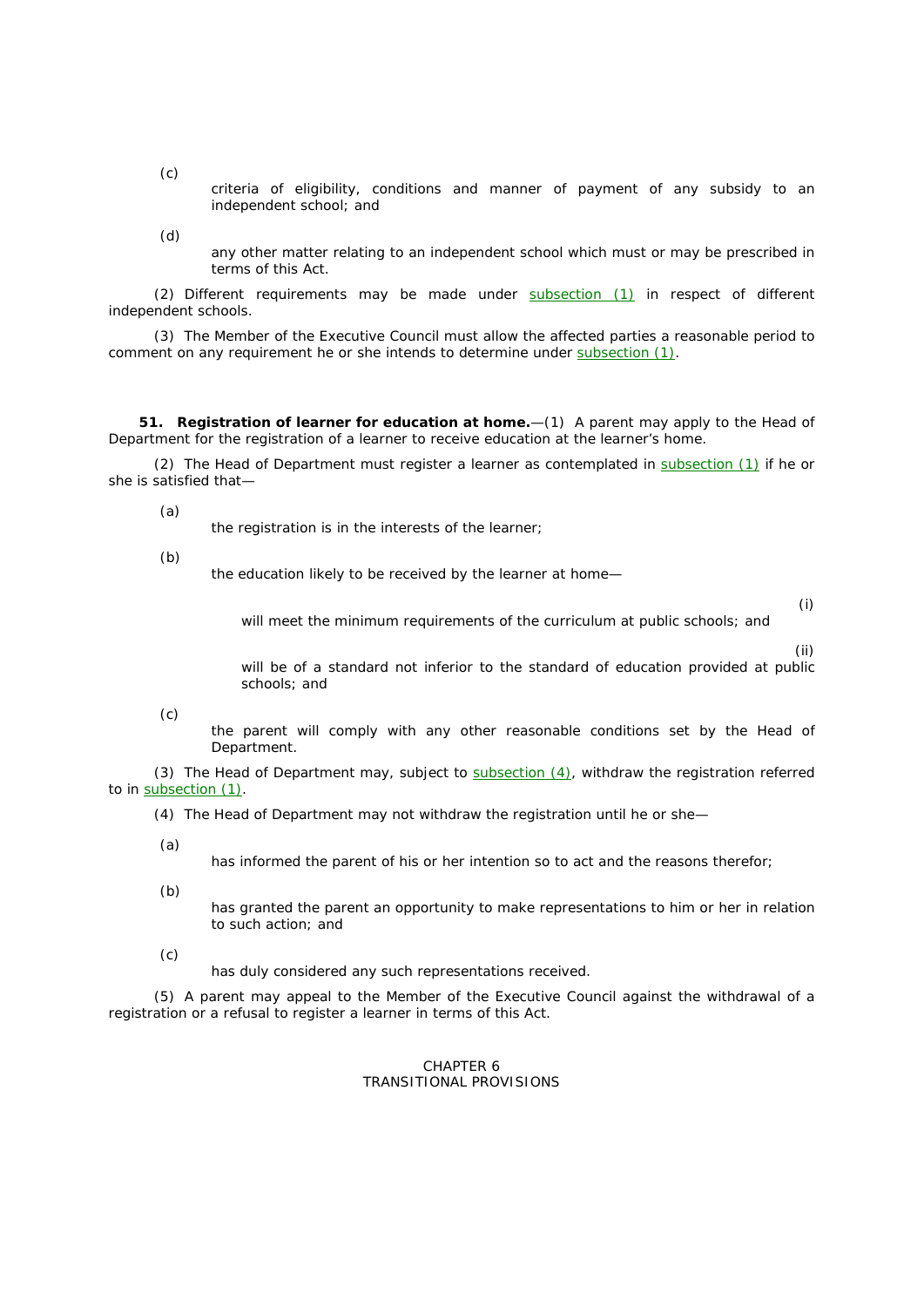(c) criteria of eligibility, conditions and manner of payment of any subsidy to an independent school; and

(d) any other matter relating to an independent school which must or may be prescribed in terms of this Act.

(2) Different requirements may be made under subsection (1) in respect of different independent schools.

(3) The Member of the Executive Council must allow the affected parties a reasonable period to comment on any requirement he or she intends to determine under subsection (1).

**51. Registration of learner for education at home.**—(1) A parent may apply to the Head of Department for the registration of a learner to receive education at the learner's home.

(2) The Head of Department must register a learner as contemplated in subsection (1) if he or she is satisfied that—

(a) the registration is in the interests of the learner;

(b) the education likely to be received by the learner at home—

(i) will meet the minimum requirements of the curriculum at public schools; and

(ii) will be of a standard not inferior to the standard of education provided at public schools; and

(c) the parent will comply with any other reasonable conditions set by the Head of Department.

(3) The Head of Department may, subject to subsection (4), withdraw the registration referred to in subsection (1).

(4) The Head of Department may not withdraw the registration until he or she—

(a) has informed the parent of his or her intention so to act and the reasons therefor;

(b) has granted the parent an opportunity to make representations to him or her in relation to such action; and

(c) has duly considered any such representations received.

(5) A parent may appeal to the Member of the Executive Council against the withdrawal of a registration or a refusal to register a learner in terms of this Act.

## CHAPTER 6
## TRANSITIONAL PROVISIONS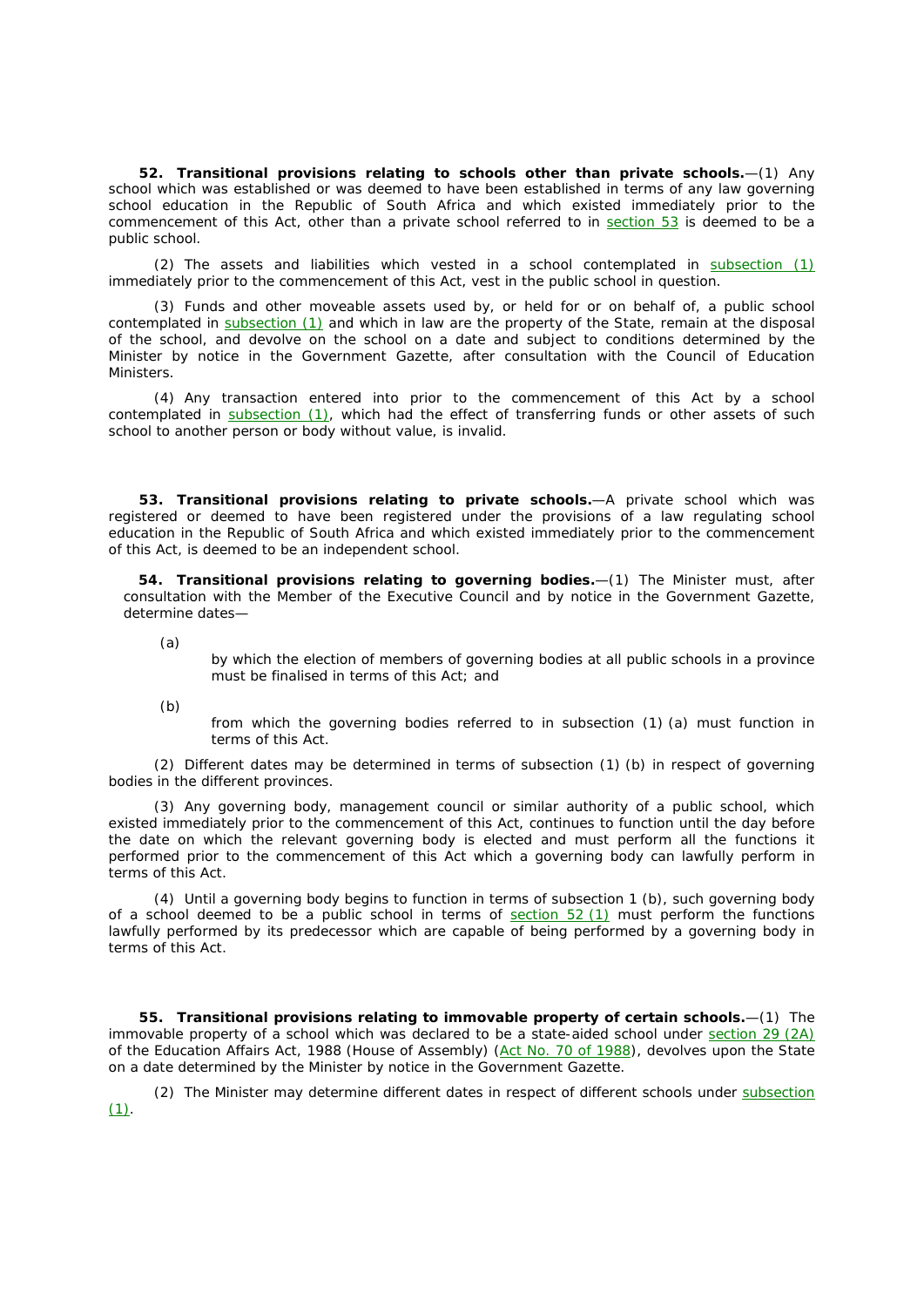**52. Transitional provisions relating to schools other than private schools.**—(1) Any school which was established or was deemed to have been established in terms of any law governing school education in the Republic of South Africa and which existed immediately prior to the commencement of this Act, other than a private school referred to in section 53 is deemed to be a public school.

(2) The assets and liabilities which vested in a school contemplated in subsection (1) immediately prior to the commencement of this Act, vest in the public school in question.

(3) Funds and other moveable assets used by, or held for or on behalf of, a public school contemplated in subsection (1) and which in law are the property of the State, remain at the disposal of the school, and devolve on the school on a date and subject to conditions determined by the Minister by notice in the Government Gazette, after consultation with the Council of Education Ministers.

(4) Any transaction entered into prior to the commencement of this Act by a school contemplated in subsection (1), which had the effect of transferring funds or other assets of such school to another person or body without value, is invalid.

**53. Transitional provisions relating to private schools.**—A private school which was registered or deemed to have been registered under the provisions of a law regulating school education in the Republic of South Africa and which existed immediately prior to the commencement of this Act, is deemed to be an independent school.

**54. Transitional provisions relating to governing bodies.**—(1) The Minister must, after consultation with the Member of the Executive Council and by notice in the Government Gazette, determine dates—

(a) by which the election of members of governing bodies at all public schools in a province must be finalised in terms of this Act; and

(b) from which the governing bodies referred to in subsection (1) (a) must function in terms of this Act.

(2) Different dates may be determined in terms of subsection (1) (b) in respect of governing bodies in the different provinces.

(3) Any governing body, management council or similar authority of a public school, which existed immediately prior to the commencement of this Act, continues to function until the day before the date on which the relevant governing body is elected and must perform all the functions it performed prior to the commencement of this Act which a governing body can lawfully perform in terms of this Act.

(4) Until a governing body begins to function in terms of subsection 1 (b), such governing body of a school deemed to be a public school in terms of section 52 (1) must perform the functions lawfully performed by its predecessor which are capable of being performed by a governing body in terms of this Act.

**55. Transitional provisions relating to immovable property of certain schools.**—(1) The immovable property of a school which was declared to be a state-aided school under section 29 (2A) of the Education Affairs Act, 1988 (House of Assembly) (Act No. 70 of 1988), devolves upon the State on a date determined by the Minister by notice in the Government Gazette.

(2) The Minister may determine different dates in respect of different schools under subsection (1).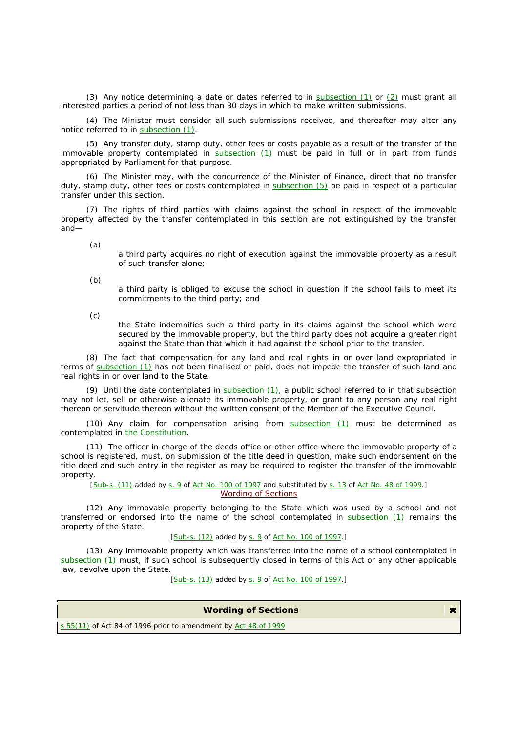(3) Any notice determining a date or dates referred to in subsection (1) or (2) must grant all interested parties a period of not less than 30 days in which to make written submissions.

(4) The Minister must consider all such submissions received, and thereafter may alter any notice referred to in subsection (1).

(5) Any transfer duty, stamp duty, other fees or costs payable as a result of the transfer of the immovable property contemplated in subsection (1) must be paid in full or in part from funds appropriated by Parliament for that purpose.

(6) The Minister may, with the concurrence of the Minister of Finance, direct that no transfer duty, stamp duty, other fees or costs contemplated in subsection (5) be paid in respect of a particular transfer under this section.

(7) The rights of third parties with claims against the school in respect of the immovable property affected by the transfer contemplated in this section are not extinguished by the transfer and—

(a) a third party acquires no right of execution against the immovable property as a result of such transfer alone;

(b) a third party is obliged to excuse the school in question if the school fails to meet its commitments to the third party; and

(c) the State indemnifies such a third party in its claims against the school which were secured by the immovable property, but the third party does not acquire a greater right against the State than that which it had against the school prior to the transfer.

(8) The fact that compensation for any land and real rights in or over land expropriated in terms of subsection (1) has not been finalised or paid, does not impede the transfer of such land and real rights in or over land to the State.

(9) Until the date contemplated in subsection (1), a public school referred to in that subsection may not let, sell or otherwise alienate its immovable property, or grant to any person any real right thereon or servitude thereon without the written consent of the Member of the Executive Council.

(10) Any claim for compensation arising from subsection (1) must be determined as contemplated in the Constitution.

(11) The officer in charge of the deeds office or other office where the immovable property of a school is registered, must, on submission of the title deed in question, make such endorsement on the title deed and such entry in the register as may be required to register the transfer of the immovable property.

[Sub-s. (11) added by s. 9 of Act No. 100 of 1997 and substituted by s. 13 of Act No. 48 of 1999.]
Wording of Sections

(12) Any immovable property belonging to the State which was used by a school and not transferred or endorsed into the name of the school contemplated in subsection (1) remains the property of the State.

[Sub-s. (12) added by s. 9 of Act No. 100 of 1997.]

(13) Any immovable property which was transferred into the name of a school contemplated in subsection (1) must, if such school is subsequently closed in terms of this Act or any other applicable law, devolve upon the State.

[Sub-s. (13) added by s. 9 of Act No. 100 of 1997.]

**Wording of Sections**

s 55(11) of Act 84 of 1996 prior to amendment by Act 48 of 1999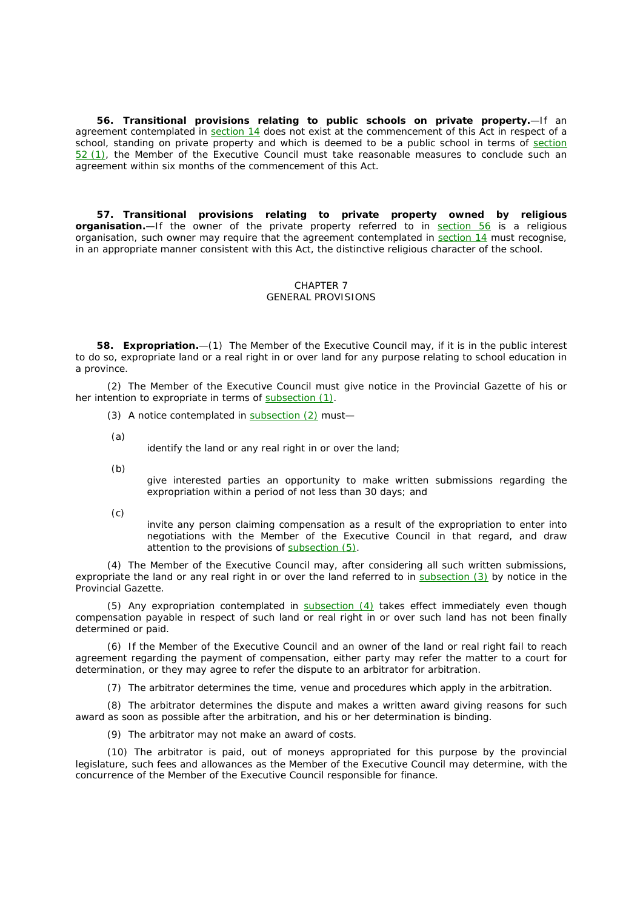**56. Transitional provisions relating to public schools on private property.**—If an agreement contemplated in section 14 does not exist at the commencement of this Act in respect of a school, standing on private property and which is deemed to be a public school in terms of section 52 (1), the Member of the Executive Council must take reasonable measures to conclude such an agreement within six months of the commencement of this Act.

**57. Transitional provisions relating to private property owned by religious organisation.**—If the owner of the private property referred to in section 56 is a religious organisation, such owner may require that the agreement contemplated in section 14 must recognise, in an appropriate manner consistent with this Act, the distinctive religious character of the school.

## CHAPTER 7
## GENERAL PROVISIONS

**58. Expropriation.**—(1) The Member of the Executive Council may, if it is in the public interest to do so, expropriate land or a real right in or over land for any purpose relating to school education in a province.

(2) The Member of the Executive Council must give notice in the Provincial Gazette of his or her intention to expropriate in terms of subsection (1).

(3) A notice contemplated in subsection (2) must—

(a) identify the land or any real right in or over the land;

(b) give interested parties an opportunity to make written submissions regarding the expropriation within a period of not less than 30 days; and

(c) invite any person claiming compensation as a result of the expropriation to enter into negotiations with the Member of the Executive Council in that regard, and draw attention to the provisions of subsection (5).

(4) The Member of the Executive Council may, after considering all such written submissions, expropriate the land or any real right in or over the land referred to in subsection (3) by notice in the Provincial Gazette.

(5) Any expropriation contemplated in subsection (4) takes effect immediately even though compensation payable in respect of such land or real right in or over such land has not been finally determined or paid.

(6) If the Member of the Executive Council and an owner of the land or real right fail to reach agreement regarding the payment of compensation, either party may refer the matter to a court for determination, or they may agree to refer the dispute to an arbitrator for arbitration.

(7) The arbitrator determines the time, venue and procedures which apply in the arbitration.

(8) The arbitrator determines the dispute and makes a written award giving reasons for such award as soon as possible after the arbitration, and his or her determination is binding.

(9) The arbitrator may not make an award of costs.

(10) The arbitrator is paid, out of moneys appropriated for this purpose by the provincial legislature, such fees and allowances as the Member of the Executive Council may determine, with the concurrence of the Member of the Executive Council responsible for finance.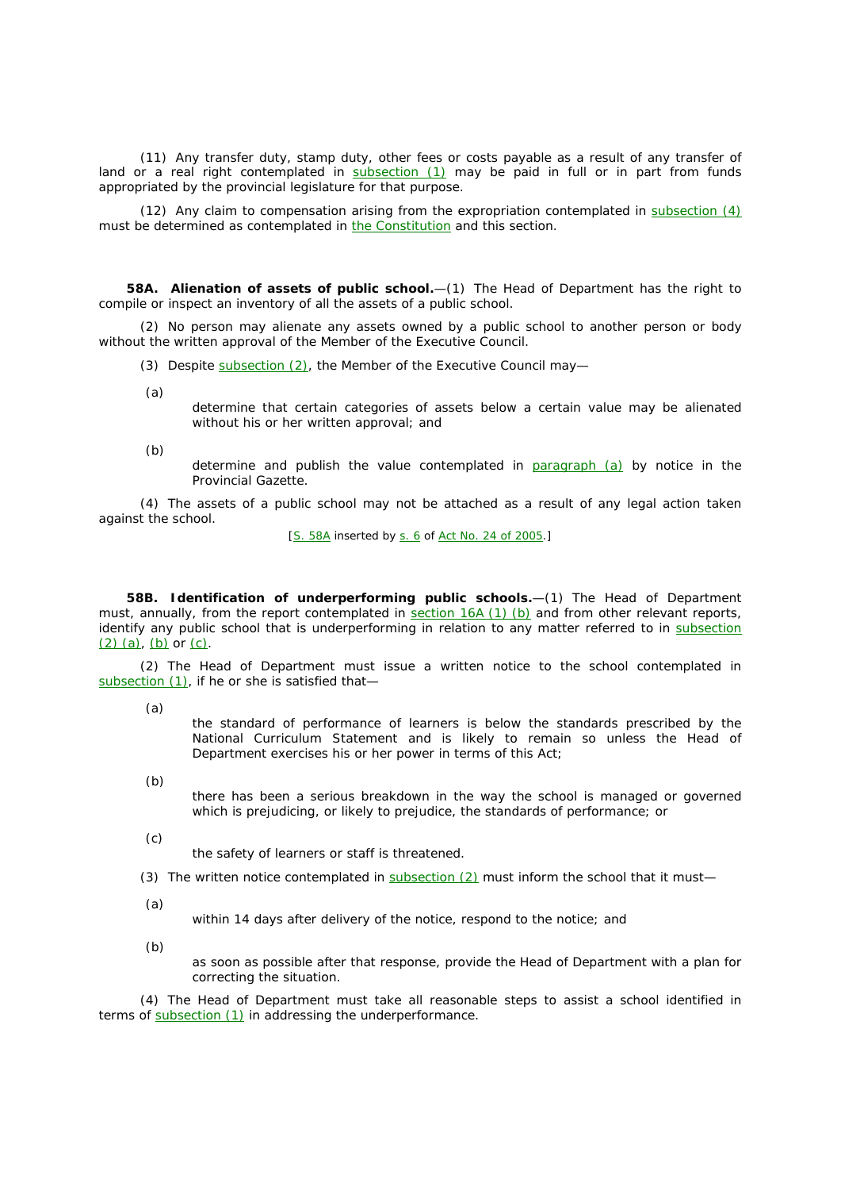(11) Any transfer duty, stamp duty, other fees or costs payable as a result of any transfer of land or a real right contemplated in subsection (1) may be paid in full or in part from funds appropriated by the provincial legislature for that purpose.

(12) Any claim to compensation arising from the expropriation contemplated in subsection (4) must be determined as contemplated in the Constitution and this section.

**58A. Alienation of assets of public school.**—(1) The Head of Department has the right to compile or inspect an inventory of all the assets of a public school.

(2) No person may alienate any assets owned by a public school to another person or body without the written approval of the Member of the Executive Council.

(3) Despite subsection (2), the Member of the Executive Council may—

(a) determine that certain categories of assets below a certain value may be alienated without his or her written approval; and

(b) determine and publish the value contemplated in paragraph (a) by notice in the Provincial Gazette.

(4) The assets of a public school may not be attached as a result of any legal action taken against the school.

[S. 58A inserted by s. 6 of Act No. 24 of 2005.]

**58B. Identification of underperforming public schools.**—(1) The Head of Department must, annually, from the report contemplated in section 16A (1) (b) and from other relevant reports, identify any public school that is underperforming in relation to any matter referred to in subsection (2) (a), (b) or (c).

(2) The Head of Department must issue a written notice to the school contemplated in subsection (1), if he or she is satisfied that—

(a) the standard of performance of learners is below the standards prescribed by the National Curriculum Statement and is likely to remain so unless the Head of Department exercises his or her power in terms of this Act;

(b) there has been a serious breakdown in the way the school is managed or governed which is prejudicing, or likely to prejudice, the standards of performance; or

(c) the safety of learners or staff is threatened.

(3) The written notice contemplated in subsection (2) must inform the school that it must—

(a) within 14 days after delivery of the notice, respond to the notice; and

(b) as soon as possible after that response, provide the Head of Department with a plan for correcting the situation.

(4) The Head of Department must take all reasonable steps to assist a school identified in terms of subsection (1) in addressing the underperformance.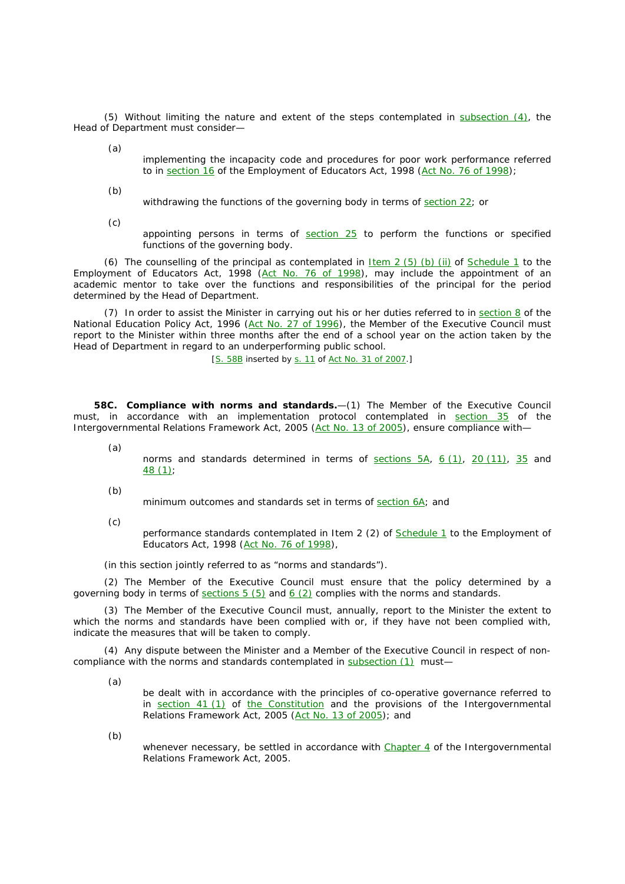(5) Without limiting the nature and extent of the steps contemplated in subsection (4), the Head of Department must consider—

(a) implementing the incapacity code and procedures for poor work performance referred to in section 16 of the Employment of Educators Act, 1998 (Act No. 76 of 1998);

(b) withdrawing the functions of the governing body in terms of section 22; or

(c) appointing persons in terms of section 25 to perform the functions or specified functions of the governing body.

(6) The counselling of the principal as contemplated in Item 2 (5) (b) (ii) of Schedule 1 to the Employment of Educators Act, 1998 (Act No. 76 of 1998), may include the appointment of an academic mentor to take over the functions and responsibilities of the principal for the period determined by the Head of Department.

(7) In order to assist the Minister in carrying out his or her duties referred to in section 8 of the National Education Policy Act, 1996 (Act No. 27 of 1996), the Member of the Executive Council must report to the Minister within three months after the end of a school year on the action taken by the Head of Department in regard to an underperforming public school.

[S. 58B inserted by s. 11 of Act No. 31 of 2007.]

**58C. Compliance with norms and standards.**—(1) The Member of the Executive Council must, in accordance with an implementation protocol contemplated in section 35 of the Intergovernmental Relations Framework Act, 2005 (Act No. 13 of 2005), ensure compliance with—

(a) norms and standards determined in terms of sections 5A, 6 (1), 20 (11), 35 and 48 (1);

(b) minimum outcomes and standards set in terms of section 6A; and

(c) performance standards contemplated in Item 2 (2) of Schedule 1 to the Employment of Educators Act, 1998 (Act No. 76 of 1998),

(in this section jointly referred to as "norms and standards").

(2) The Member of the Executive Council must ensure that the policy determined by a governing body in terms of sections 5 (5) and 6 (2) complies with the norms and standards.

(3) The Member of the Executive Council must, annually, report to the Minister the extent to which the norms and standards have been complied with or, if they have not been complied with, indicate the measures that will be taken to comply.

(4) Any dispute between the Minister and a Member of the Executive Council in respect of non-compliance with the norms and standards contemplated in subsection (1) must—

(a) be dealt with in accordance with the principles of co-operative governance referred to in section 41 (1) of the Constitution and the provisions of the Intergovernmental Relations Framework Act, 2005 (Act No. 13 of 2005); and

(b) whenever necessary, be settled in accordance with Chapter 4 of the Intergovernmental Relations Framework Act, 2005.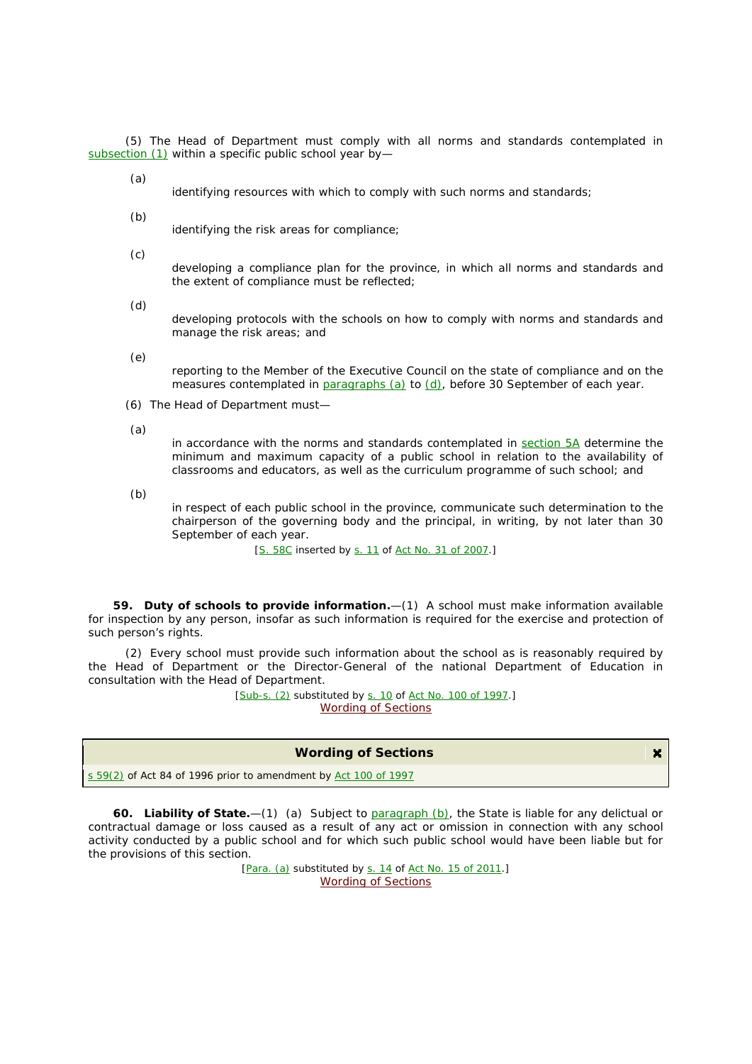(5) The Head of Department must comply with all norms and standards contemplated in subsection (1) within a specific public school year by—

(a) identifying resources with which to comply with such norms and standards;

(b) identifying the risk areas for compliance;

(c) developing a compliance plan for the province, in which all norms and standards and the extent of compliance must be reflected;

(d) developing protocols with the schools on how to comply with norms and standards and manage the risk areas; and

(e) reporting to the Member of the Executive Council on the state of compliance and on the measures contemplated in paragraphs (a) to (d), before 30 September of each year.

(6) The Head of Department must—

(a) in accordance with the norms and standards contemplated in section 5A determine the minimum and maximum capacity of a public school in relation to the availability of classrooms and educators, as well as the curriculum programme of such school; and

(b) in respect of each public school in the province, communicate such determination to the chairperson of the governing body and the principal, in writing, by not later than 30 September of each year.

[S. 58C inserted by s. 11 of Act No. 31 of 2007.]

**59. Duty of schools to provide information.**—(1) A school must make information available for inspection by any person, insofar as such information is required for the exercise and protection of such person's rights.

(2) Every school must provide such information about the school as is reasonably required by the Head of Department or the Director-General of the national Department of Education in consultation with the Head of Department.

[Sub-s. (2) substituted by s. 10 of Act No. 100 of 1997.]

Wording of Sections

**Wording of Sections**

s 59(2) of Act 84 of 1996 prior to amendment by Act 100 of 1997

**60. Liability of State.**—(1) (a) Subject to paragraph (b), the State is liable for any delictual or contractual damage or loss caused as a result of any act or omission in connection with any school activity conducted by a public school and for which such public school would have been liable but for the provisions of this section.

[Para. (a) substituted by s. 14 of Act No. 15 of 2011.]

Wording of Sections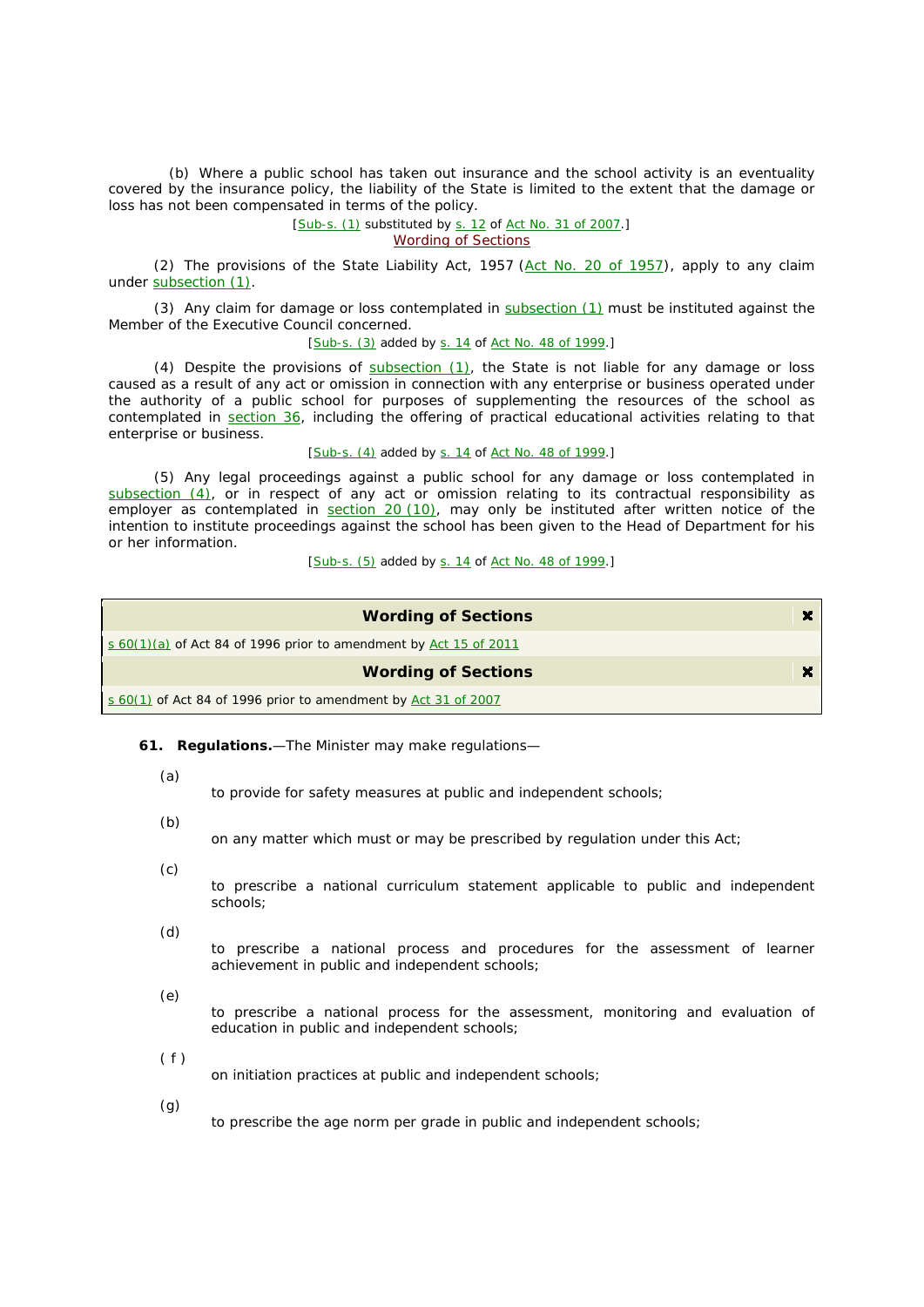(b) Where a public school has taken out insurance and the school activity is an eventuality covered by the insurance policy, the liability of the State is limited to the extent that the damage or loss has not been compensated in terms of the policy.

[Sub-s. (1) substituted by s. 12 of Act No. 31 of 2007.]

Wording of Sections

(2) The provisions of the State Liability Act, 1957 (Act No. 20 of 1957), apply to any claim under subsection (1).

(3) Any claim for damage or loss contemplated in subsection (1) must be instituted against the Member of the Executive Council concerned.

[Sub-s. (3) added by s. 14 of Act No. 48 of 1999.]

(4) Despite the provisions of subsection (1), the State is not liable for any damage or loss caused as a result of any act or omission in connection with any enterprise or business operated under the authority of a public school for purposes of supplementing the resources of the school as contemplated in section 36, including the offering of practical educational activities relating to that enterprise or business.

[Sub-s. (4) added by s. 14 of Act No. 48 of 1999.]

(5) Any legal proceedings against a public school for any damage or loss contemplated in subsection (4), or in respect of any act or omission relating to its contractual responsibility as employer as contemplated in section 20 (10), may only be instituted after written notice of the intention to institute proceedings against the school has been given to the Head of Department for his or her information.

[Sub-s. (5) added by s. 14 of Act No. 48 of 1999.]

| Wording of Sections |
|---|
| s 60(1)(a) of Act 84 of 1996 prior to amendment by Act 15 of 2011 |

| Wording of Sections |
|---|
| s 60(1) of Act 84 of 1996 prior to amendment by Act 31 of 2007 |

**61. Regulations.**—The Minister may make regulations—

(a) to provide for safety measures at public and independent schools;

(b) on any matter which must or may be prescribed by regulation under this Act;

(c) to prescribe a national curriculum statement applicable to public and independent schools;

(d) to prescribe a national process and procedures for the assessment of learner achievement in public and independent schools;

(e) to prescribe a national process for the assessment, monitoring and evaluation of education in public and independent schools;

(f) on initiation practices at public and independent schools;

(g) to prescribe the age norm per grade in public and independent schools;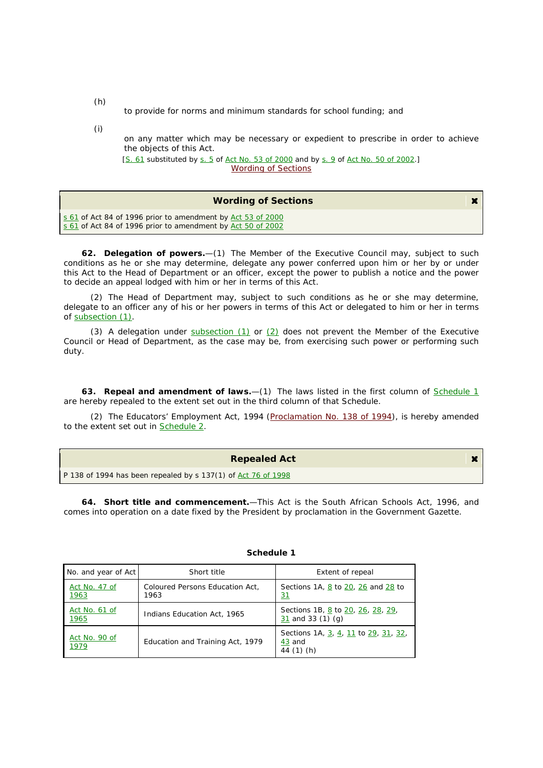(h) to provide for norms and minimum standards for school funding; and

(i) on any matter which may be necessary or expedient to prescribe in order to achieve the objects of this Act.

[S. 61 substituted by s. 5 of Act No. 53 of 2000 and by s. 9 of Act No. 50 of 2002.]

Wording of Sections

**Wording of Sections**

s 61 of Act 84 of 1996 prior to amendment by Act 53 of 2000
s 61 of Act 84 of 1996 prior to amendment by Act 50 of 2002

**62. Delegation of powers.**—(1) The Member of the Executive Council may, subject to such conditions as he or she may determine, delegate any power conferred upon him or her by or under this Act to the Head of Department or an officer, except the power to publish a notice and the power to decide an appeal lodged with him or her in terms of this Act.

(2) The Head of Department may, subject to such conditions as he or she may determine, delegate to an officer any of his or her powers in terms of this Act or delegated to him or her in terms of subsection (1).

(3) A delegation under subsection (1) or (2) does not prevent the Member of the Executive Council or Head of Department, as the case may be, from exercising such power or performing such duty.

**63. Repeal and amendment of laws.**—(1) The laws listed in the first column of Schedule 1 are hereby repealed to the extent set out in the third column of that Schedule.

(2) The Educators' Employment Act, 1994 (Proclamation No. 138 of 1994), is hereby amended to the extent set out in Schedule 2.

**Repealed Act**

P 138 of 1994 has been repealed by s 137(1) of Act 76 of 1998

**64. Short title and commencement.**—This Act is the South African Schools Act, 1996, and comes into operation on a date fixed by the President by proclamation in the Government Gazette.

**Schedule 1**

| No. and year of Act | Short title | Extent of repeal |
|---|---|---|
| Act No. 47 of 1963 | Coloured Persons Education Act, 1963 | Sections 1A, 8 to 20, 26 and 28 to 31 |
| Act No. 61 of 1965 | Indians Education Act, 1965 | Sections 1B, 8 to 20, 26, 28, 29, 31 and 33 (1) (g) |
| Act No. 90 of 1979 | Education and Training Act, 1979 | Sections 1A, 3, 4, 11 to 29, 31, 32, 43 and 44 (1) (h) |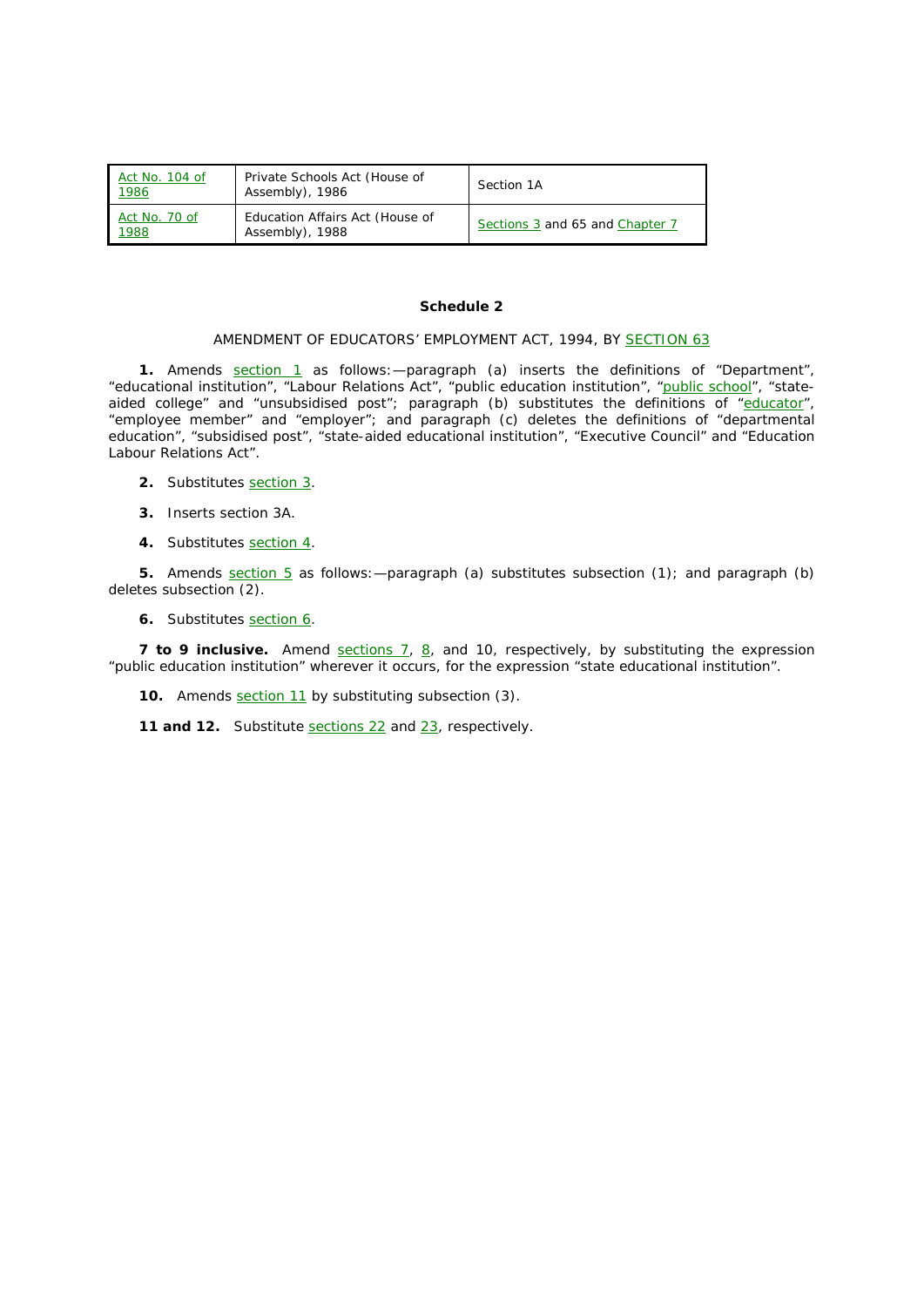| | | |
|---|---|---|
| Act No. 104 of 1986 | Private Schools Act (House of Assembly), 1986 | Section 1A |
| Act No. 70 of 1988 | Education Affairs Act (House of Assembly), 1988 | Sections 3 and 65 and Chapter 7 |

**Schedule 2**

AMENDMENT OF EDUCATORS' EMPLOYMENT ACT, 1994, BY SECTION 63

**1.** Amends section 1 as follows:—paragraph (a) inserts the definitions of "Department", "educational institution", "Labour Relations Act", "public education institution", "public school", "state-aided college" and "unsubsidised post"; paragraph (b) substitutes the definitions of "educator", "employee member" and "employer"; and paragraph (c) deletes the definitions of "departmental education", "subsidised post", "state-aided educational institution", "Executive Council" and "Education Labour Relations Act".

**2.** Substitutes section 3.

**3.** Inserts section 3A.

**4.** Substitutes section 4.

**5.** Amends section 5 as follows:—paragraph (a) substitutes subsection (1); and paragraph (b) deletes subsection (2).

**6.** Substitutes section 6.

**7 to 9 inclusive.** Amend sections 7, 8, and 10, respectively, by substituting the expression "public education institution" wherever it occurs, for the expression "state educational institution".

**10.** Amends section 11 by substituting subsection (3).

**11 and 12.** Substitute sections 22 and 23, respectively.